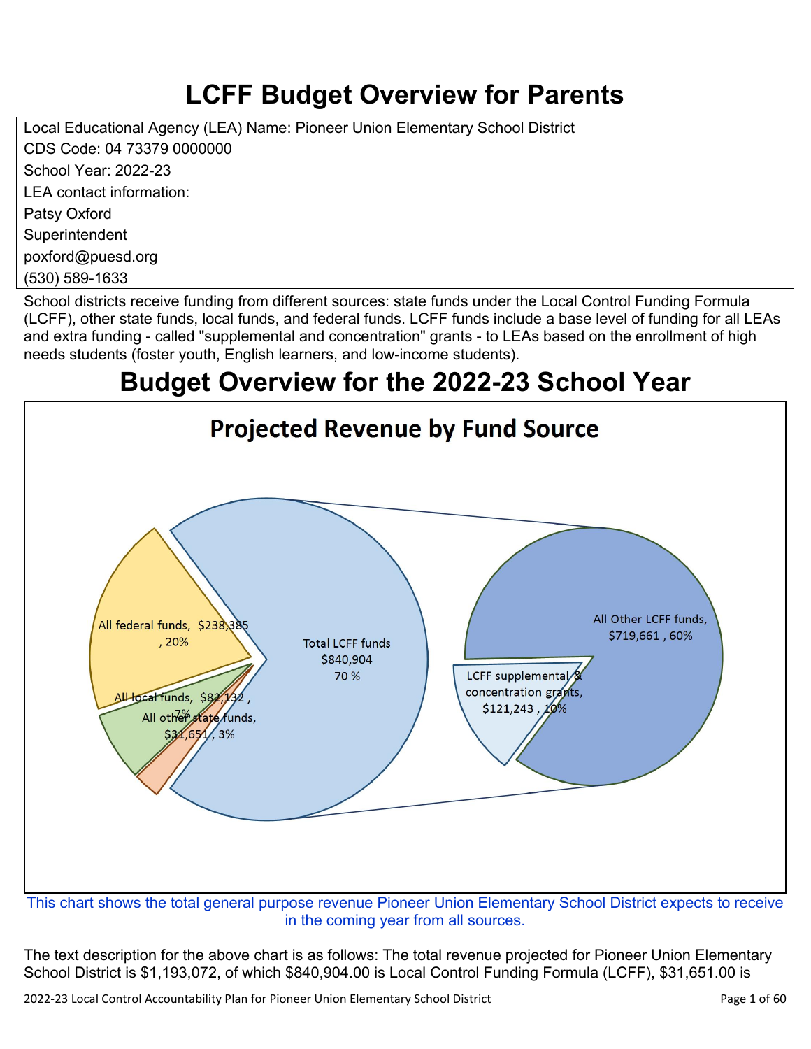# LCFF Budget Overview for Parents

Local Educational Agency (LEA) Name: Pioneer Union Elementary School District
CDS Code: 04 73379 0000000
School Year: 2022-23
LEA contact information:
Patsy Oxford
Superintendent
poxford@puesd.org
(530) 589-1633

School districts receive funding from different sources: state funds under the Local Control Funding Formula (LCFF), other state funds, local funds, and federal funds. LCFF funds include a base level of funding for all LEAs and extra funding - called "supplemental and concentration" grants - to LEAs based on the enrollment of high needs students (foster youth, English learners, and low-income students).

## Budget Overview for the 2022-23 School Year

**Projected Revenue by Fund Source**

All federal funds, $238,385 , 20%

All local funds, $82,132 , 7%

All other state funds, $31,651 , 3%

Total LCFF funds $840,904 70 %

All Other LCFF funds, $719,661 , 60%

LCFF supplemental & concentration grants, $121,243 , 10%

This chart shows the total general purpose revenue Pioneer Union Elementary School District expects to receive in the coming year from all sources.

The text description for the above chart is as follows: The total revenue projected for Pioneer Union Elementary School District is $1,193,072, of which $840,904.00 is Local Control Funding Formula (LCFF), $31,651.00 is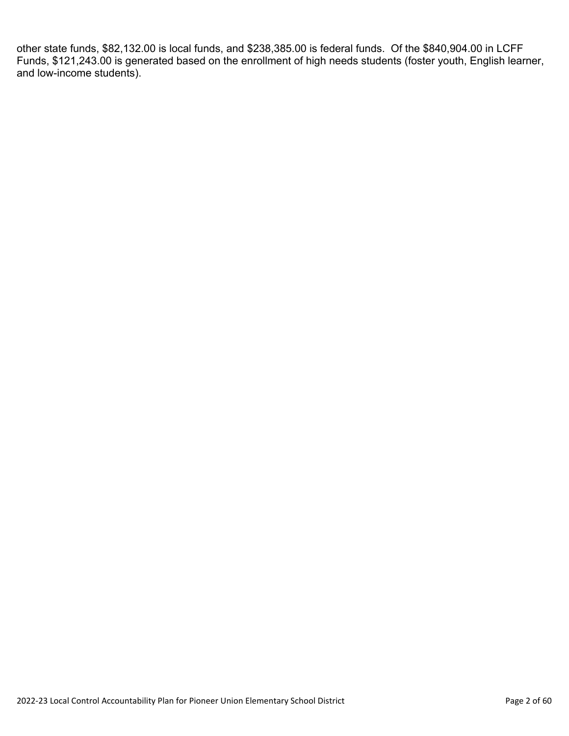other state funds, $82,132.00 is local funds, and $238,385.00 is federal funds. Of the $840,904.00 in LCFF Funds, $121,243.00 is generated based on the enrollment of high needs students (foster youth, English learner, and low-income students).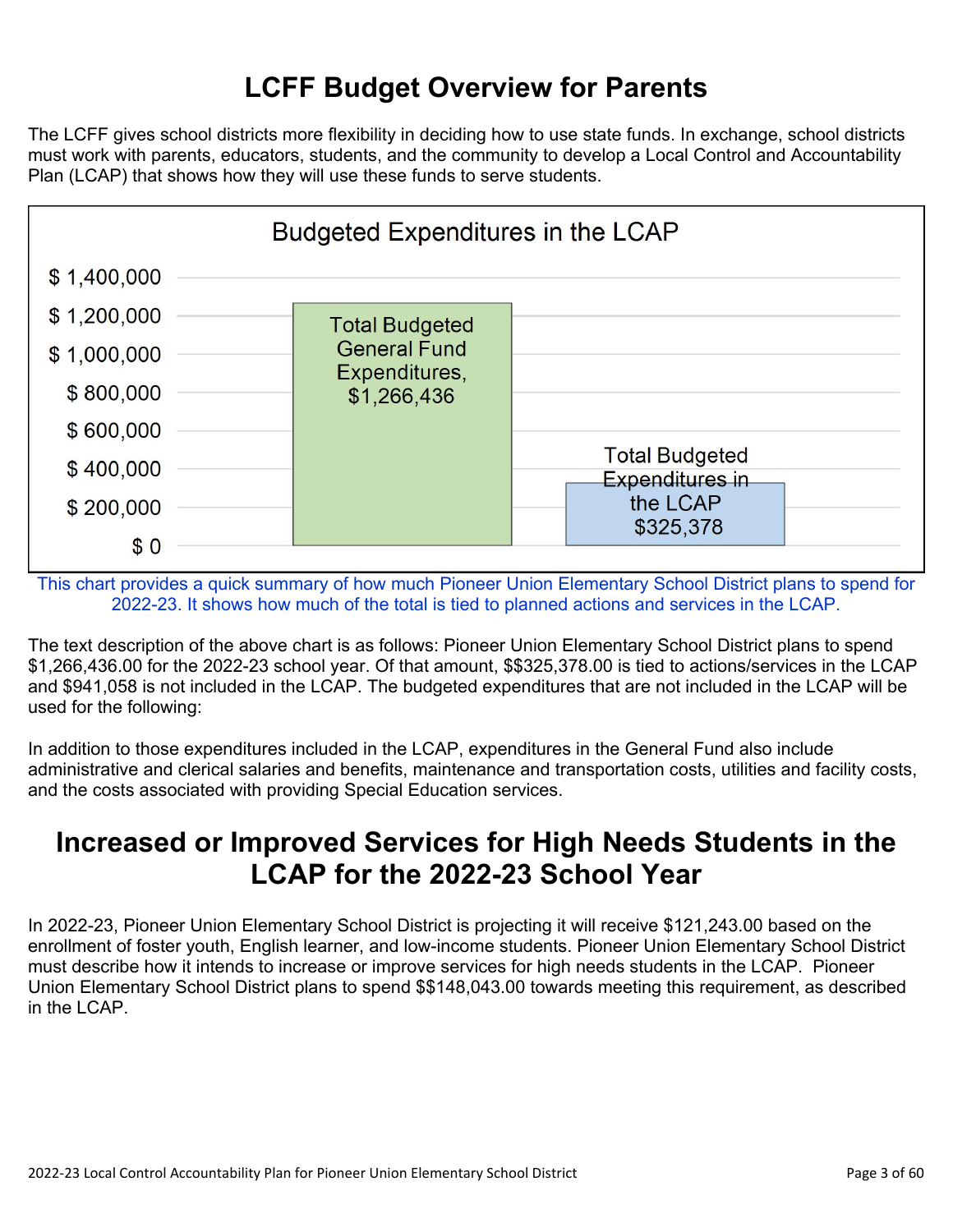# LCFF Budget Overview for Parents

The LCFF gives school districts more flexibility in deciding how to use state funds. In exchange, school districts must work with parents, educators, students, and the community to develop a Local Control and Accountability Plan (LCAP) that shows how they will use these funds to serve students.

**Budgeted Expenditures in the LCAP**

| Category | Amount |
|---|---|
| Total Budgeted General Fund Expenditures | $1,266,436 |
| Total Budgeted Expenditures in the LCAP | $325,378 |

This chart provides a quick summary of how much Pioneer Union Elementary School District plans to spend for 2022-23. It shows how much of the total is tied to planned actions and services in the LCAP.

The text description of the above chart is as follows: Pioneer Union Elementary School District plans to spend $1,266,436.00 for the 2022-23 school year. Of that amount, $$325,378.00 is tied to actions/services in the LCAP and $941,058 is not included in the LCAP. The budgeted expenditures that are not included in the LCAP will be used for the following:

In addition to those expenditures included in the LCAP, expenditures in the General Fund also include administrative and clerical salaries and benefits, maintenance and transportation costs, utilities and facility costs, and the costs associated with providing Special Education services.

# Increased or Improved Services for High Needs Students in the LCAP for the 2022-23 School Year

In 2022-23, Pioneer Union Elementary School District is projecting it will receive $121,243.00 based on the enrollment of foster youth, English learner, and low-income students. Pioneer Union Elementary School District must describe how it intends to increase or improve services for high needs students in the LCAP. Pioneer Union Elementary School District plans to spend $$148,043.00 towards meeting this requirement, as described in the LCAP.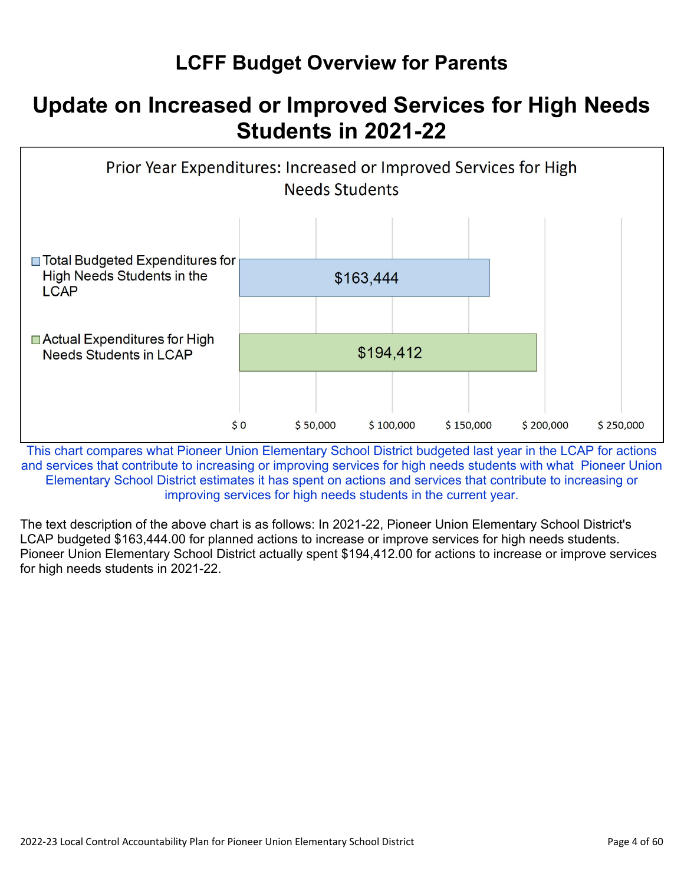# LCFF Budget Overview for Parents

## Update on Increased or Improved Services for High Needs Students in 2021-22

Prior Year Expenditures: Increased or Improved Services for High Needs Students

| | Amount |
|---|---|
| Total Budgeted Expenditures for High Needs Students in the LCAP | $163,444 |
| Actual Expenditures for High Needs Students in LCAP | $194,412 |

This chart compares what Pioneer Union Elementary School District budgeted last year in the LCAP for actions and services that contribute to increasing or improving services for high needs students with what Pioneer Union Elementary School District estimates it has spent on actions and services that contribute to increasing or improving services for high needs students in the current year.

The text description of the above chart is as follows: In 2021-22, Pioneer Union Elementary School District's LCAP budgeted $163,444.00 for planned actions to increase or improve services for high needs students. Pioneer Union Elementary School District actually spent $194,412.00 for actions to increase or improve services for high needs students in 2021-22.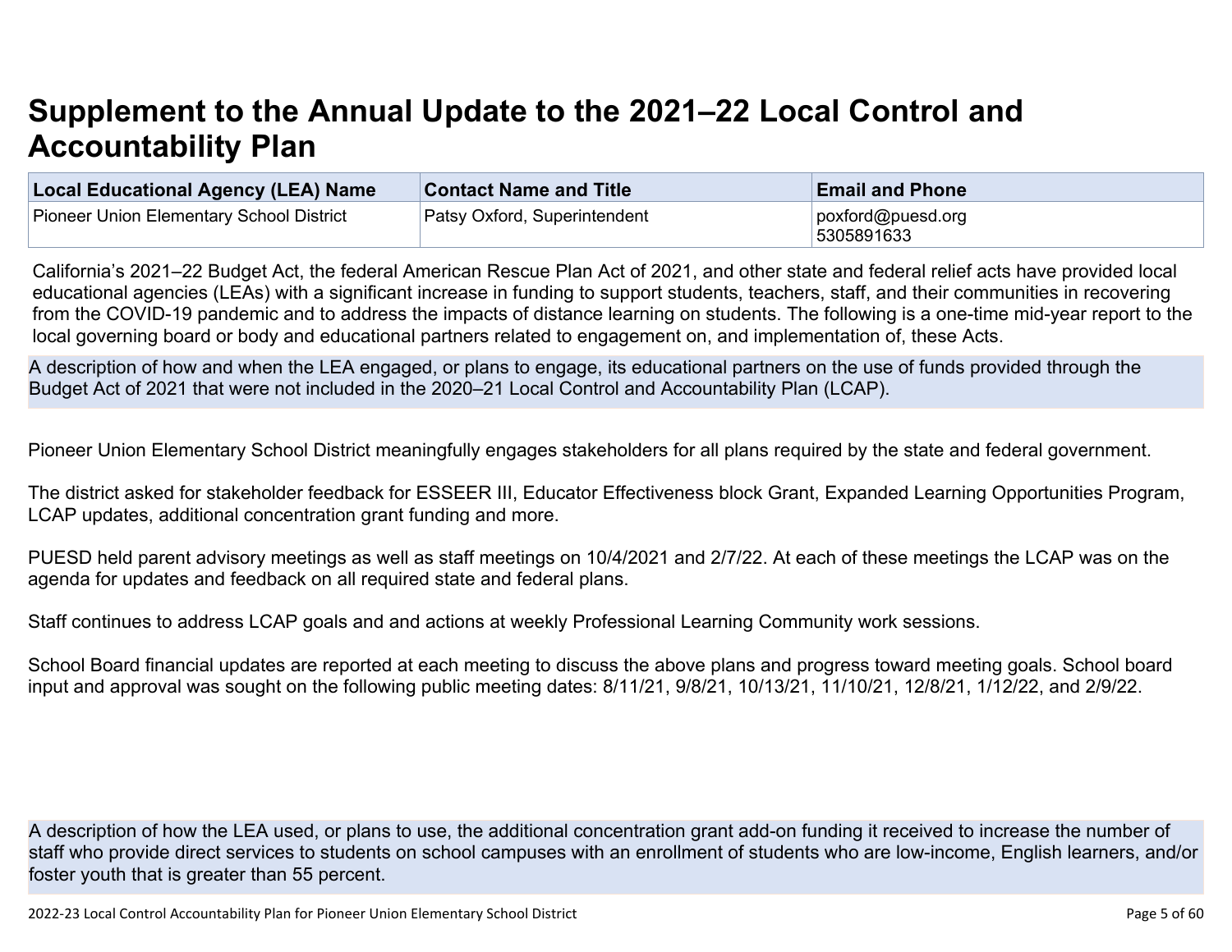# Supplement to the Annual Update to the 2021–22 Local Control and Accountability Plan

| Local Educational Agency (LEA) Name | Contact Name and Title | Email and Phone |
|---|---|---|
| Pioneer Union Elementary School District | Patsy Oxford, Superintendent | poxford@puesd.org 5305891633 |

California's 2021–22 Budget Act, the federal American Rescue Plan Act of 2021, and other state and federal relief acts have provided local educational agencies (LEAs) with a significant increase in funding to support students, teachers, staff, and their communities in recovering from the COVID-19 pandemic and to address the impacts of distance learning on students. The following is a one-time mid-year report to the local governing board or body and educational partners related to engagement on, and implementation of, these Acts.

A description of how and when the LEA engaged, or plans to engage, its educational partners on the use of funds provided through the Budget Act of 2021 that were not included in the 2020–21 Local Control and Accountability Plan (LCAP).

Pioneer Union Elementary School District meaningfully engages stakeholders for all plans required by the state and federal government.

The district asked for stakeholder feedback for ESSEER III, Educator Effectiveness block Grant, Expanded Learning Opportunities Program, LCAP updates, additional concentration grant funding and more.

PUESD held parent advisory meetings as well as staff meetings on 10/4/2021 and 2/7/22. At each of these meetings the LCAP was on the agenda for updates and feedback on all required state and federal plans.

Staff continues to address LCAP goals and and actions at weekly Professional Learning Community work sessions.

School Board financial updates are reported at each meeting to discuss the above plans and progress toward meeting goals. School board input and approval was sought on the following public meeting dates: 8/11/21, 9/8/21, 10/13/21, 11/10/21, 12/8/21, 1/12/22, and 2/9/22.

A description of how the LEA used, or plans to use, the additional concentration grant add-on funding it received to increase the number of staff who provide direct services to students on school campuses with an enrollment of students who are low-income, English learners, and/or foster youth that is greater than 55 percent.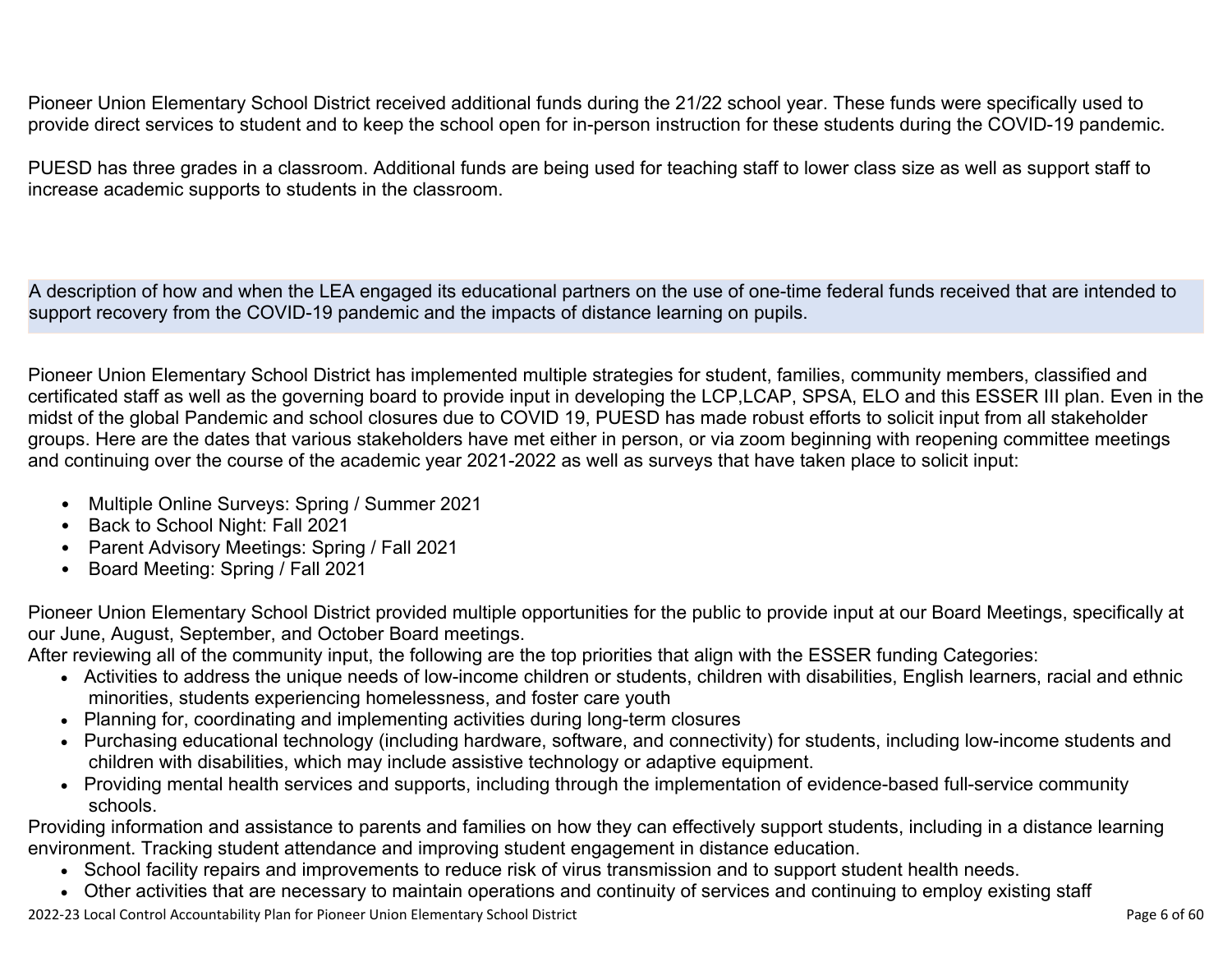Pioneer Union Elementary School District received additional funds during the 21/22 school year. These funds were specifically used to provide direct services to student and to keep the school open for in-person instruction for these students during the COVID-19 pandemic.

PUESD has three grades in a classroom. Additional funds are being used for teaching staff to lower class size as well as support staff to increase academic supports to students in the classroom.

**A description of how and when the LEA engaged its educational partners on the use of one-time federal funds received that are intended to support recovery from the COVID-19 pandemic and the impacts of distance learning on pupils.**

Pioneer Union Elementary School District has implemented multiple strategies for student, families, community members, classified and certificated staff as well as the governing board to provide input in developing the LCP,LCAP, SPSA, ELO and this ESSER III plan. Even in the midst of the global Pandemic and school closures due to COVID 19, PUESD has made robust efforts to solicit input from all stakeholder groups. Here are the dates that various stakeholders have met either in person, or via zoom beginning with reopening committee meetings and continuing over the course of the academic year 2021-2022 as well as surveys that have taken place to solicit input:

- Multiple Online Surveys: Spring / Summer 2021
- Back to School Night: Fall 2021
- Parent Advisory Meetings: Spring / Fall 2021
- Board Meeting: Spring / Fall 2021

Pioneer Union Elementary School District provided multiple opportunities for the public to provide input at our Board Meetings, specifically at our June, August, September, and October Board meetings.
After reviewing all of the community input, the following are the top priorities that align with the ESSER funding Categories:

- Activities to address the unique needs of low-income children or students, children with disabilities, English learners, racial and ethnic minorities, students experiencing homelessness, and foster care youth
- Planning for, coordinating and implementing activities during long-term closures
- Purchasing educational technology (including hardware, software, and connectivity) for students, including low-income students and children with disabilities, which may include assistive technology or adaptive equipment.
- Providing mental health services and supports, including through the implementation of evidence-based full-service community schools.

Providing information and assistance to parents and families on how they can effectively support students, including in a distance learning environment. Tracking student attendance and improving student engagement in distance education.

- School facility repairs and improvements to reduce risk of virus transmission and to support student health needs.
- Other activities that are necessary to maintain operations and continuity of services and continuing to employ existing staff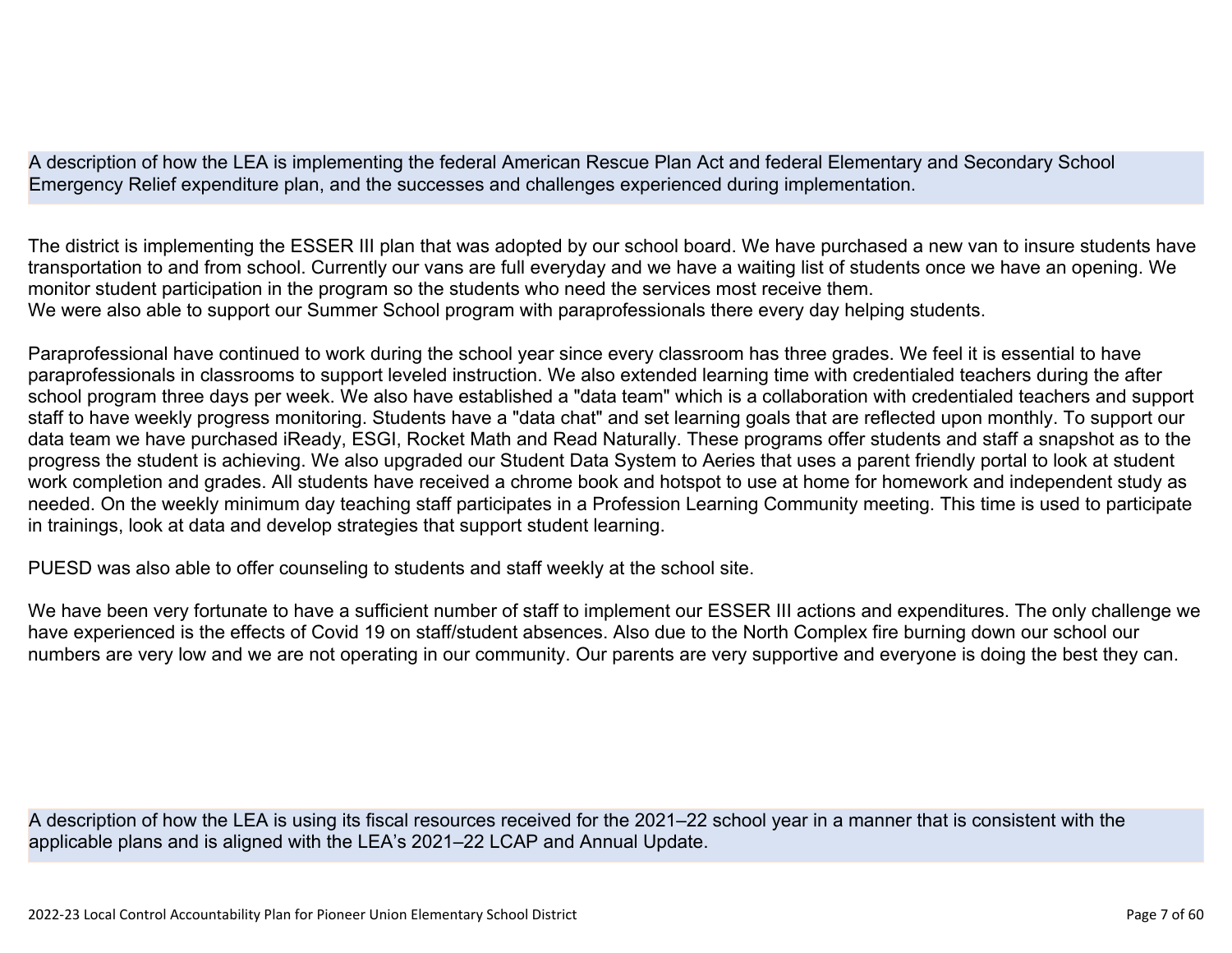A description of how the LEA is implementing the federal American Rescue Plan Act and federal Elementary and Secondary School Emergency Relief expenditure plan, and the successes and challenges experienced during implementation.

The district is implementing the ESSER III plan that was adopted by our school board. We have purchased a new van to insure students have transportation to and from school. Currently our vans are full everyday and we have a waiting list of students once we have an opening. We monitor student participation in the program so the students who need the services most receive them.
We were also able to support our Summer School program with paraprofessionals there every day helping students.

Paraprofessional have continued to work during the school year since every classroom has three grades. We feel it is essential to have paraprofessionals in classrooms to support leveled instruction. We also extended learning time with credentialed teachers during the after school program three days per week. We also have established a "data team" which is a collaboration with credentialed teachers and support staff to have weekly progress monitoring. Students have a "data chat" and set learning goals that are reflected upon monthly. To support our data team we have purchased iReady, ESGI, Rocket Math and Read Naturally. These programs offer students and staff a snapshot as to the progress the student is achieving. We also upgraded our Student Data System to Aeries that uses a parent friendly portal to look at student work completion and grades. All students have received a chrome book and hotspot to use at home for homework and independent study as needed. On the weekly minimum day teaching staff participates in a Profession Learning Community meeting. This time is used to participate in trainings, look at data and develop strategies that support student learning.

PUESD was also able to offer counseling to students and staff weekly at the school site.

We have been very fortunate to have a sufficient number of staff to implement our ESSER III actions and expenditures. The only challenge we have experienced is the effects of Covid 19 on staff/student absences. Also due to the North Complex fire burning down our school our numbers are very low and we are not operating in our community. Our parents are very supportive and everyone is doing the best they can.

A description of how the LEA is using its fiscal resources received for the 2021–22 school year in a manner that is consistent with the applicable plans and is aligned with the LEA's 2021–22 LCAP and Annual Update.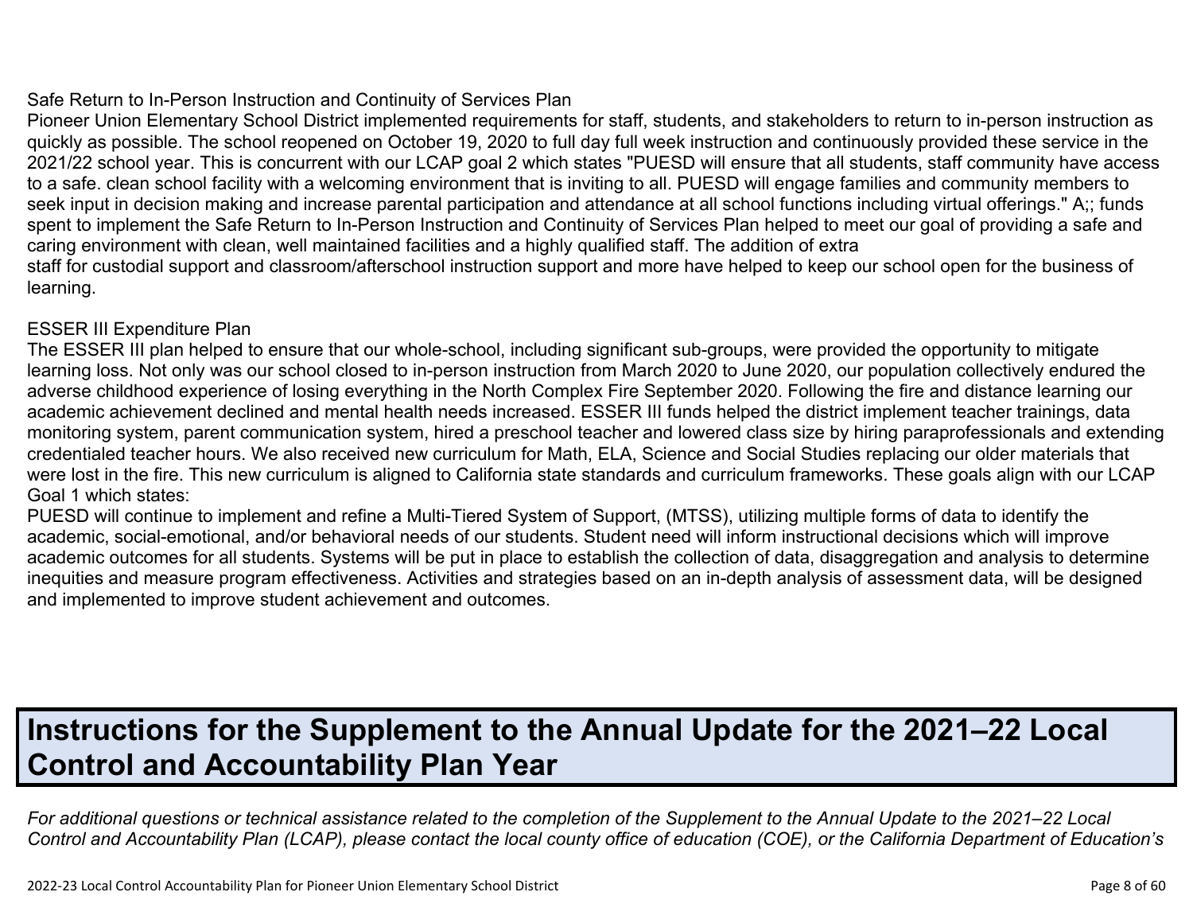Safe Return to In-Person Instruction and Continuity of Services Plan

Pioneer Union Elementary School District implemented requirements for staff, students, and stakeholders to return to in-person instruction as quickly as possible. The school reopened on October 19, 2020 to full day full week instruction and continuously provided these service in the 2021/22 school year. This is concurrent with our LCAP goal 2 which states "PUESD will ensure that all students, staff community have access to a safe. clean school facility with a welcoming environment that is inviting to all. PUESD will engage families and community members to seek input in decision making and increase parental participation and attendance at all school functions including virtual offerings." A;; funds spent to implement the Safe Return to In-Person Instruction and Continuity of Services Plan helped to meet our goal of providing a safe and caring environment with clean, well maintained facilities and a highly qualified staff. The addition of extra staff for custodial support and classroom/afterschool instruction support and more have helped to keep our school open for the business of learning.

ESSER III Expenditure Plan

The ESSER III plan helped to ensure that our whole-school, including significant sub-groups, were provided the opportunity to mitigate learning loss. Not only was our school closed to in-person instruction from March 2020 to June 2020, our population collectively endured the adverse childhood experience of losing everything in the North Complex Fire September 2020. Following the fire and distance learning our academic achievement declined and mental health needs increased. ESSER III funds helped the district implement teacher trainings, data monitoring system, parent communication system, hired a preschool teacher and lowered class size by hiring paraprofessionals and extending credentialed teacher hours. We also received new curriculum for Math, ELA, Science and Social Studies replacing our older materials that were lost in the fire. This new curriculum is aligned to California state standards and curriculum frameworks. These goals align with our LCAP Goal 1 which states:

PUESD will continue to implement and refine a Multi-Tiered System of Support, (MTSS), utilizing multiple forms of data to identify the academic, social-emotional, and/or behavioral needs of our students. Student need will inform instructional decisions which will improve academic outcomes for all students. Systems will be put in place to establish the collection of data, disaggregation and analysis to determine inequities and measure program effectiveness. Activities and strategies based on an in-depth analysis of assessment data, will be designed and implemented to improve student achievement and outcomes.

# Instructions for the Supplement to the Annual Update for the 2021–22 Local Control and Accountability Plan Year

*For additional questions or technical assistance related to the completion of the Supplement to the Annual Update to the 2021–22 Local Control and Accountability Plan (LCAP), please contact the local county office of education (COE), or the California Department of Education's*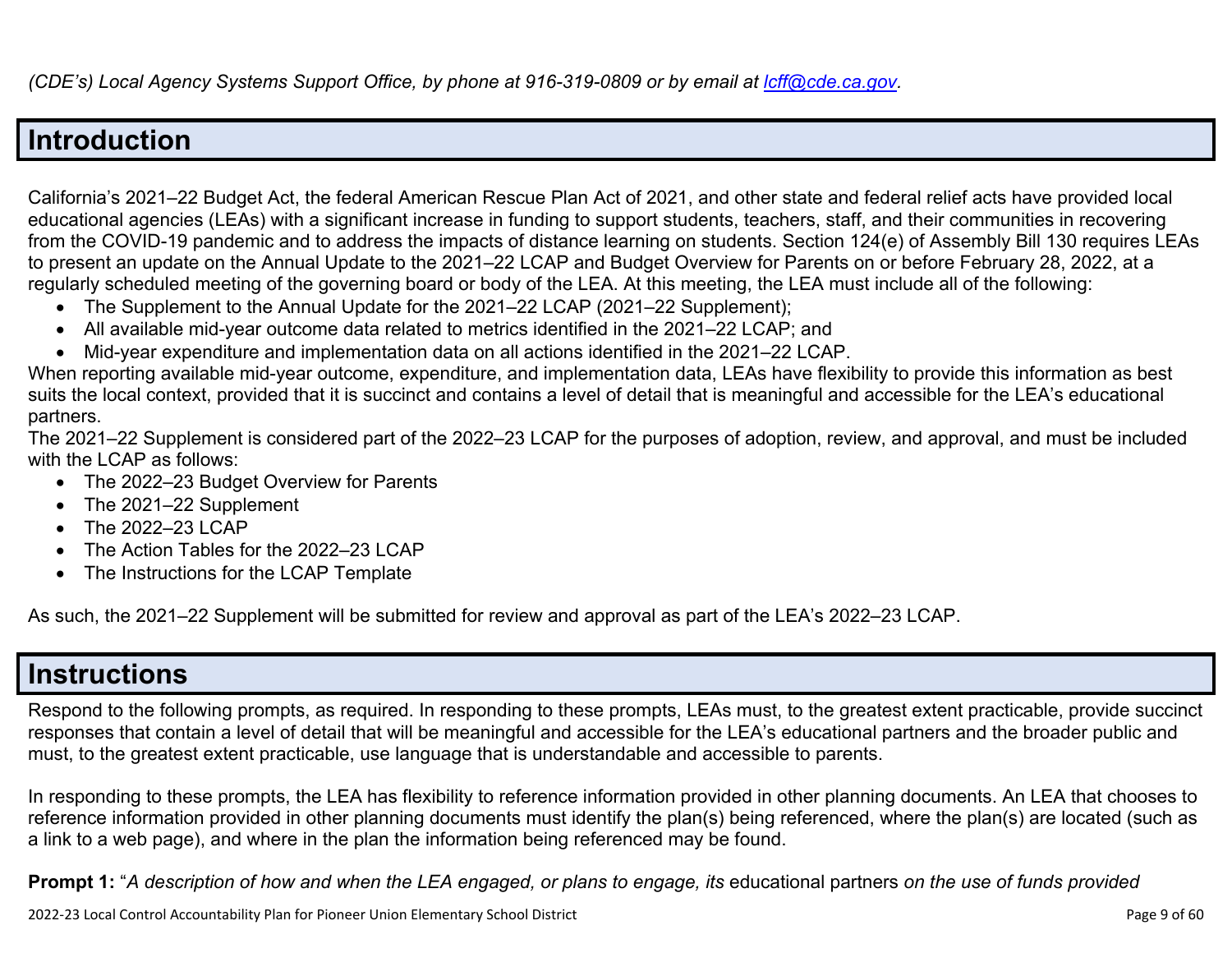*(CDE's) Local Agency Systems Support Office, by phone at 916-319-0809 or by email at [lcff@cde.ca.gov](mailto:lcff@cde.ca.gov).*

# Introduction

California's 2021–22 Budget Act, the federal American Rescue Plan Act of 2021, and other state and federal relief acts have provided local educational agencies (LEAs) with a significant increase in funding to support students, teachers, staff, and their communities in recovering from the COVID-19 pandemic and to address the impacts of distance learning on students. Section 124(e) of Assembly Bill 130 requires LEAs to present an update on the Annual Update to the 2021–22 LCAP and Budget Overview for Parents on or before February 28, 2022, at a regularly scheduled meeting of the governing board or body of the LEA. At this meeting, the LEA must include all of the following:

- The Supplement to the Annual Update for the 2021–22 LCAP (2021–22 Supplement);
- All available mid-year outcome data related to metrics identified in the 2021–22 LCAP; and
- Mid-year expenditure and implementation data on all actions identified in the 2021–22 LCAP.

When reporting available mid-year outcome, expenditure, and implementation data, LEAs have flexibility to provide this information as best suits the local context, provided that it is succinct and contains a level of detail that is meaningful and accessible for the LEA's educational partners.

The 2021–22 Supplement is considered part of the 2022–23 LCAP for the purposes of adoption, review, and approval, and must be included with the LCAP as follows:

- The 2022–23 Budget Overview for Parents
- The 2021–22 Supplement
- The 2022–23 LCAP
- The Action Tables for the 2022–23 LCAP
- The Instructions for the LCAP Template

As such, the 2021–22 Supplement will be submitted for review and approval as part of the LEA's 2022–23 LCAP.

# Instructions

Respond to the following prompts, as required. In responding to these prompts, LEAs must, to the greatest extent practicable, provide succinct responses that contain a level of detail that will be meaningful and accessible for the LEA's educational partners and the broader public and must, to the greatest extent practicable, use language that is understandable and accessible to parents.

In responding to these prompts, the LEA has flexibility to reference information provided in other planning documents. An LEA that chooses to reference information provided in other planning documents must identify the plan(s) being referenced, where the plan(s) are located (such as a link to a web page), and where in the plan the information being referenced may be found.

**Prompt 1:** "*A description of how and when the LEA engaged, or plans to engage, its* educational partners *on the use of funds provided*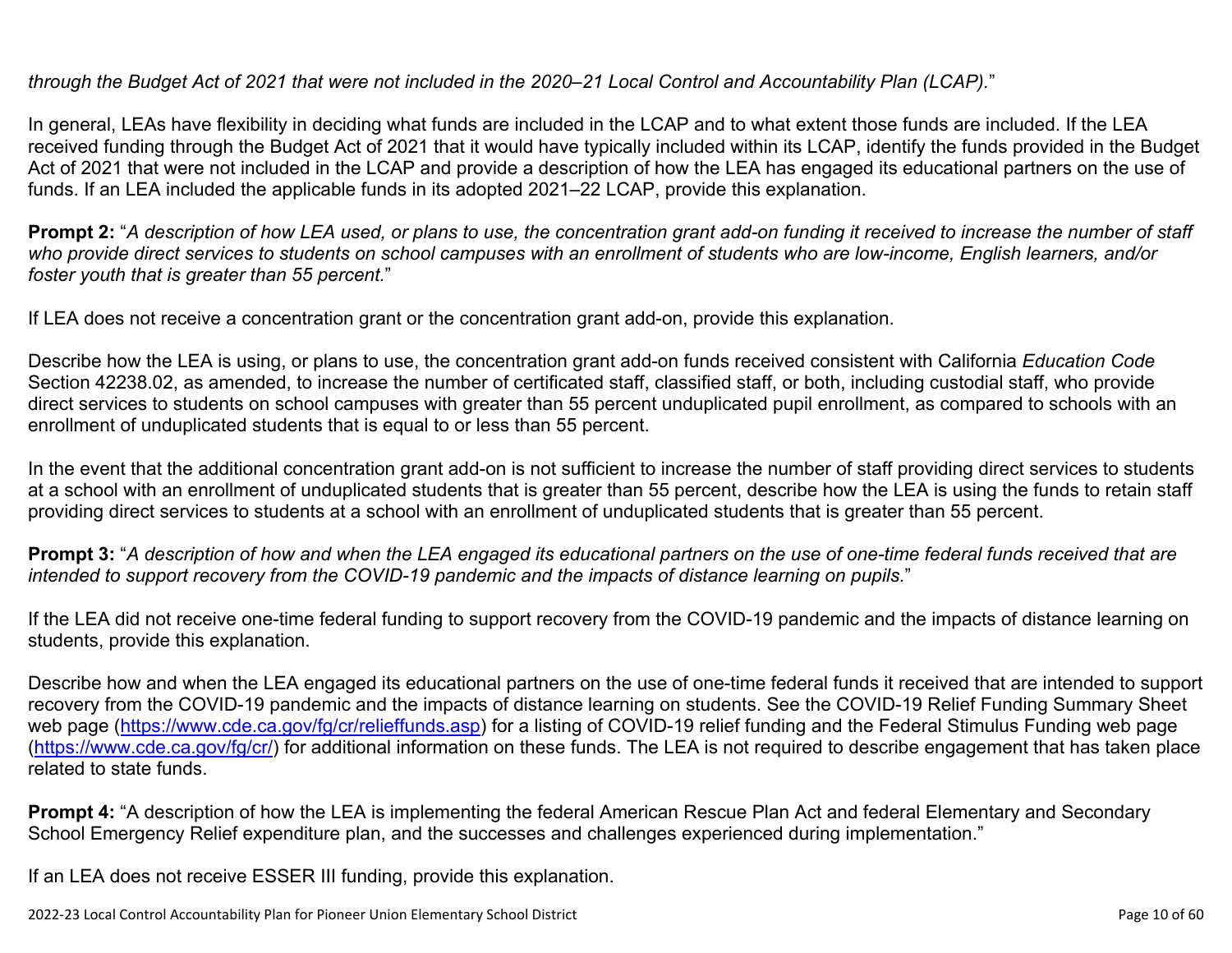*through the Budget Act of 2021 that were not included in the 2020–21 Local Control and Accountability Plan (LCAP).*"

In general, LEAs have flexibility in deciding what funds are included in the LCAP and to what extent those funds are included. If the LEA received funding through the Budget Act of 2021 that it would have typically included within its LCAP, identify the funds provided in the Budget Act of 2021 that were not included in the LCAP and provide a description of how the LEA has engaged its educational partners on the use of funds. If an LEA included the applicable funds in its adopted 2021–22 LCAP, provide this explanation.

**Prompt 2:** "*A description of how LEA used, or plans to use, the concentration grant add-on funding it received to increase the number of staff who provide direct services to students on school campuses with an enrollment of students who are low-income, English learners, and/or foster youth that is greater than 55 percent.*"

If LEA does not receive a concentration grant or the concentration grant add-on, provide this explanation.

Describe how the LEA is using, or plans to use, the concentration grant add-on funds received consistent with California *Education Code* Section 42238.02, as amended, to increase the number of certificated staff, classified staff, or both, including custodial staff, who provide direct services to students on school campuses with greater than 55 percent unduplicated pupil enrollment, as compared to schools with an enrollment of unduplicated students that is equal to or less than 55 percent.

In the event that the additional concentration grant add-on is not sufficient to increase the number of staff providing direct services to students at a school with an enrollment of unduplicated students that is greater than 55 percent, describe how the LEA is using the funds to retain staff providing direct services to students at a school with an enrollment of unduplicated students that is greater than 55 percent.

**Prompt 3:** "*A description of how and when the LEA engaged its educational partners on the use of one-time federal funds received that are intended to support recovery from the COVID-19 pandemic and the impacts of distance learning on pupils.*"

If the LEA did not receive one-time federal funding to support recovery from the COVID-19 pandemic and the impacts of distance learning on students, provide this explanation.

Describe how and when the LEA engaged its educational partners on the use of one-time federal funds it received that are intended to support recovery from the COVID-19 pandemic and the impacts of distance learning on students. See the COVID-19 Relief Funding Summary Sheet web page ([https://www.cde.ca.gov/fg/cr/relieffunds.asp](https://www.cde.ca.gov/fg/cr/relieffunds.asp)) for a listing of COVID-19 relief funding and the Federal Stimulus Funding web page ([https://www.cde.ca.gov/fg/cr/](https://www.cde.ca.gov/fg/cr/)) for additional information on these funds. The LEA is not required to describe engagement that has taken place related to state funds.

**Prompt 4:** "A description of how the LEA is implementing the federal American Rescue Plan Act and federal Elementary and Secondary School Emergency Relief expenditure plan, and the successes and challenges experienced during implementation."

If an LEA does not receive ESSER III funding, provide this explanation.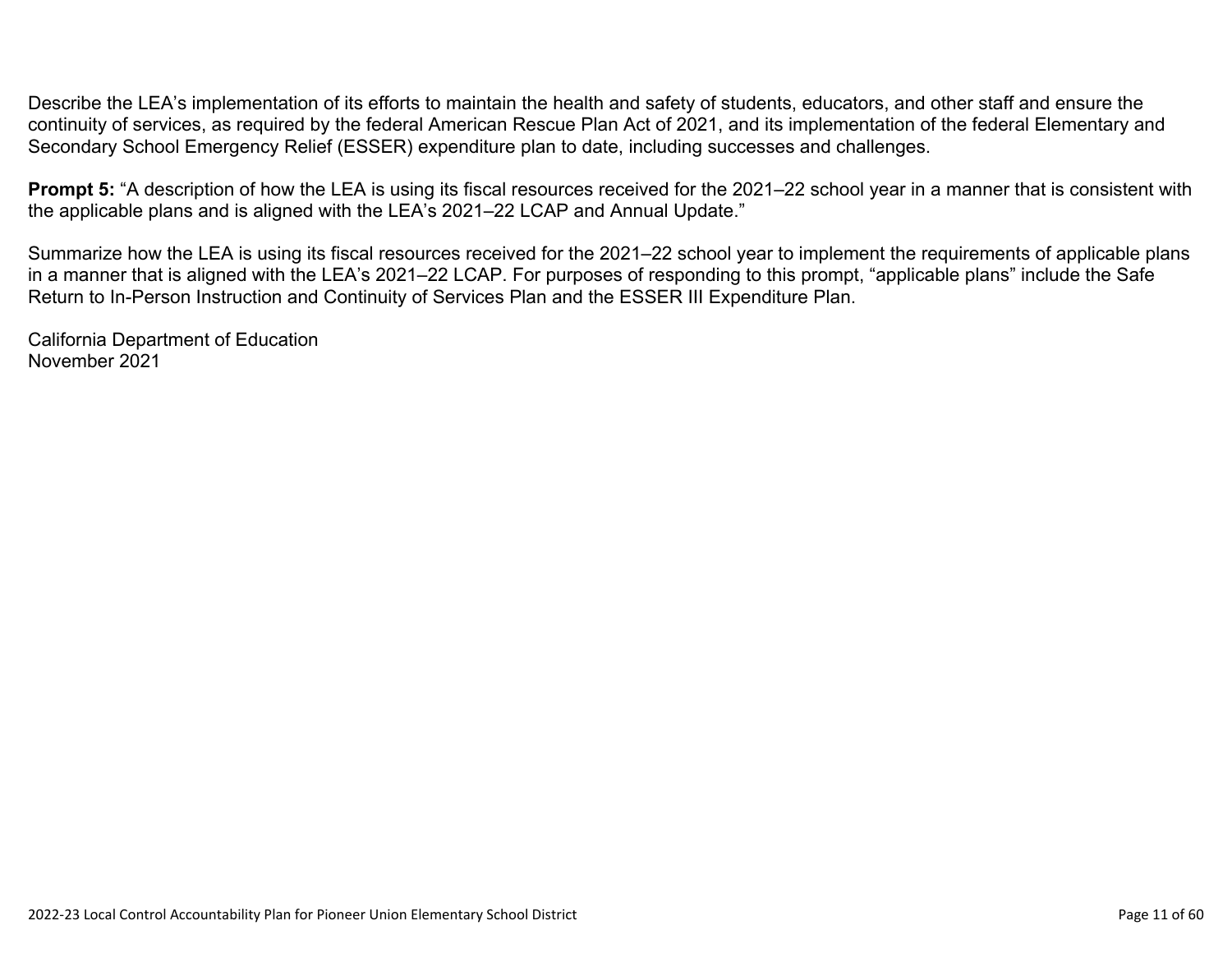Describe the LEA's implementation of its efforts to maintain the health and safety of students, educators, and other staff and ensure the continuity of services, as required by the federal American Rescue Plan Act of 2021, and its implementation of the federal Elementary and Secondary School Emergency Relief (ESSER) expenditure plan to date, including successes and challenges.

**Prompt 5:** "A description of how the LEA is using its fiscal resources received for the 2021–22 school year in a manner that is consistent with the applicable plans and is aligned with the LEA's 2021–22 LCAP and Annual Update."

Summarize how the LEA is using its fiscal resources received for the 2021–22 school year to implement the requirements of applicable plans in a manner that is aligned with the LEA's 2021–22 LCAP. For purposes of responding to this prompt, "applicable plans" include the Safe Return to In-Person Instruction and Continuity of Services Plan and the ESSER III Expenditure Plan.

California Department of Education
November 2021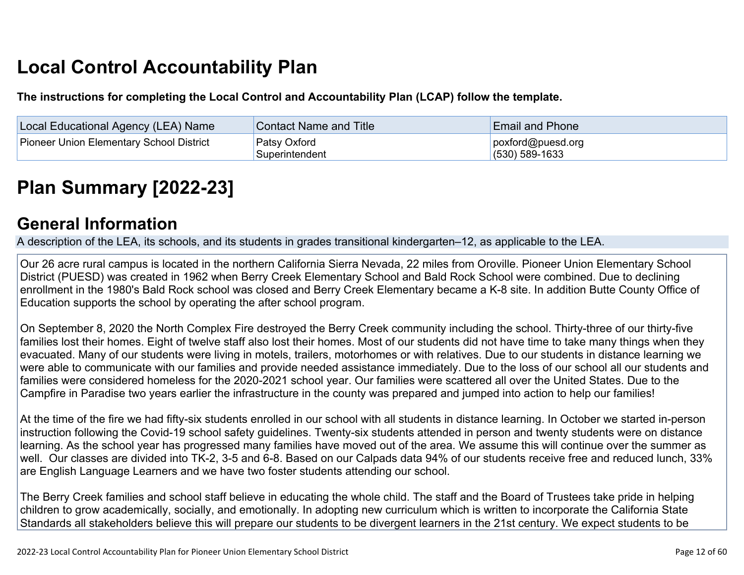# Local Control Accountability Plan

**The instructions for completing the Local Control and Accountability Plan (LCAP) follow the template.**

| Local Educational Agency (LEA) Name | Contact Name and Title | Email and Phone |
| --- | --- | --- |
| Pioneer Union Elementary School District | Patsy Oxford<br>Superintendent | poxford@puesd.org<br>(530) 589-1633 |

# Plan Summary [2022-23]

## General Information

A description of the LEA, its schools, and its students in grades transitional kindergarten–12, as applicable to the LEA.

Our 26 acre rural campus is located in the northern California Sierra Nevada, 22 miles from Oroville. Pioneer Union Elementary School District (PUESD) was created in 1962 when Berry Creek Elementary School and Bald Rock School were combined. Due to declining enrollment in the 1980's Bald Rock school was closed and Berry Creek Elementary became a K-8 site. In addition Butte County Office of Education supports the school by operating the after school program.

On September 8, 2020 the North Complex Fire destroyed the Berry Creek community including the school. Thirty-three of our thirty-five families lost their homes. Eight of twelve staff also lost their homes. Most of our students did not have time to take many things when they evacuated. Many of our students were living in motels, trailers, motorhomes or with relatives. Due to our students in distance learning we were able to communicate with our families and provide needed assistance immediately. Due to the loss of our school all our students and families were considered homeless for the 2020-2021 school year. Our families were scattered all over the United States. Due to the Campfire in Paradise two years earlier the infrastructure in the county was prepared and jumped into action to help our families!

At the time of the fire we had fifty-six students enrolled in our school with all students in distance learning. In October we started in-person instruction following the Covid-19 school safety guidelines. Twenty-six students attended in person and twenty students were on distance learning. As the school year has progressed many families have moved out of the area. We assume this will continue over the summer as well. Our classes are divided into TK-2, 3-5 and 6-8. Based on our Calpads data 94% of our students receive free and reduced lunch, 33% are English Language Learners and we have two foster students attending our school.

The Berry Creek families and school staff believe in educating the whole child. The staff and the Board of Trustees take pride in helping children to grow academically, socially, and emotionally. In adopting new curriculum which is written to incorporate the California State Standards all stakeholders believe this will prepare our students to be divergent learners in the 21st century. We expect students to be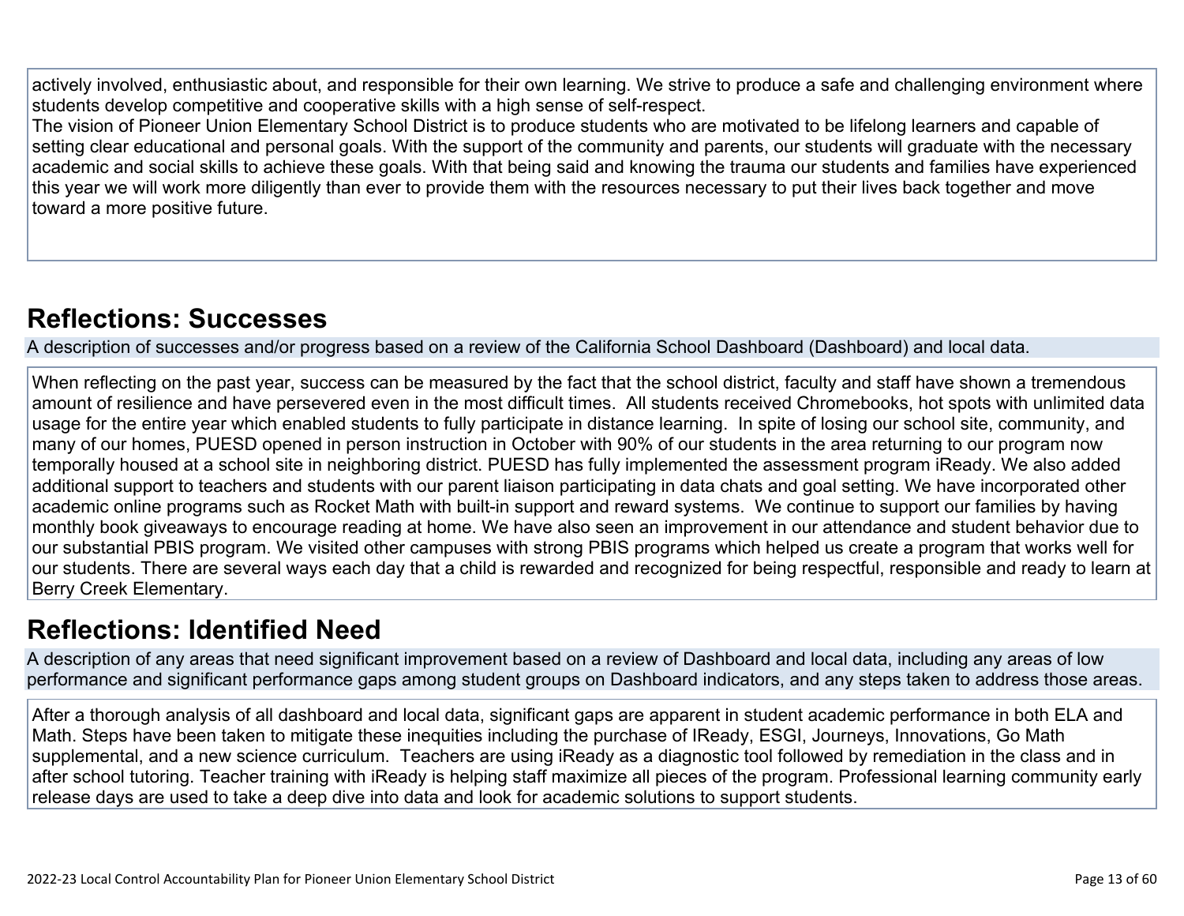actively involved, enthusiastic about, and responsible for their own learning. We strive to produce a safe and challenging environment where students develop competitive and cooperative skills with a high sense of self-respect.
The vision of Pioneer Union Elementary School District is to produce students who are motivated to be lifelong learners and capable of setting clear educational and personal goals. With the support of the community and parents, our students will graduate with the necessary academic and social skills to achieve these goals. With that being said and knowing the trauma our students and families have experienced this year we will work more diligently than ever to provide them with the resources necessary to put their lives back together and move toward a more positive future.

## Reflections: Successes

A description of successes and/or progress based on a review of the California School Dashboard (Dashboard) and local data.

When reflecting on the past year, success can be measured by the fact that the school district, faculty and staff have shown a tremendous amount of resilience and have persevered even in the most difficult times. All students received Chromebooks, hot spots with unlimited data usage for the entire year which enabled students to fully participate in distance learning. In spite of losing our school site, community, and many of our homes, PUESD opened in person instruction in October with 90% of our students in the area returning to our program now temporally housed at a school site in neighboring district. PUESD has fully implemented the assessment program iReady. We also added additional support to teachers and students with our parent liaison participating in data chats and goal setting. We have incorporated other academic online programs such as Rocket Math with built-in support and reward systems. We continue to support our families by having monthly book giveaways to encourage reading at home. We have also seen an improvement in our attendance and student behavior due to our substantial PBIS program. We visited other campuses with strong PBIS programs which helped us create a program that works well for our students. There are several ways each day that a child is rewarded and recognized for being respectful, responsible and ready to learn at Berry Creek Elementary.

## Reflections: Identified Need

A description of any areas that need significant improvement based on a review of Dashboard and local data, including any areas of low performance and significant performance gaps among student groups on Dashboard indicators, and any steps taken to address those areas.

After a thorough analysis of all dashboard and local data, significant gaps are apparent in student academic performance in both ELA and Math. Steps have been taken to mitigate these inequities including the purchase of IReady, ESGI, Journeys, Innovations, Go Math supplemental, and a new science curriculum. Teachers are using iReady as a diagnostic tool followed by remediation in the class and in after school tutoring. Teacher training with iReady is helping staff maximize all pieces of the program. Professional learning community early release days are used to take a deep dive into data and look for academic solutions to support students.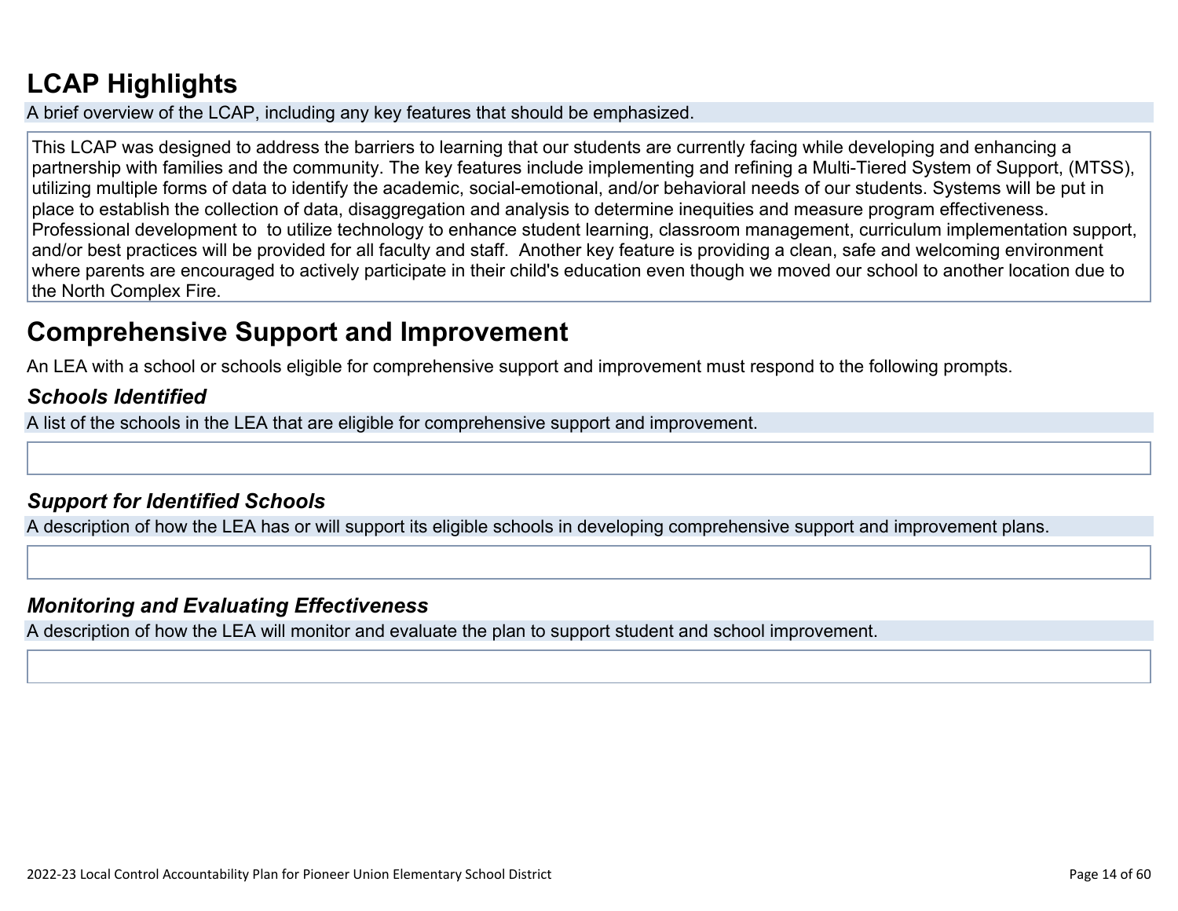# LCAP Highlights

A brief overview of the LCAP, including any key features that should be emphasized.

This LCAP was designed to address the barriers to learning that our students are currently facing while developing and enhancing a partnership with families and the community. The key features include implementing and refining a Multi-Tiered System of Support, (MTSS), utilizing multiple forms of data to identify the academic, social-emotional, and/or behavioral needs of our students. Systems will be put in place to establish the collection of data, disaggregation and analysis to determine inequities and measure program effectiveness. Professional development to to utilize technology to enhance student learning, classroom management, curriculum implementation support, and/or best practices will be provided for all faculty and staff. Another key feature is providing a clean, safe and welcoming environment where parents are encouraged to actively participate in their child's education even though we moved our school to another location due to the North Complex Fire.

# Comprehensive Support and Improvement

An LEA with a school or schools eligible for comprehensive support and improvement must respond to the following prompts.

### *Schools Identified*

A list of the schools in the LEA that are eligible for comprehensive support and improvement.

### *Support for Identified Schools*

A description of how the LEA has or will support its eligible schools in developing comprehensive support and improvement plans.

### *Monitoring and Evaluating Effectiveness*

A description of how the LEA will monitor and evaluate the plan to support student and school improvement.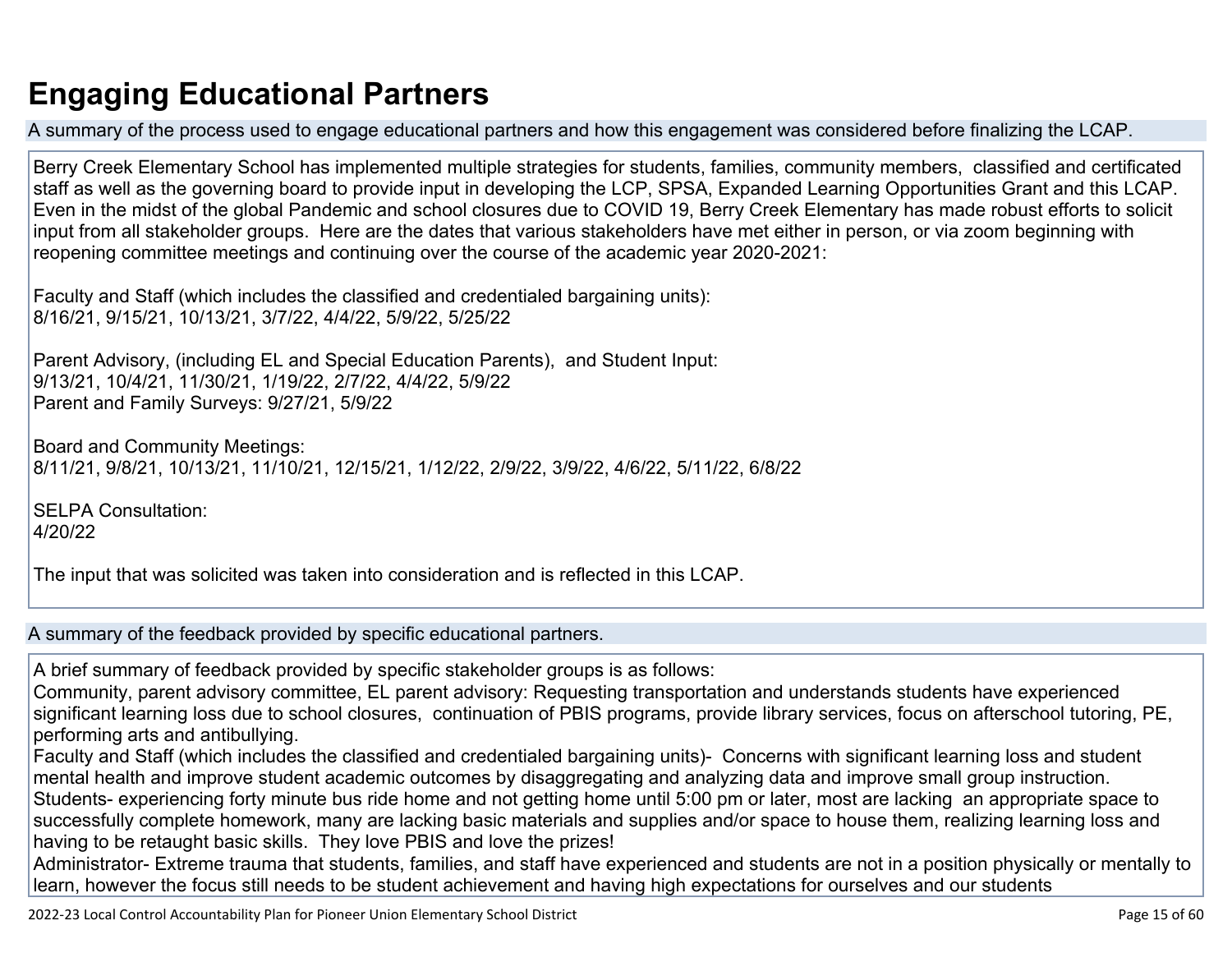# Engaging Educational Partners

A summary of the process used to engage educational partners and how this engagement was considered before finalizing the LCAP.

Berry Creek Elementary School has implemented multiple strategies for students, families, community members, classified and certificated staff as well as the governing board to provide input in developing the LCP, SPSA, Expanded Learning Opportunities Grant and this LCAP. Even in the midst of the global Pandemic and school closures due to COVID 19, Berry Creek Elementary has made robust efforts to solicit input from all stakeholder groups. Here are the dates that various stakeholders have met either in person, or via zoom beginning with reopening committee meetings and continuing over the course of the academic year 2020-2021:

Faculty and Staff (which includes the classified and credentialed bargaining units):
8/16/21, 9/15/21, 10/13/21, 3/7/22, 4/4/22, 5/9/22, 5/25/22

Parent Advisory, (including EL and Special Education Parents), and Student Input:
9/13/21, 10/4/21, 11/30/21, 1/19/22, 2/7/22, 4/4/22, 5/9/22
Parent and Family Surveys: 9/27/21, 5/9/22

Board and Community Meetings:
8/11/21, 9/8/21, 10/13/21, 11/10/21, 12/15/21, 1/12/22, 2/9/22, 3/9/22, 4/6/22, 5/11/22, 6/8/22

SELPA Consultation:
4/20/22

The input that was solicited was taken into consideration and is reflected in this LCAP.

A summary of the feedback provided by specific educational partners.

A brief summary of feedback provided by specific stakeholder groups is as follows:
Community, parent advisory committee, EL parent advisory: Requesting transportation and understands students have experienced significant learning loss due to school closures, continuation of PBIS programs, provide library services, focus on afterschool tutoring, PE, performing arts and antibullying.
Faculty and Staff (which includes the classified and credentialed bargaining units)- Concerns with significant learning loss and student mental health and improve student academic outcomes by disaggregating and analyzing data and improve small group instruction.
Students- experiencing forty minute bus ride home and not getting home until 5:00 pm or later, most are lacking an appropriate space to successfully complete homework, many are lacking basic materials and supplies and/or space to house them, realizing learning loss and having to be retaught basic skills. They love PBIS and love the prizes!
Administrator- Extreme trauma that students, families, and staff have experienced and students are not in a position physically or mentally to learn, however the focus still needs to be student achievement and having high expectations for ourselves and our students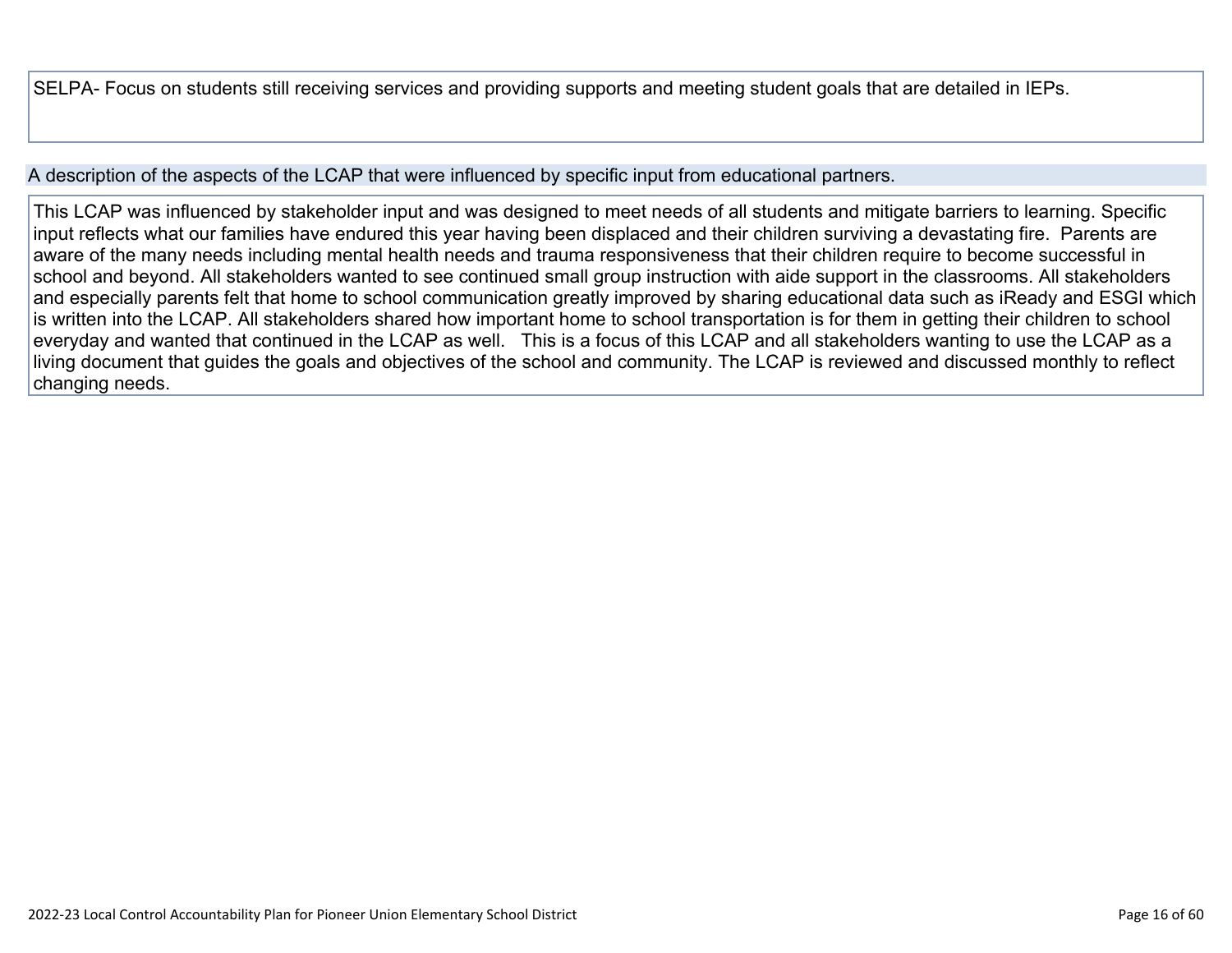SELPA- Focus on students still receiving services and providing supports and meeting student goals that are detailed in IEPs.

A description of the aspects of the LCAP that were influenced by specific input from educational partners.

This LCAP was influenced by stakeholder input and was designed to meet needs of all students and mitigate barriers to learning. Specific input reflects what our families have endured this year having been displaced and their children surviving a devastating fire. Parents are aware of the many needs including mental health needs and trauma responsiveness that their children require to become successful in school and beyond. All stakeholders wanted to see continued small group instruction with aide support in the classrooms. All stakeholders and especially parents felt that home to school communication greatly improved by sharing educational data such as iReady and ESGI which is written into the LCAP. All stakeholders shared how important home to school transportation is for them in getting their children to school everyday and wanted that continued in the LCAP as well. This is a focus of this LCAP and all stakeholders wanting to use the LCAP as a living document that guides the goals and objectives of the school and community. The LCAP is reviewed and discussed monthly to reflect changing needs.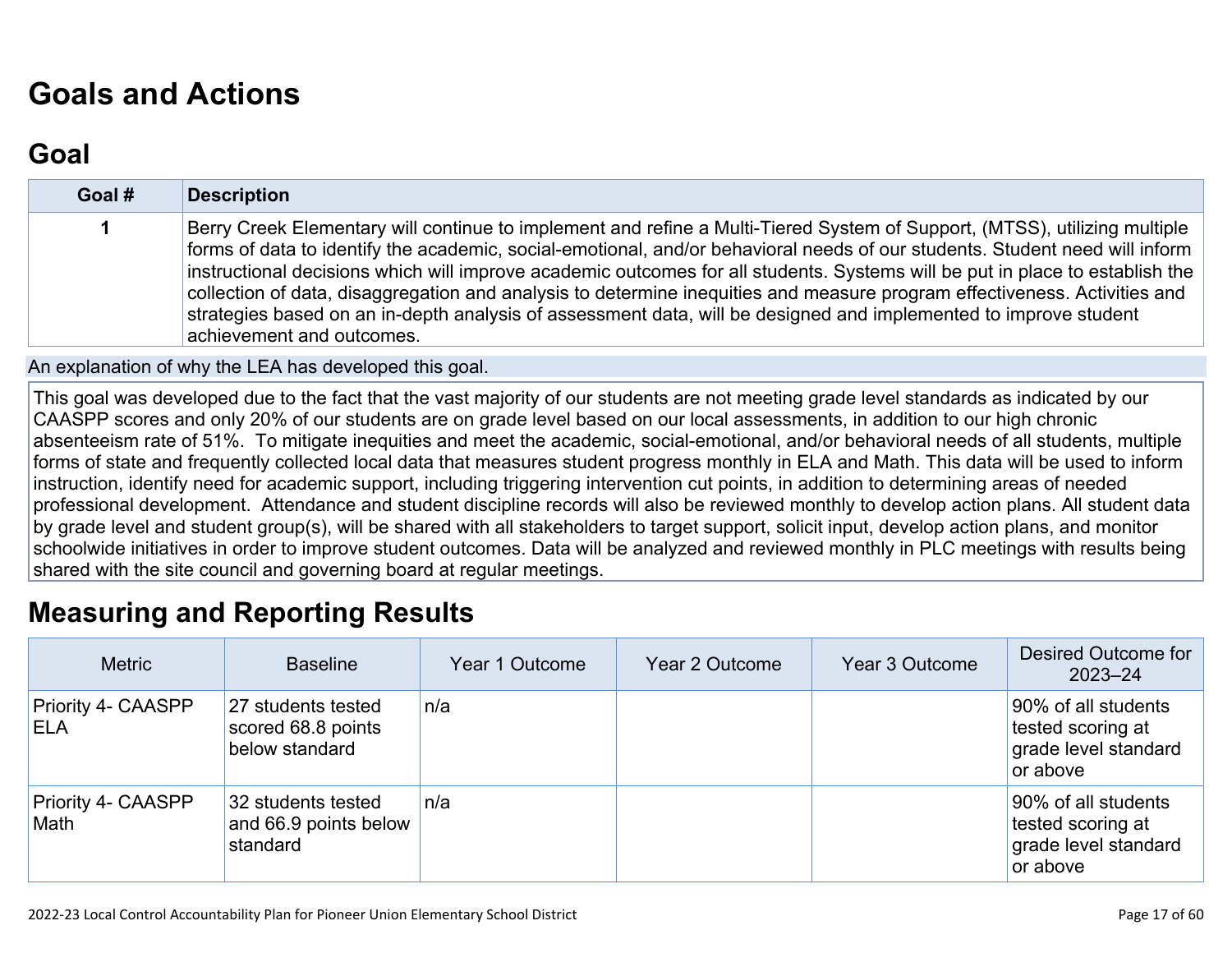# Goals and Actions

## Goal

| Goal # | Description |
| --- | --- |
| 1 | Berry Creek Elementary will continue to implement and refine a Multi-Tiered System of Support, (MTSS), utilizing multiple forms of data to identify the academic, social-emotional, and/or behavioral needs of our students. Student need will inform instructional decisions which will improve academic outcomes for all students. Systems will be put in place to establish the collection of data, disaggregation and analysis to determine inequities and measure program effectiveness. Activities and strategies based on an in-depth analysis of assessment data, will be designed and implemented to improve student achievement and outcomes. |

An explanation of why the LEA has developed this goal.

This goal was developed due to the fact that the vast majority of our students are not meeting grade level standards as indicated by our CAASPP scores and only 20% of our students are on grade level based on our local assessments, in addition to our high chronic absenteeism rate of 51%. To mitigate inequities and meet the academic, social-emotional, and/or behavioral needs of all students, multiple forms of state and frequently collected local data that measures student progress monthly in ELA and Math. This data will be used to inform instruction, identify need for academic support, including triggering intervention cut points, in addition to determining areas of needed professional development. Attendance and student discipline records will also be reviewed monthly to develop action plans. All student data by grade level and student group(s), will be shared with all stakeholders to target support, solicit input, develop action plans, and monitor schoolwide initiatives in order to improve student outcomes. Data will be analyzed and reviewed monthly in PLC meetings with results being shared with the site council and governing board at regular meetings.

# Measuring and Reporting Results

| Metric | Baseline | Year 1 Outcome | Year 2 Outcome | Year 3 Outcome | Desired Outcome for 2023–24 |
| --- | --- | --- | --- | --- | --- |
| Priority 4- CAASPP ELA | 27 students tested scored 68.8 points below standard | n/a | | | 90% of all students tested scoring at grade level standard or above |
| Priority 4- CAASPP Math | 32 students tested and 66.9 points below standard | n/a | | | 90% of all students tested scoring at grade level standard or above |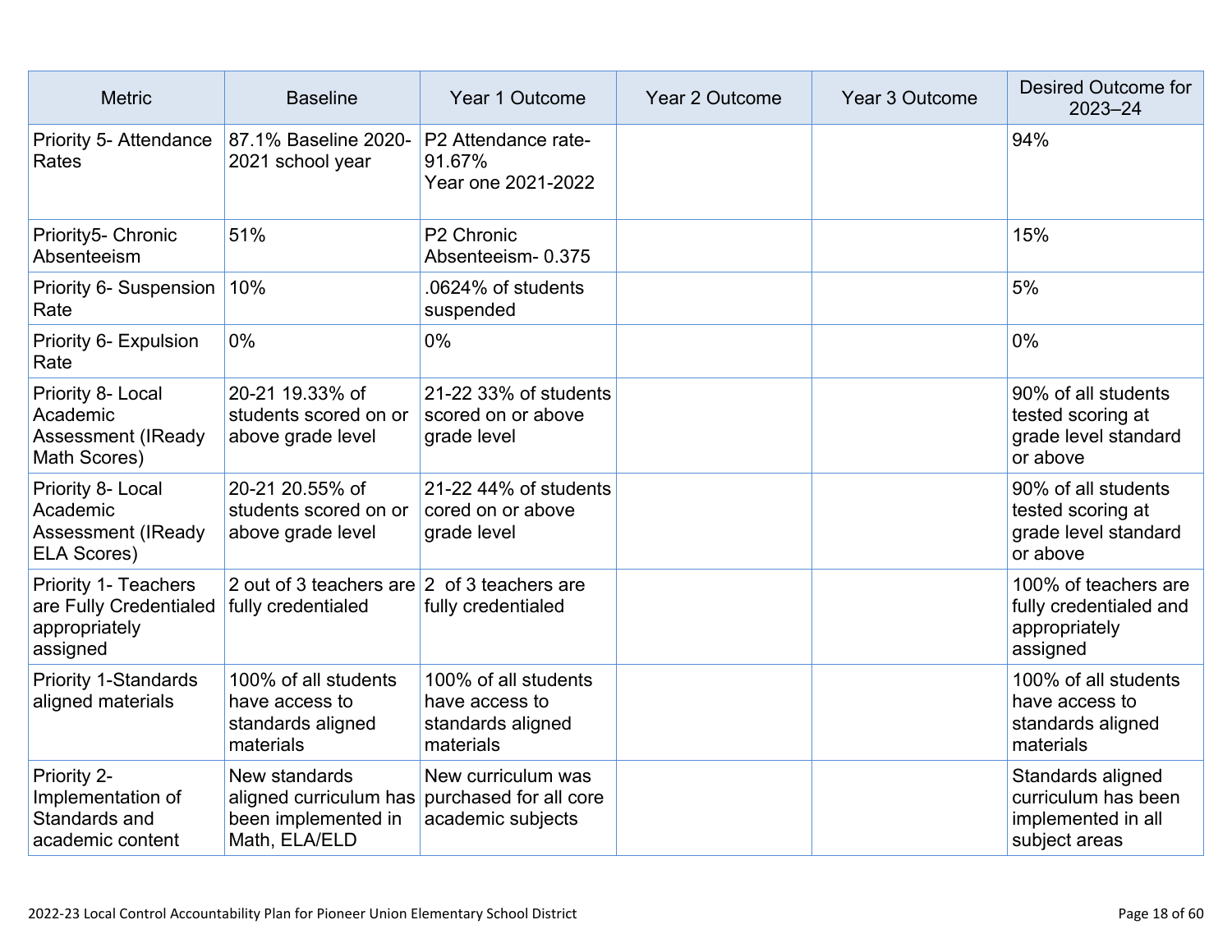| Metric | Baseline | Year 1 Outcome | Year 2 Outcome | Year 3 Outcome | Desired Outcome for 2023–24 |
|---|---|---|---|---|---|
| Priority 5- Attendance Rates | 87.1% Baseline 2020-2021 school year | P2 Attendance rate- 91.67%<br>Year one 2021-2022 | | | 94% |
| Priority5- Chronic Absenteeism | 51% | P2 Chronic Absenteeism- 0.375 | | | 15% |
| Priority 6- Suspension Rate | 10% | .0624% of students suspended | | | 5% |
| Priority 6- Expulsion Rate | 0% | 0% | | | 0% |
| Priority 8- Local Academic Assessment (IReady Math Scores) | 20-21 19.33% of students scored on or above grade level | 21-22 33% of students scored on or above grade level | | | 90% of all students tested scoring at grade level standard or above |
| Priority 8- Local Academic Assessment (IReady ELA Scores) | 20-21 20.55% of students scored on or above grade level | 21-22 44% of students cored on or above grade level | | | 90% of all students tested scoring at grade level standard or above |
| Priority 1- Teachers are Fully Credentialed appropriately assigned | 2 out of 3 teachers are fully credentialed | 2 of 3 teachers are fully credentialed | | | 100% of teachers are fully credentialed and appropriately assigned |
| Priority 1-Standards aligned materials | 100% of all students have access to standards aligned materials | 100% of all students have access to standards aligned materials | | | 100% of all students have access to standards aligned materials |
| Priority 2- Implementation of Standards and academic content | New standards aligned curriculum has been implemented in Math, ELA/ELD | New curriculum was purchased for all core academic subjects | | | Standards aligned curriculum has been implemented in all subject areas |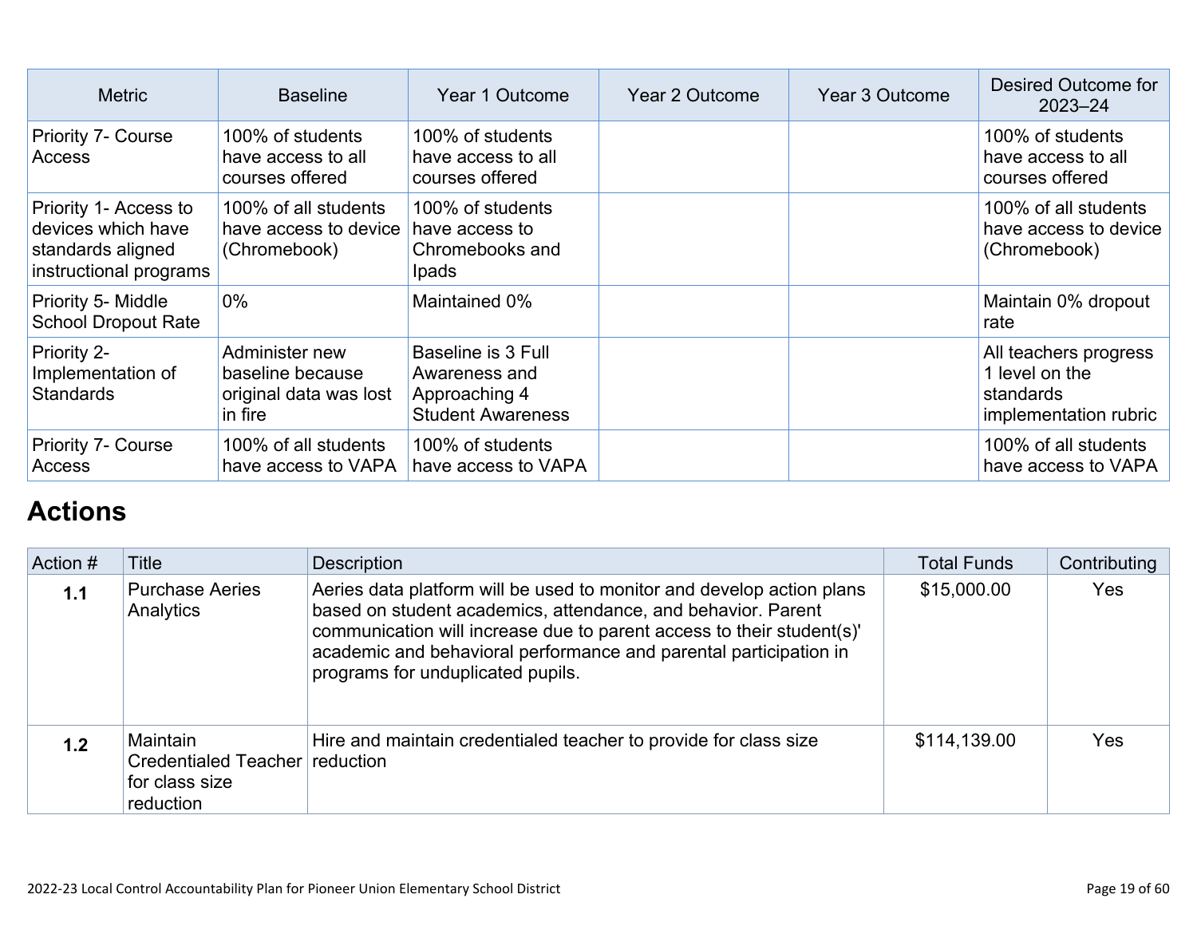| Metric | Baseline | Year 1 Outcome | Year 2 Outcome | Year 3 Outcome | Desired Outcome for 2023–24 |
|---|---|---|---|---|---|
| Priority 7- Course Access | 100% of students have access to all courses offered | 100% of students have access to all courses offered | | | 100% of students have access to all courses offered |
| Priority 1- Access to devices which have standards aligned instructional programs | 100% of all students have access to device (Chromebook) | 100% of students have access to Chromebooks and Ipads | | | 100% of all students have access to device (Chromebook) |
| Priority 5- Middle School Dropout Rate | 0% | Maintained 0% | | | Maintain 0% dropout rate |
| Priority 2- Implementation of Standards | Administer new baseline because original data was lost in fire | Baseline is 3 Full Awareness and Approaching 4 Student Awareness | | | All teachers progress 1 level on the standards implementation rubric |
| Priority 7- Course Access | 100% of all students have access to VAPA | 100% of students have access to VAPA | | | 100% of all students have access to VAPA |

## Actions

| Action # | Title | Description | Total Funds | Contributing |
|---|---|---|---|---|
| **1.1** | Purchase Aeries Analytics | Aeries data platform will be used to monitor and develop action plans based on student academics, attendance, and behavior. Parent communication will increase due to parent access to their student(s)' academic and behavioral performance and parental participation in programs for unduplicated pupils. | $15,000.00 | Yes |
| **1.2** | Maintain Credentialed Teacher for class size reduction | Hire and maintain credentialed teacher to provide for class size reduction | $114,139.00 | Yes |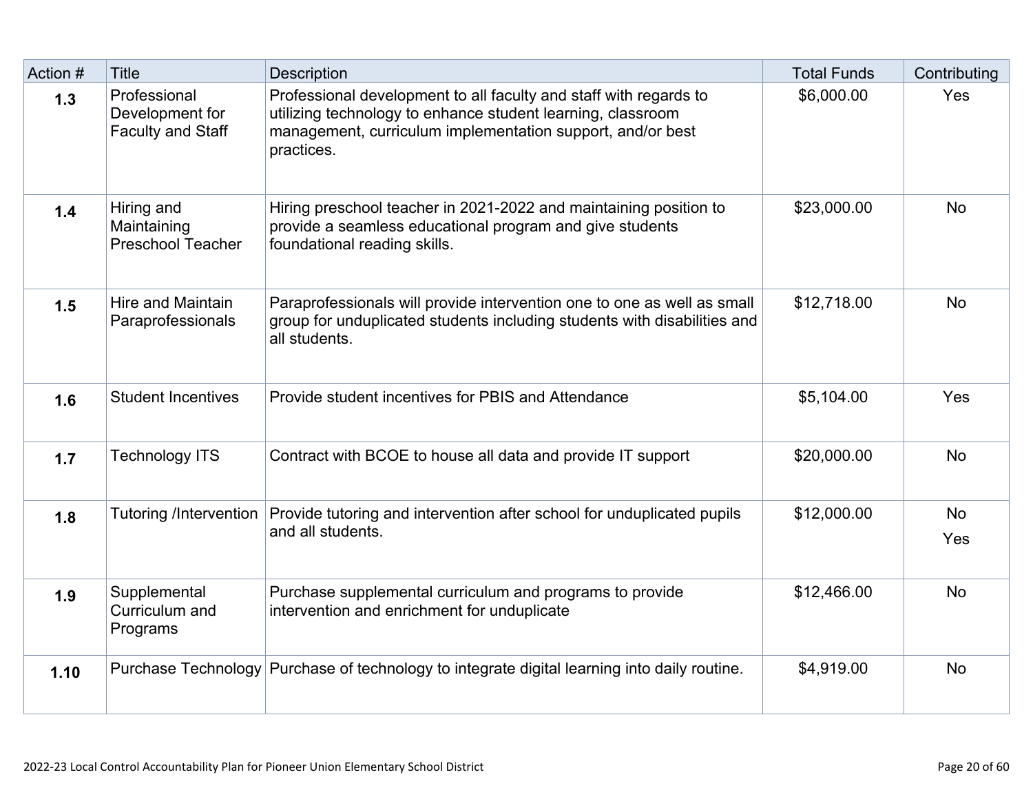| Action # | Title | Description | Total Funds | Contributing |
|---|---|---|---|---|
| **1.3** | Professional Development for Faculty and Staff | Professional development to all faculty and staff with regards to utilizing technology to enhance student learning, classroom management, curriculum implementation support, and/or best practices. | $6,000.00 | Yes |
| **1.4** | Hiring and Maintaining Preschool Teacher | Hiring preschool teacher in 2021-2022 and maintaining position to provide a seamless educational program and give students foundational reading skills. | $23,000.00 | No |
| **1.5** | Hire and Maintain Paraprofessionals | Paraprofessionals will provide intervention one to one as well as small group for unduplicated students including students with disabilities and all students. | $12,718.00 | No |
| **1.6** | Student Incentives | Provide student incentives for PBIS and Attendance | $5,104.00 | Yes |
| **1.7** | Technology ITS | Contract with BCOE to house all data and provide IT support | $20,000.00 | No |
| **1.8** | Tutoring /Intervention | Provide tutoring and intervention after school for unduplicated pupils and all students. | $12,000.00 | No<br>Yes |
| **1.9** | Supplemental Curriculum and Programs | Purchase supplemental curriculum and programs to provide intervention and enrichment for unduplicate | $12,466.00 | No |
| **1.10** | Purchase Technology | Purchase of technology to integrate digital learning into daily routine. | $4,919.00 | No |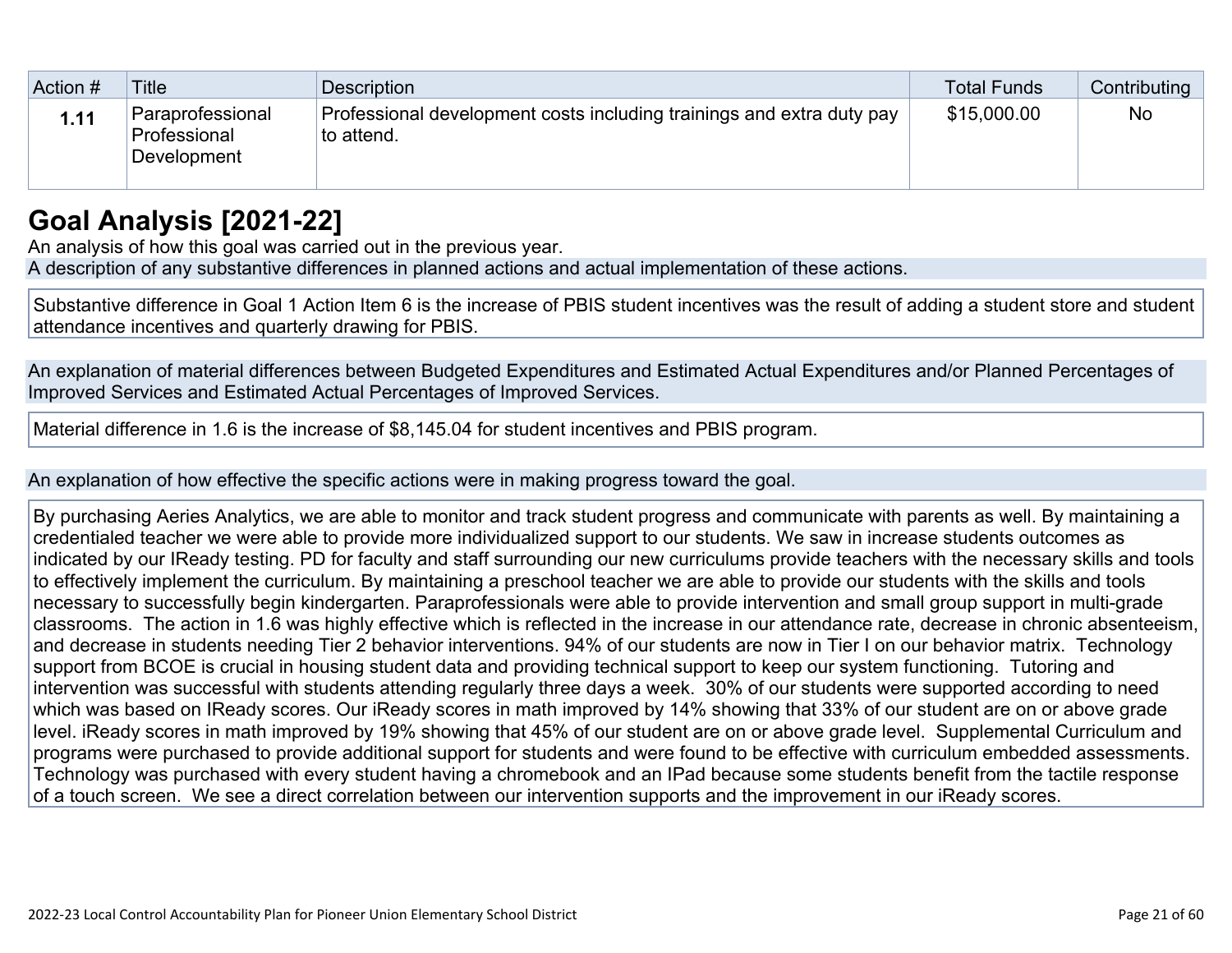| Action # | Title | Description | Total Funds | Contributing |
|---|---|---|---|---|
| 1.11 | Paraprofessional Professional Development | Professional development costs including trainings and extra duty pay to attend. | $15,000.00 | No |

## Goal Analysis [2021-22]

An analysis of how this goal was carried out in the previous year.

A description of any substantive differences in planned actions and actual implementation of these actions.

Substantive difference in Goal 1 Action Item 6 is the increase of PBIS student incentives was the result of adding a student store and student attendance incentives and quarterly drawing for PBIS.

An explanation of material differences between Budgeted Expenditures and Estimated Actual Expenditures and/or Planned Percentages of Improved Services and Estimated Actual Percentages of Improved Services.

Material difference in 1.6 is the increase of $8,145.04 for student incentives and PBIS program.

An explanation of how effective the specific actions were in making progress toward the goal.

By purchasing Aeries Analytics, we are able to monitor and track student progress and communicate with parents as well. By maintaining a credentialed teacher we were able to provide more individualized support to our students. We saw in increase students outcomes as indicated by our IReady testing. PD for faculty and staff surrounding our new curriculums provide teachers with the necessary skills and tools to effectively implement the curriculum. By maintaining a preschool teacher we are able to provide our students with the skills and tools necessary to successfully begin kindergarten. Paraprofessionals were able to provide intervention and small group support in multi-grade classrooms. The action in 1.6 was highly effective which is reflected in the increase in our attendance rate, decrease in chronic absenteeism, and decrease in students needing Tier 2 behavior interventions. 94% of our students are now in Tier I on our behavior matrix. Technology support from BCOE is crucial in housing student data and providing technical support to keep our system functioning. Tutoring and intervention was successful with students attending regularly three days a week. 30% of our students were supported according to need which was based on IReady scores. Our iReady scores in math improved by 14% showing that 33% of our student are on or above grade level. iReady scores in math improved by 19% showing that 45% of our student are on or above grade level. Supplemental Curriculum and programs were purchased to provide additional support for students and were found to be effective with curriculum embedded assessments. Technology was purchased with every student having a chromebook and an IPad because some students benefit from the tactile response of a touch screen. We see a direct correlation between our intervention supports and the improvement in our iReady scores.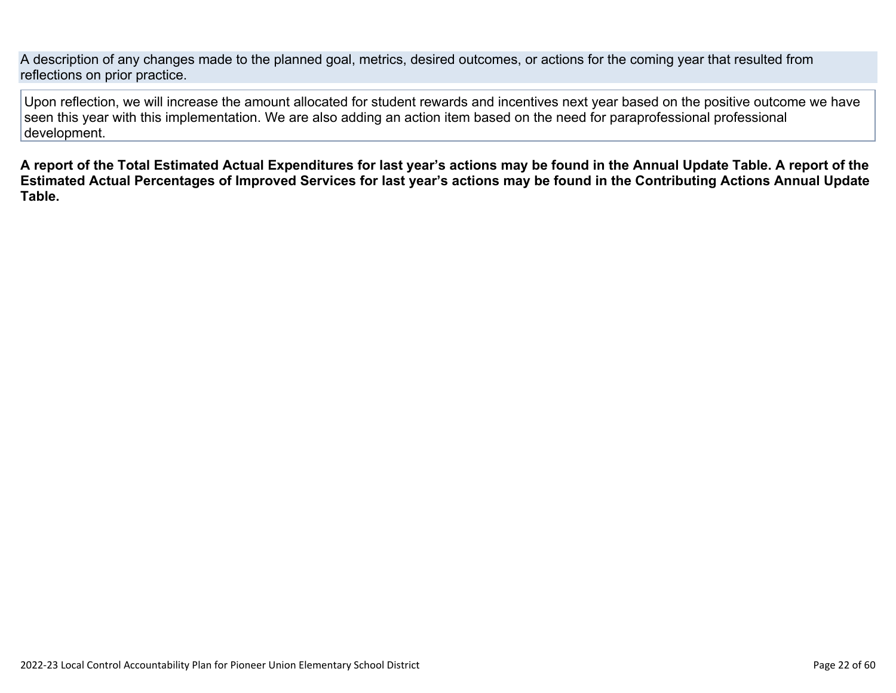A description of any changes made to the planned goal, metrics, desired outcomes, or actions for the coming year that resulted from reflections on prior practice.

Upon reflection, we will increase the amount allocated for student rewards and incentives next year based on the positive outcome we have seen this year with this implementation. We are also adding an action item based on the need for paraprofessional professional development.

**A report of the Total Estimated Actual Expenditures for last year's actions may be found in the Annual Update Table. A report of the Estimated Actual Percentages of Improved Services for last year's actions may be found in the Contributing Actions Annual Update Table.**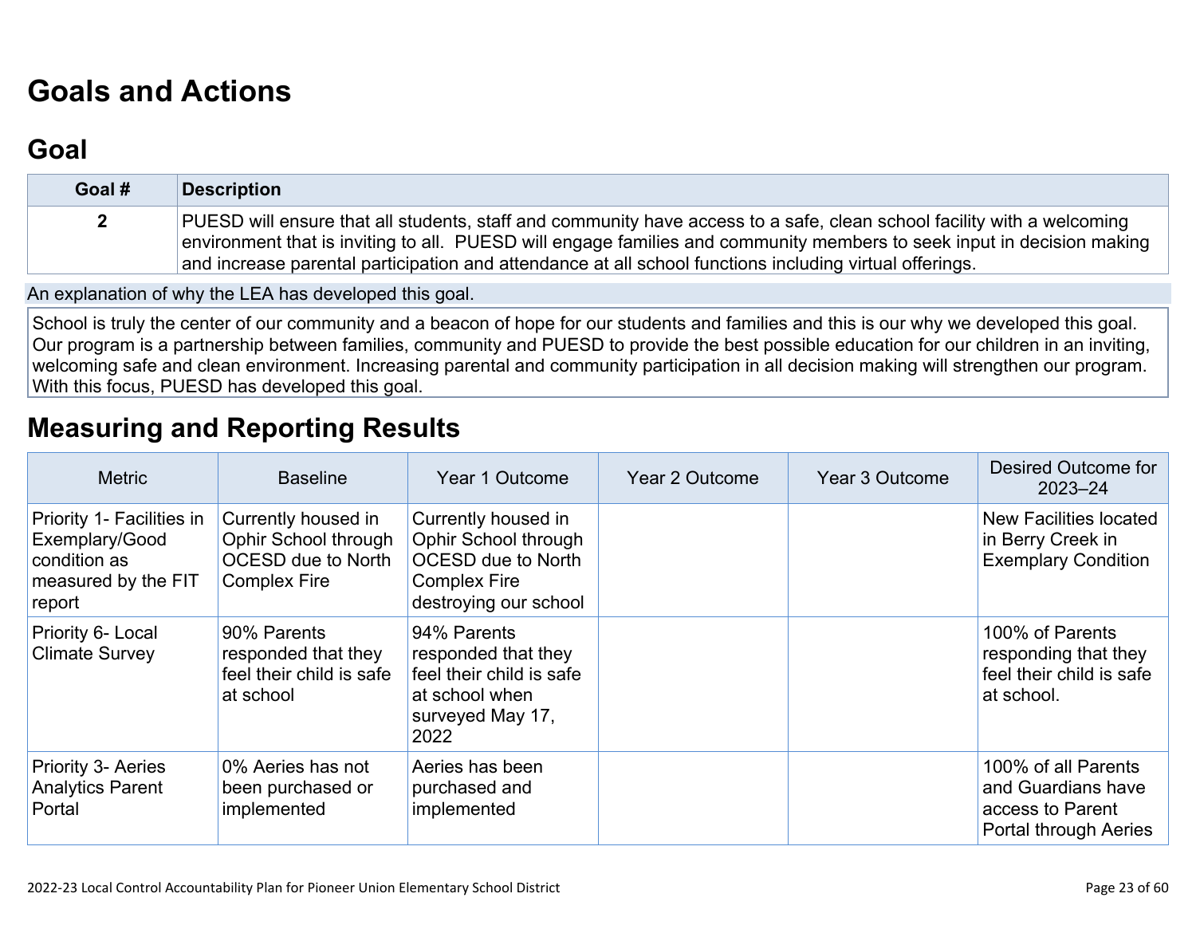# Goals and Actions

## Goal

| Goal # | Description |
| --- | --- |
| 2 | PUESD will ensure that all students, staff and community have access to a safe, clean school facility with a welcoming environment that is inviting to all. PUESD will engage families and community members to seek input in decision making and increase parental participation and attendance at all school functions including virtual offerings. |

An explanation of why the LEA has developed this goal.

School is truly the center of our community and a beacon of hope for our students and families and this is our why we developed this goal. Our program is a partnership between families, community and PUESD to provide the best possible education for our children in an inviting, welcoming safe and clean environment. Increasing parental and community participation in all decision making will strengthen our program. With this focus, PUESD has developed this goal.

# Measuring and Reporting Results

| Metric | Baseline | Year 1 Outcome | Year 2 Outcome | Year 3 Outcome | Desired Outcome for 2023–24 |
| --- | --- | --- | --- | --- | --- |
| Priority 1- Facilities in Exemplary/Good condition as measured by the FIT report | Currently housed in Ophir School through OCESD due to North Complex Fire | Currently housed in Ophir School through OCESD due to North Complex Fire destroying our school | | | New Facilities located in Berry Creek in Exemplary Condition |
| Priority 6- Local Climate Survey | 90% Parents responded that they feel their child is safe at school | 94% Parents responded that they feel their child is safe at school when surveyed May 17, 2022 | | | 100% of Parents responding that they feel their child is safe at school. |
| Priority 3- Aeries Analytics Parent Portal | 0% Aeries has not been purchased or implemented | Aeries has been purchased and implemented | | | 100% of all Parents and Guardians have access to Parent Portal through Aeries |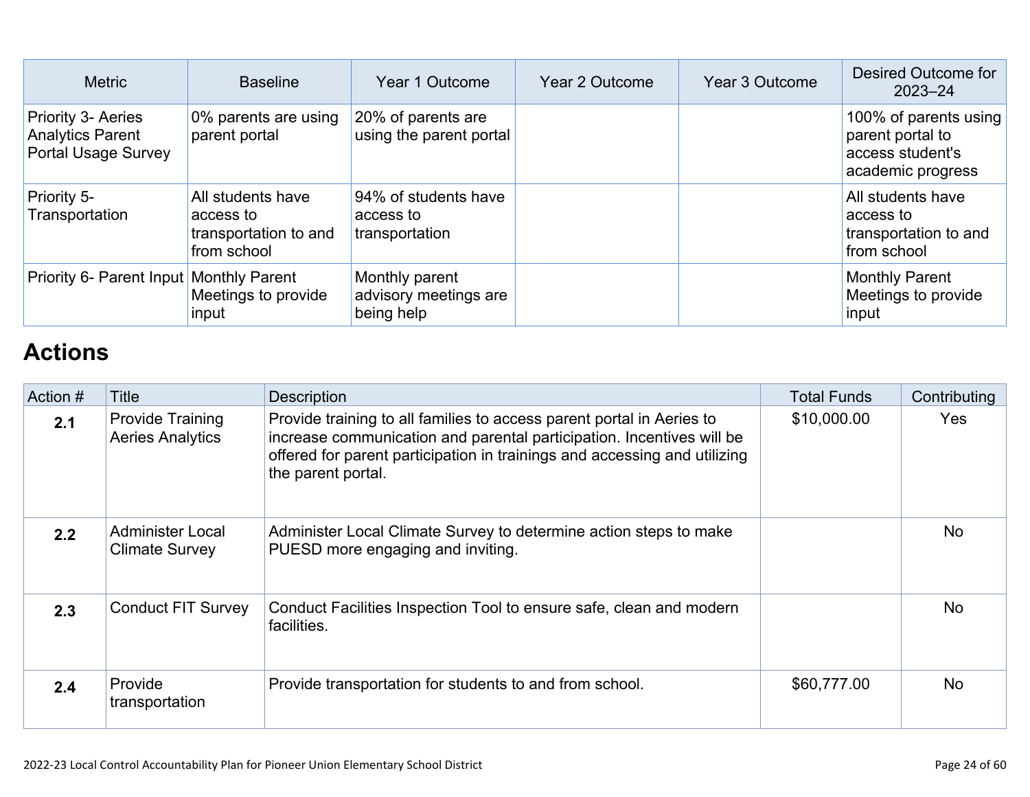| Metric | Baseline | Year 1 Outcome | Year 2 Outcome | Year 3 Outcome | Desired Outcome for 2023–24 |
|---|---|---|---|---|---|
| Priority 3- Aeries Analytics Parent Portal Usage Survey | 0% parents are using parent portal | 20% of parents are using the parent portal | | | 100% of parents using parent portal to access student's academic progress |
| Priority 5- Transportation | All students have access to transportation to and from school | 94% of students have access to transportation | | | All students have access to transportation to and from school |
| Priority 6- Parent Input | Monthly Parent Meetings to provide input | Monthly parent advisory meetings are being help | | | Monthly Parent Meetings to provide input |

## Actions

| Action # | Title | Description | Total Funds | Contributing |
|---|---|---|---|---|
| **2.1** | Provide Training Aeries Analytics | Provide training to all families to access parent portal in Aeries to increase communication and parental participation. Incentives will be offered for parent participation in trainings and accessing and utilizing the parent portal. | $10,000.00 | Yes |
| **2.2** | Administer Local Climate Survey | Administer Local Climate Survey to determine action steps to make PUESD more engaging and inviting. | | No |
| **2.3** | Conduct FIT Survey | Conduct Facilities Inspection Tool to ensure safe, clean and modern facilities. | | No |
| **2.4** | Provide transportation | Provide transportation for students to and from school. | $60,777.00 | No |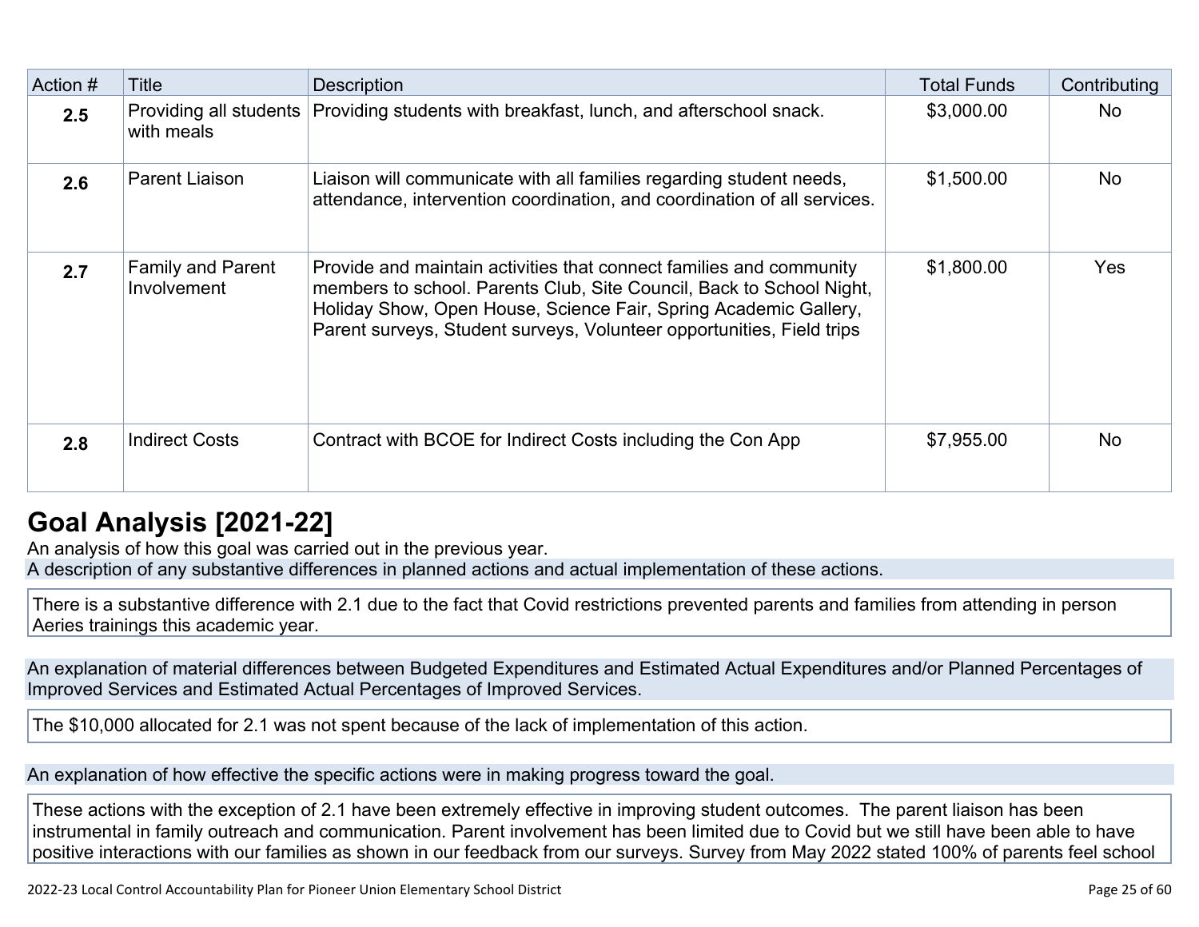| Action # | Title | Description | Total Funds | Contributing |
| --- | --- | --- | --- | --- |
| **2.5** | Providing all students with meals | Providing students with breakfast, lunch, and afterschool snack. | $3,000.00 | No |
| **2.6** | Parent Liaison | Liaison will communicate with all families regarding student needs, attendance, intervention coordination, and coordination of all services. | $1,500.00 | No |
| **2.7** | Family and Parent Involvement | Provide and maintain activities that connect families and community members to school. Parents Club, Site Council, Back to School Night, Holiday Show, Open House, Science Fair, Spring Academic Gallery, Parent surveys, Student surveys, Volunteer opportunities, Field trips | $1,800.00 | Yes |
| **2.8** | Indirect Costs | Contract with BCOE for Indirect Costs including the Con App | $7,955.00 | No |

## Goal Analysis [2021-22]

An analysis of how this goal was carried out in the previous year.

A description of any substantive differences in planned actions and actual implementation of these actions.

There is a substantive difference with 2.1 due to the fact that Covid restrictions prevented parents and families from attending in person Aeries trainings this academic year.

An explanation of material differences between Budgeted Expenditures and Estimated Actual Expenditures and/or Planned Percentages of Improved Services and Estimated Actual Percentages of Improved Services.

The $10,000 allocated for 2.1 was not spent because of the lack of implementation of this action.

An explanation of how effective the specific actions were in making progress toward the goal.

These actions with the exception of 2.1 have been extremely effective in improving student outcomes. The parent liaison has been instrumental in family outreach and communication. Parent involvement has been limited due to Covid but we still have been able to have positive interactions with our families as shown in our feedback from our surveys. Survey from May 2022 stated 100% of parents feel school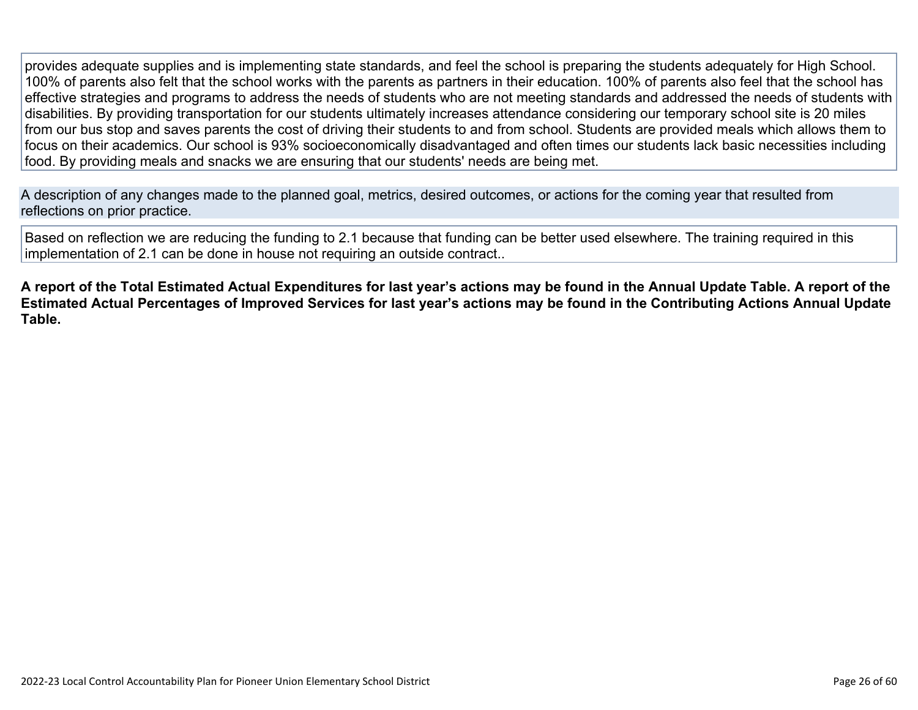provides adequate supplies and is implementing state standards, and feel the school is preparing the students adequately for High School. 100% of parents also felt that the school works with the parents as partners in their education. 100% of parents also feel that the school has effective strategies and programs to address the needs of students who are not meeting standards and addressed the needs of students with disabilities. By providing transportation for our students ultimately increases attendance considering our temporary school site is 20 miles from our bus stop and saves parents the cost of driving their students to and from school. Students are provided meals which allows them to focus on their academics. Our school is 93% socioeconomically disadvantaged and often times our students lack basic necessities including food. By providing meals and snacks we are ensuring that our students' needs are being met.

A description of any changes made to the planned goal, metrics, desired outcomes, or actions for the coming year that resulted from reflections on prior practice.

Based on reflection we are reducing the funding to 2.1 because that funding can be better used elsewhere. The training required in this implementation of 2.1 can be done in house not requiring an outside contract..

**A report of the Total Estimated Actual Expenditures for last year's actions may be found in the Annual Update Table. A report of the Estimated Actual Percentages of Improved Services for last year's actions may be found in the Contributing Actions Annual Update Table.**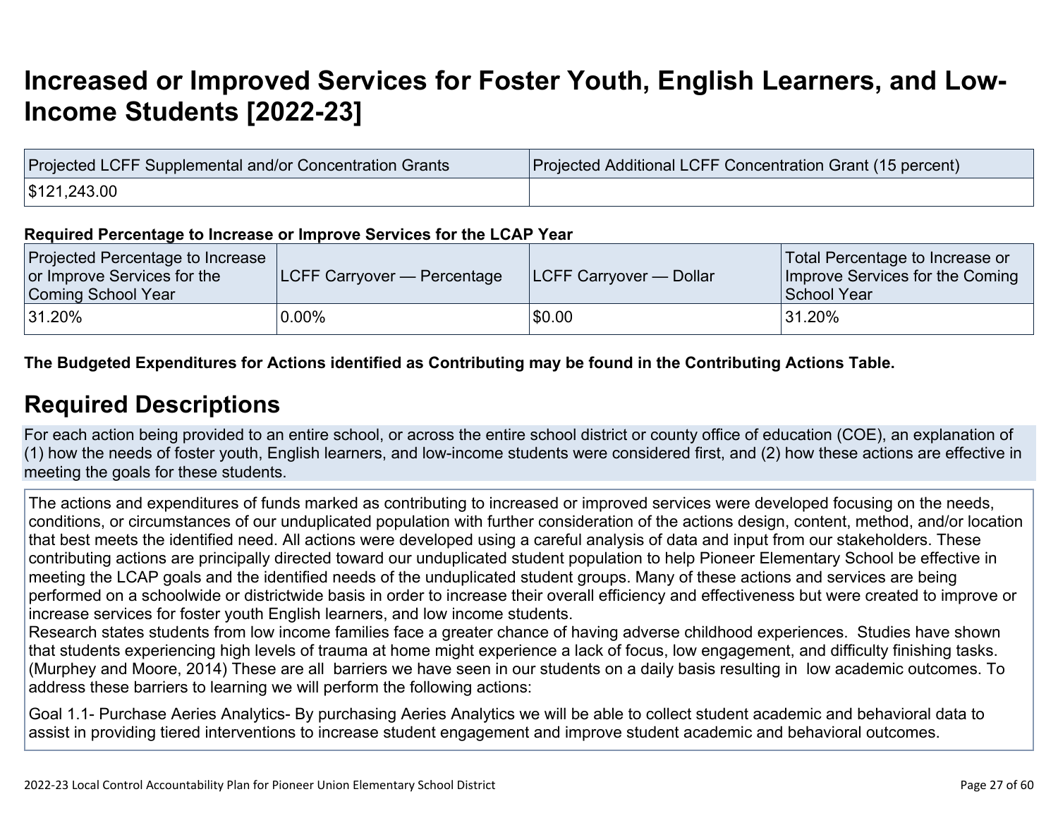# Increased or Improved Services for Foster Youth, English Learners, and Low-Income Students [2022-23]

| Projected LCFF Supplemental and/or Concentration Grants | Projected Additional LCFF Concentration Grant (15 percent) |
|---|---|
| $121,243.00 | |

**Required Percentage to Increase or Improve Services for the LCAP Year**

| Projected Percentage to Increase or Improve Services for the Coming School Year | LCFF Carryover — Percentage | LCFF Carryover — Dollar | Total Percentage to Increase or Improve Services for the Coming School Year |
|---|---|---|---|
| 31.20% | 0.00% | $0.00 | 31.20% |

**The Budgeted Expenditures for Actions identified as Contributing may be found in the Contributing Actions Table.**

## Required Descriptions

For each action being provided to an entire school, or across the entire school district or county office of education (COE), an explanation of (1) how the needs of foster youth, English learners, and low-income students were considered first, and (2) how these actions are effective in meeting the goals for these students.

The actions and expenditures of funds marked as contributing to increased or improved services were developed focusing on the needs, conditions, or circumstances of our unduplicated population with further consideration of the actions design, content, method, and/or location that best meets the identified need. All actions were developed using a careful analysis of data and input from our stakeholders. These contributing actions are principally directed toward our unduplicated student population to help Pioneer Elementary School be effective in meeting the LCAP goals and the identified needs of the unduplicated student groups. Many of these actions and services are being performed on a schoolwide or districtwide basis in order to increase their overall efficiency and effectiveness but were created to improve or increase services for foster youth English learners, and low income students.
Research states students from low income families face a greater chance of having adverse childhood experiences. Studies have shown that students experiencing high levels of trauma at home might experience a lack of focus, low engagement, and difficulty finishing tasks. (Murphey and Moore, 2014) These are all barriers we have seen in our students on a daily basis resulting in low academic outcomes. To address these barriers to learning we will perform the following actions:

Goal 1.1- Purchase Aeries Analytics- By purchasing Aeries Analytics we will be able to collect student academic and behavioral data to assist in providing tiered interventions to increase student engagement and improve student academic and behavioral outcomes.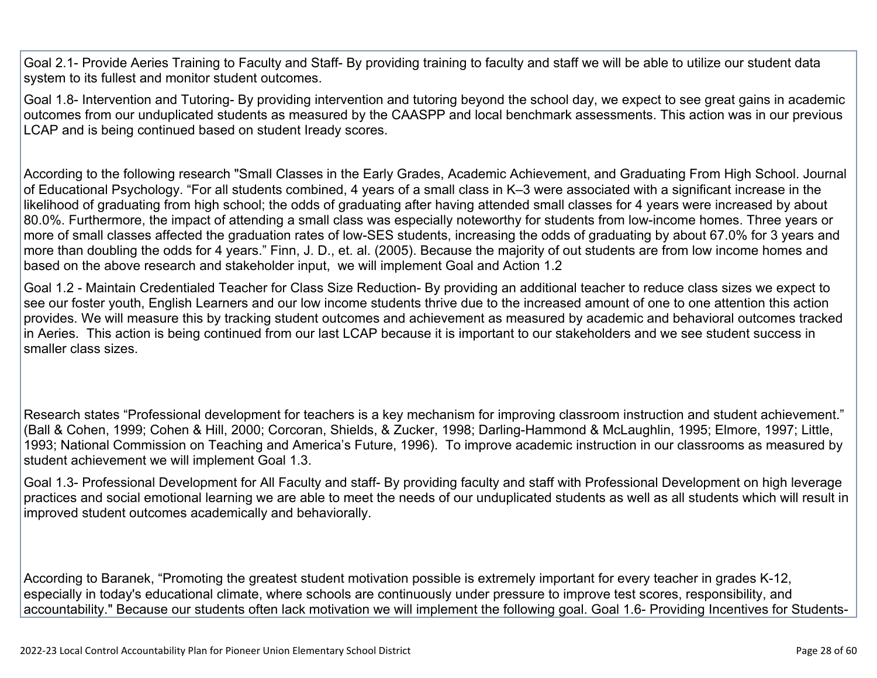Goal 2.1- Provide Aeries Training to Faculty and Staff- By providing training to faculty and staff we will be able to utilize our student data system to its fullest and monitor student outcomes.

Goal 1.8- Intervention and Tutoring- By providing intervention and tutoring beyond the school day, we expect to see great gains in academic outcomes from our unduplicated students as measured by the CAASPP and local benchmark assessments. This action was in our previous LCAP and is being continued based on student Iready scores.

According to the following research "Small Classes in the Early Grades, Academic Achievement, and Graduating From High School. Journal of Educational Psychology. “For all students combined, 4 years of a small class in K–3 were associated with a significant increase in the likelihood of graduating from high school; the odds of graduating after having attended small classes for 4 years were increased by about 80.0%. Furthermore, the impact of attending a small class was especially noteworthy for students from low-income homes. Three years or more of small classes affected the graduation rates of low-SES students, increasing the odds of graduating by about 67.0% for 3 years and more than doubling the odds for 4 years.” Finn, J. D., et. al. (2005). Because the majority of out students are from low income homes and based on the above research and stakeholder input, we will implement Goal and Action 1.2

Goal 1.2 - Maintain Credentialed Teacher for Class Size Reduction- By providing an additional teacher to reduce class sizes we expect to see our foster youth, English Learners and our low income students thrive due to the increased amount of one to one attention this action provides. We will measure this by tracking student outcomes and achievement as measured by academic and behavioral outcomes tracked in Aeries. This action is being continued from our last LCAP because it is important to our stakeholders and we see student success in smaller class sizes.

Research states “Professional development for teachers is a key mechanism for improving classroom instruction and student achievement.” (Ball & Cohen, 1999; Cohen & Hill, 2000; Corcoran, Shields, & Zucker, 1998; Darling-Hammond & McLaughlin, 1995; Elmore, 1997; Little, 1993; National Commission on Teaching and America’s Future, 1996). To improve academic instruction in our classrooms as measured by student achievement we will implement Goal 1.3.

Goal 1.3- Professional Development for All Faculty and staff- By providing faculty and staff with Professional Development on high leverage practices and social emotional learning we are able to meet the needs of our unduplicated students as well as all students which will result in improved student outcomes academically and behaviorally.

According to Baranek, “Promoting the greatest student motivation possible is extremely important for every teacher in grades K-12, especially in today's educational climate, where schools are continuously under pressure to improve test scores, responsibility, and accountability." Because our students often lack motivation we will implement the following goal. Goal 1.6- Providing Incentives for Students-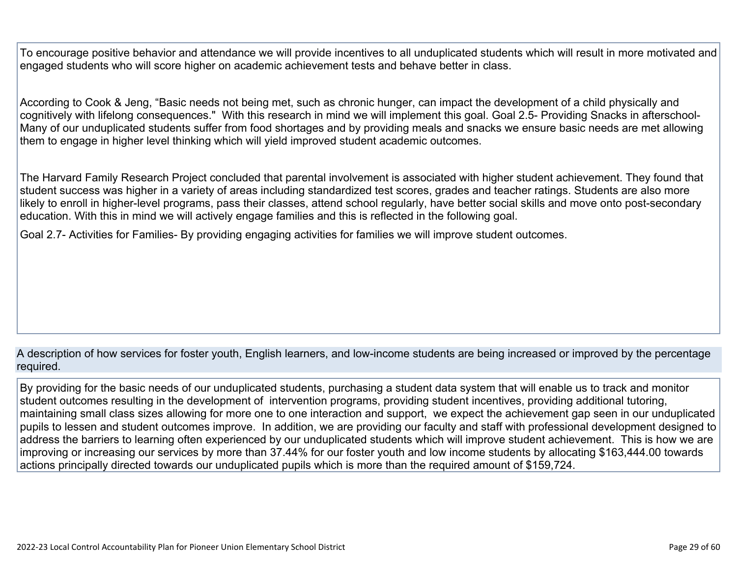To encourage positive behavior and attendance we will provide incentives to all unduplicated students which will result in more motivated and engaged students who will score higher on academic achievement tests and behave better in class.

According to Cook & Jeng, "Basic needs not being met, such as chronic hunger, can impact the development of a child physically and cognitively with lifelong consequences." With this research in mind we will implement this goal. Goal 2.5- Providing Snacks in afterschool- Many of our unduplicated students suffer from food shortages and by providing meals and snacks we ensure basic needs are met allowing them to engage in higher level thinking which will yield improved student academic outcomes.

The Harvard Family Research Project concluded that parental involvement is associated with higher student achievement. They found that student success was higher in a variety of areas including standardized test scores, grades and teacher ratings. Students are also more likely to enroll in higher-level programs, pass their classes, attend school regularly, have better social skills and move onto post-secondary education. With this in mind we will actively engage families and this is reflected in the following goal.

Goal 2.7- Activities for Families- By providing engaging activities for families we will improve student outcomes.

A description of how services for foster youth, English learners, and low-income students are being increased or improved by the percentage required.

By providing for the basic needs of our unduplicated students, purchasing a student data system that will enable us to track and monitor student outcomes resulting in the development of intervention programs, providing student incentives, providing additional tutoring, maintaining small class sizes allowing for more one to one interaction and support, we expect the achievement gap seen in our unduplicated pupils to lessen and student outcomes improve. In addition, we are providing our faculty and staff with professional development designed to address the barriers to learning often experienced by our unduplicated students which will improve student achievement. This is how we are improving or increasing our services by more than 37.44% for our foster youth and low income students by allocating $163,444.00 towards actions principally directed towards our unduplicated pupils which is more than the required amount of $159,724.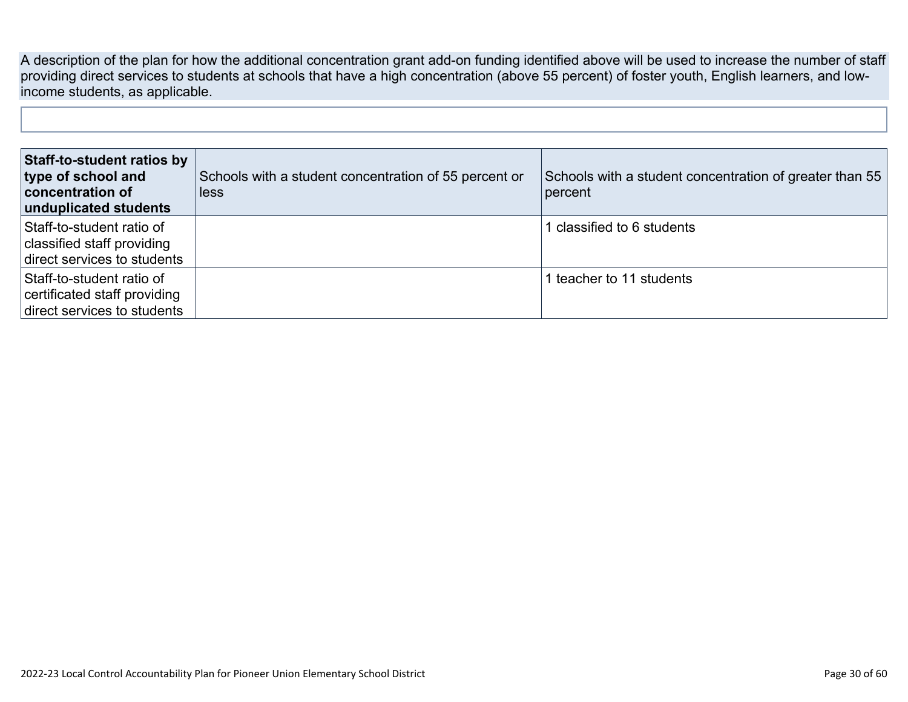A description of the plan for how the additional concentration grant add-on funding identified above will be used to increase the number of staff providing direct services to students at schools that have a high concentration (above 55 percent) of foster youth, English learners, and low-income students, as applicable.

| **Staff-to-student ratios by type of school and concentration of unduplicated students** | Schools with a student concentration of 55 percent or less | Schools with a student concentration of greater than 55 percent |
|---|---|---|
| Staff-to-student ratio of classified staff providing direct services to students | | 1 classified to 6 students |
| Staff-to-student ratio of certificated staff providing direct services to students | | 1 teacher to 11 students |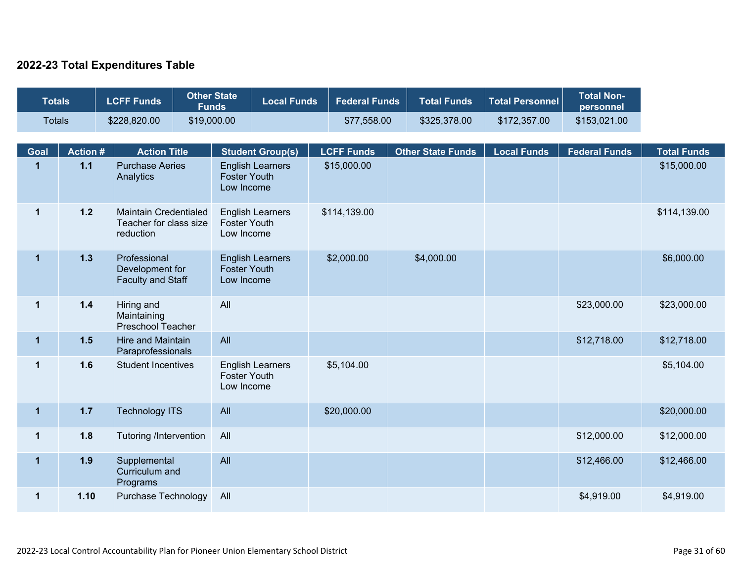## 2022-23 Total Expenditures Table

| Totals | LCFF Funds | Other State Funds | Local Funds | Federal Funds | Total Funds | Total Personnel | Total Non-personnel |
|---|---|---|---|---|---|---|---|
| Totals | $228,820.00 | $19,000.00 | | $77,558.00 | $325,378.00 | $172,357.00 | $153,021.00 |

| Goal | Action # | Action Title | Student Group(s) | LCFF Funds | Other State Funds | Local Funds | Federal Funds | Total Funds |
|---|---|---|---|---|---|---|---|---|
| 1 | 1.1 | Purchase Aeries Analytics | English Learners Foster Youth Low Income | $15,000.00 | | | | $15,000.00 |
| 1 | 1.2 | Maintain Credentialed Teacher for class size reduction | English Learners Foster Youth Low Income | $114,139.00 | | | | $114,139.00 |
| 1 | 1.3 | Professional Development for Faculty and Staff | English Learners Foster Youth Low Income | $2,000.00 | $4,000.00 | | | $6,000.00 |
| 1 | 1.4 | Hiring and Maintaining Preschool Teacher | All | | | | $23,000.00 | $23,000.00 |
| 1 | 1.5 | Hire and Maintain Paraprofessionals | All | | | | $12,718.00 | $12,718.00 |
| 1 | 1.6 | Student Incentives | English Learners Foster Youth Low Income | $5,104.00 | | | | $5,104.00 |
| 1 | 1.7 | Technology ITS | All | $20,000.00 | | | | $20,000.00 |
| 1 | 1.8 | Tutoring /Intervention | All | | | | $12,000.00 | $12,000.00 |
| 1 | 1.9 | Supplemental Curriculum and Programs | All | | | | $12,466.00 | $12,466.00 |
| 1 | 1.10 | Purchase Technology | All | | | | $4,919.00 | $4,919.00 |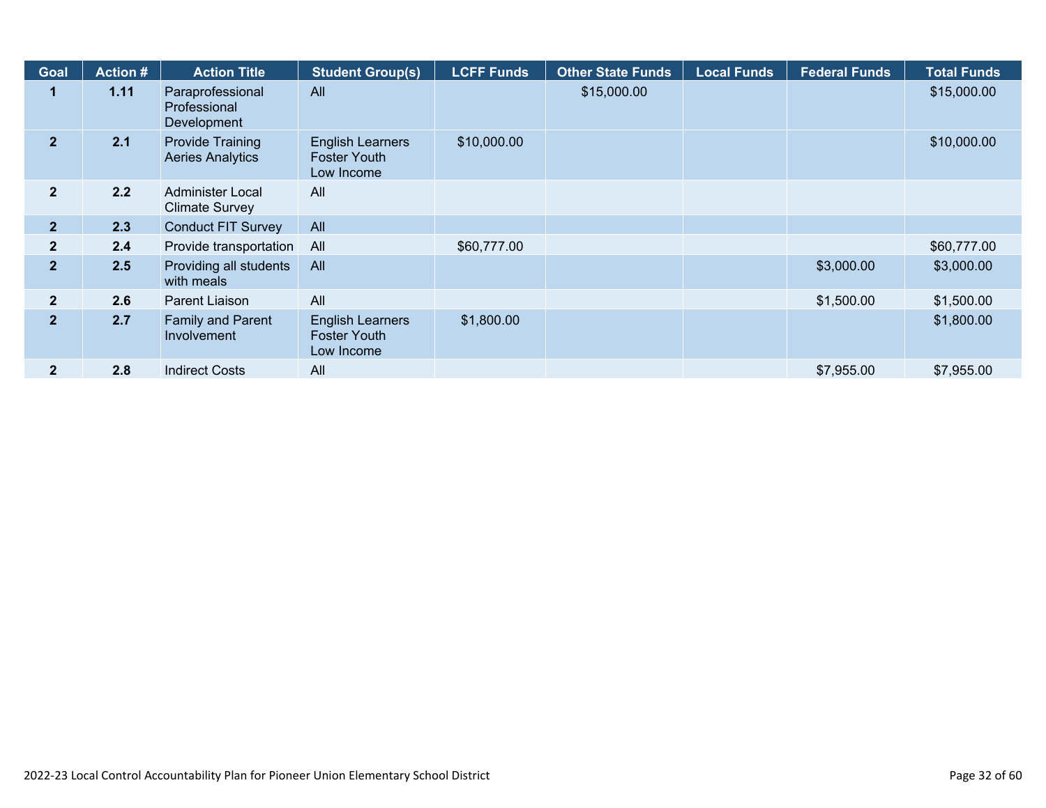| Goal | Action # | Action Title | Student Group(s) | LCFF Funds | Other State Funds | Local Funds | Federal Funds | Total Funds |
|---|---|---|---|---|---|---|---|---|
| 1 | 1.11 | Paraprofessional Professional Development | All | | $15,000.00 | | | $15,000.00 |
| 2 | 2.1 | Provide Training Aeries Analytics | English Learners<br>Foster Youth<br>Low Income | $10,000.00 | | | | $10,000.00 |
| 2 | 2.2 | Administer Local Climate Survey | All | | | | | |
| 2 | 2.3 | Conduct FIT Survey | All | | | | | |
| 2 | 2.4 | Provide transportation | All | $60,777.00 | | | | $60,777.00 |
| 2 | 2.5 | Providing all students with meals | All | | | | $3,000.00 | $3,000.00 |
| 2 | 2.6 | Parent Liaison | All | | | | $1,500.00 | $1,500.00 |
| 2 | 2.7 | Family and Parent Involvement | English Learners<br>Foster Youth<br>Low Income | $1,800.00 | | | | $1,800.00 |
| 2 | 2.8 | Indirect Costs | All | | | | $7,955.00 | $7,955.00 |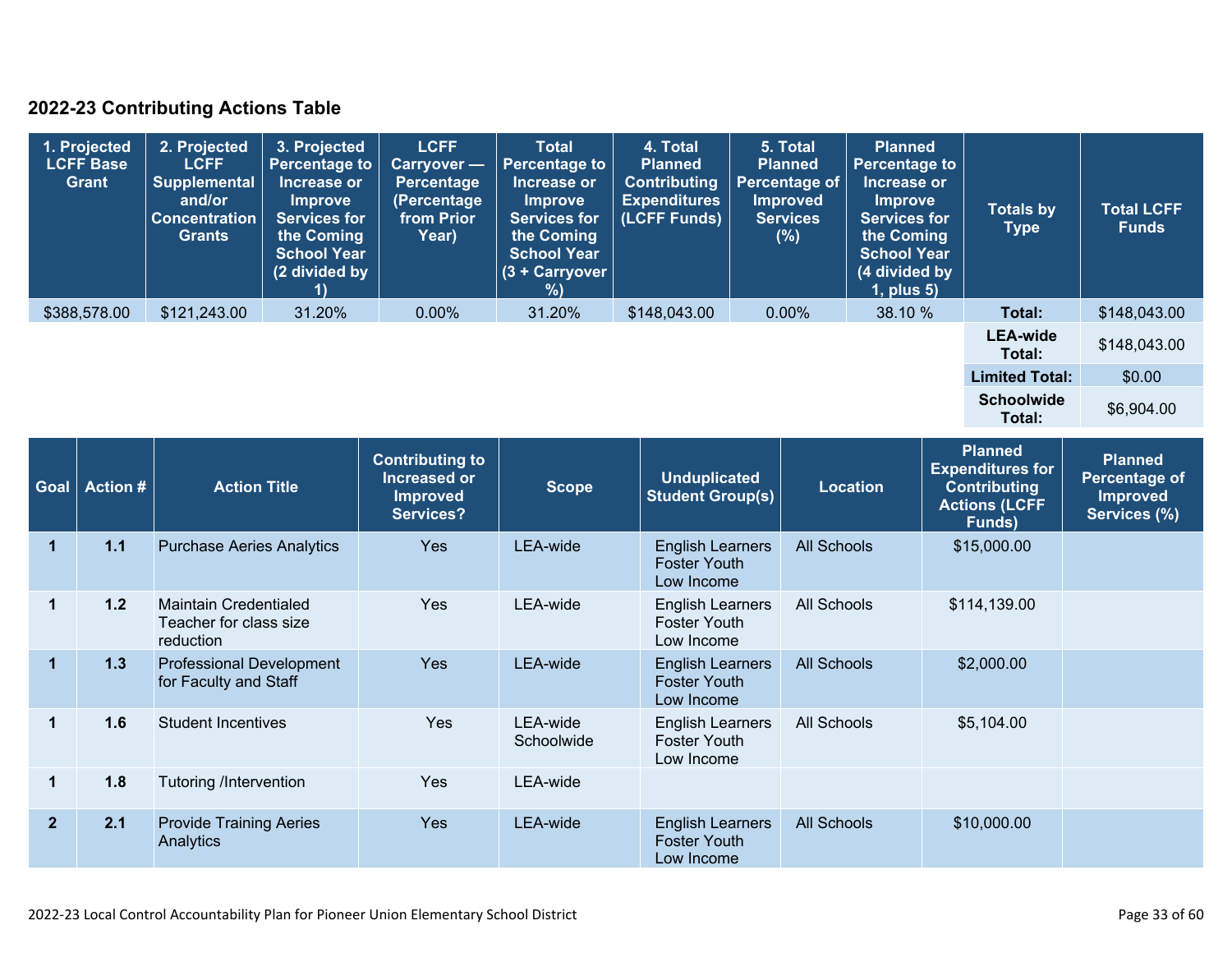## 2022-23 Contributing Actions Table

| 1. Projected LCFF Base Grant | 2. Projected LCFF Supplemental and/or Concentration Grants | 3. Projected Percentage to Increase or Improve Services for the Coming School Year (2 divided by 1) | LCFF Carryover — Percentage (Percentage from Prior Year) | Total Percentage to Increase or Improve Services for the Coming School Year (3 + Carryover %) | 4. Total Planned Contributing Expenditures (LCFF Funds) | 5. Total Planned Percentage of Improved Services (%) | Planned Percentage to Increase or Improve Services for the Coming School Year (4 divided by 1, plus 5) | Totals by Type | Total LCFF Funds |
|---|---|---|---|---|---|---|---|---|---|
| $388,578.00 | $121,243.00 | 31.20% | 0.00% | 31.20% | $148,043.00 | 0.00% | 38.10 % | **Total:** | $148,043.00 |
| | | | | | | | | **LEA-wide Total:** | $148,043.00 |
| | | | | | | | | **Limited Total:** | $0.00 |
| | | | | | | | | **Schoolwide Total:** | $6,904.00 |

| Goal | Action # | Action Title | Contributing to Increased or Improved Services? | Scope | Unduplicated Student Group(s) | Location | Planned Expenditures for Contributing Actions (LCFF Funds) | Planned Percentage of Improved Services (%) |
|---|---|---|---|---|---|---|---|---|
| 1 | 1.1 | Purchase Aeries Analytics | Yes | LEA-wide | English Learners Foster Youth Low Income | All Schools | $15,000.00 | |
| 1 | 1.2 | Maintain Credentialed Teacher for class size reduction | Yes | LEA-wide | English Learners Foster Youth Low Income | All Schools | $114,139.00 | |
| 1 | 1.3 | Professional Development for Faculty and Staff | Yes | LEA-wide | English Learners Foster Youth Low Income | All Schools | $2,000.00 | |
| 1 | 1.6 | Student Incentives | Yes | LEA-wide Schoolwide | English Learners Foster Youth Low Income | All Schools | $5,104.00 | |
| 1 | 1.8 | Tutoring /Intervention | Yes | LEA-wide | | | | |
| 2 | 2.1 | Provide Training Aeries Analytics | Yes | LEA-wide | English Learners Foster Youth Low Income | All Schools | $10,000.00 | |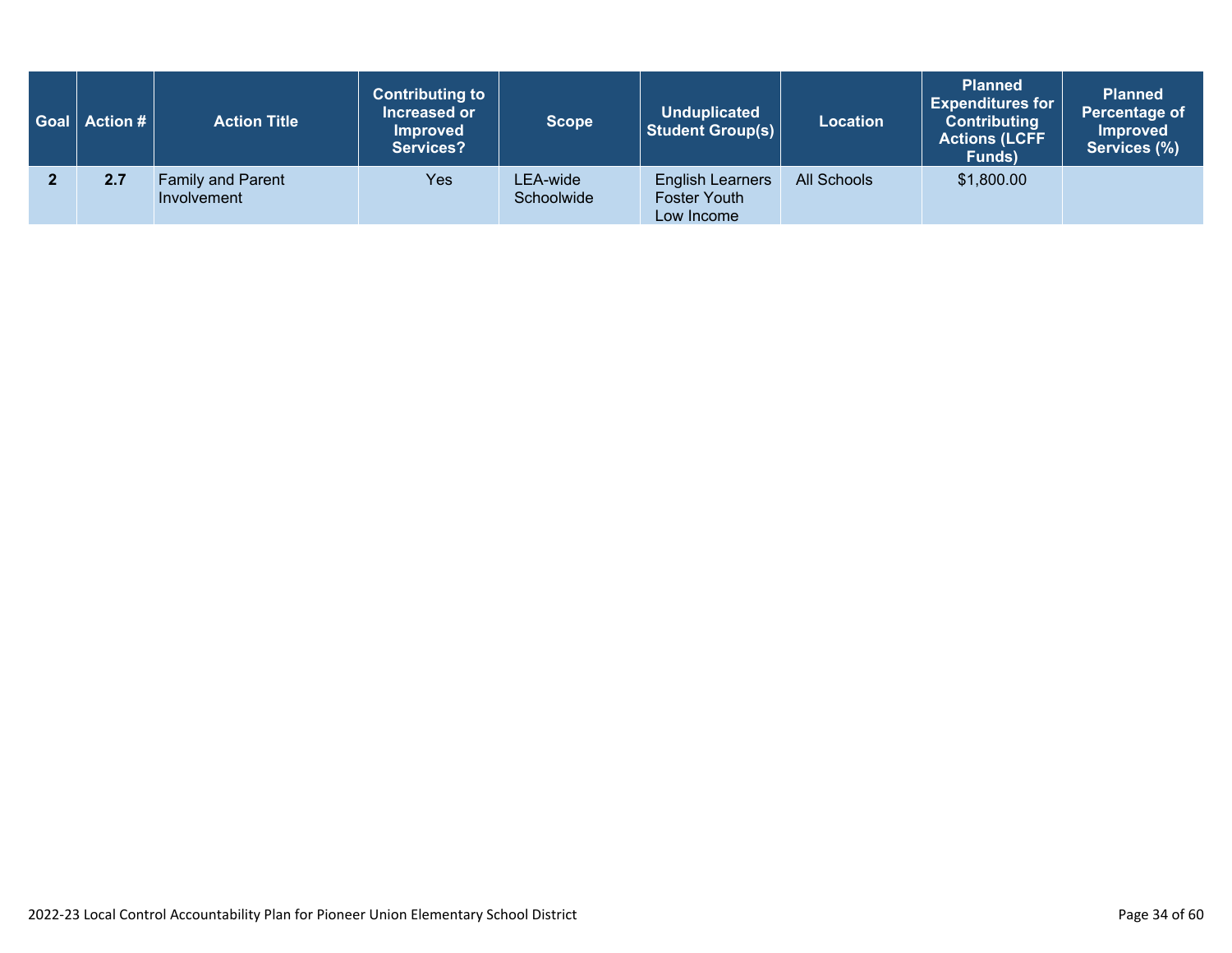| Goal | Action # | Action Title | Contributing to Increased or Improved Services? | Scope | Unduplicated Student Group(s) | Location | Planned Expenditures for Contributing Actions (LCFF Funds) | Planned Percentage of Improved Services (%) |
|---|---|---|---|---|---|---|---|---|
| 2 | 2.7 | Family and Parent Involvement | Yes | LEA-wide Schoolwide | English Learners Foster Youth Low Income | All Schools | $1,800.00 | |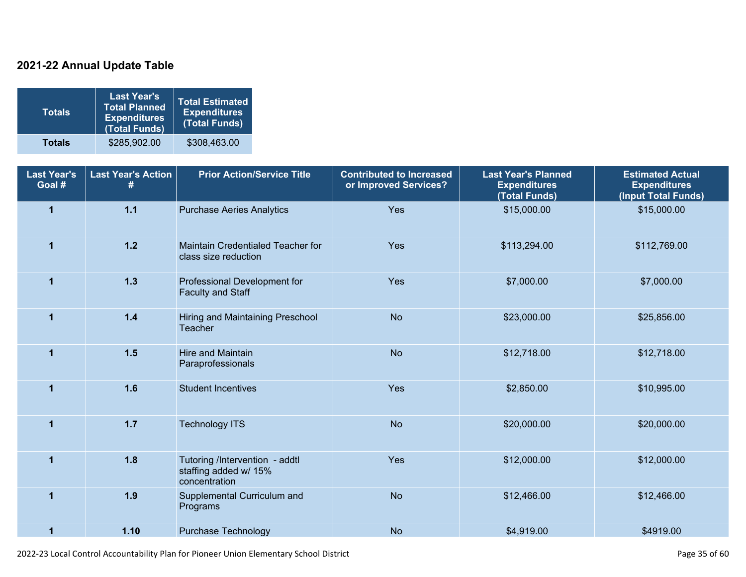## 2021-22 Annual Update Table

| Totals | Last Year's Total Planned Expenditures (Total Funds) | Total Estimated Expenditures (Total Funds) |
|---|---|---|
| **Totals** | $285,902.00 | $308,463.00 |

| Last Year's Goal # | Last Year's Action # | Prior Action/Service Title | Contributed to Increased or Improved Services? | Last Year's Planned Expenditures (Total Funds) | Estimated Actual Expenditures (Input Total Funds) |
|---|---|---|---|---|---|
| 1 | 1.1 | Purchase Aeries Analytics | Yes | $15,000.00 | $15,000.00 |
| 1 | 1.2 | Maintain Credentialed Teacher for class size reduction | Yes | $113,294.00 | $112,769.00 |
| 1 | 1.3 | Professional Development for Faculty and Staff | Yes | $7,000.00 | $7,000.00 |
| 1 | 1.4 | Hiring and Maintaining Preschool Teacher | No | $23,000.00 | $25,856.00 |
| 1 | 1.5 | Hire and Maintain Paraprofessionals | No | $12,718.00 | $12,718.00 |
| 1 | 1.6 | Student Incentives | Yes | $2,850.00 | $10,995.00 |
| 1 | 1.7 | Technology ITS | No | $20,000.00 | $20,000.00 |
| 1 | 1.8 | Tutoring /Intervention - addtl staffing added w/ 15% concentration | Yes | $12,000.00 | $12,000.00 |
| 1 | 1.9 | Supplemental Curriculum and Programs | No | $12,466.00 | $12,466.00 |
| 1 | 1.10 | Purchase Technology | No | $4,919.00 | $4919.00 |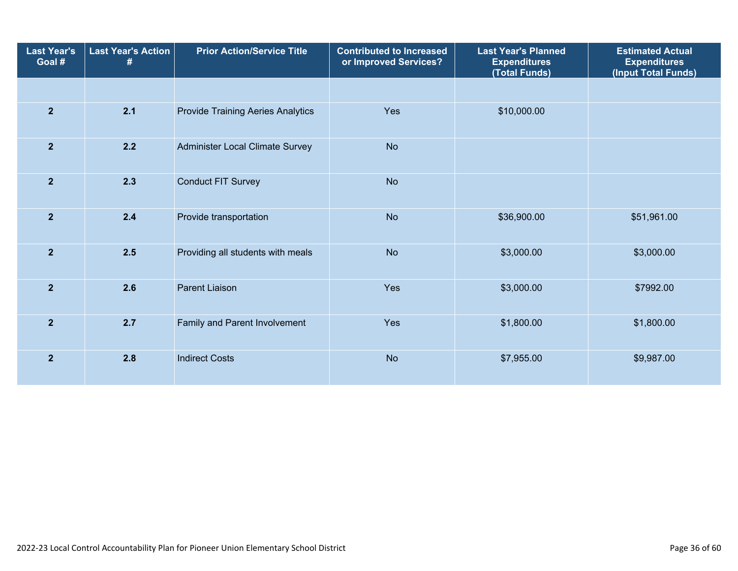| Last Year's Goal # | Last Year's Action # | Prior Action/Service Title | Contributed to Increased or Improved Services? | Last Year's Planned Expenditures (Total Funds) | Estimated Actual Expenditures (Input Total Funds) |
|---|---|---|---|---|---|
| | | | | | |
| 2 | 2.1 | Provide Training Aeries Analytics | Yes | $10,000.00 | |
| 2 | 2.2 | Administer Local Climate Survey | No | | |
| 2 | 2.3 | Conduct FIT Survey | No | | |
| 2 | 2.4 | Provide transportation | No | $36,900.00 | $51,961.00 |
| 2 | 2.5 | Providing all students with meals | No | $3,000.00 | $3,000.00 |
| 2 | 2.6 | Parent Liaison | Yes | $3,000.00 | $7992.00 |
| 2 | 2.7 | Family and Parent Involvement | Yes | $1,800.00 | $1,800.00 |
| 2 | 2.8 | Indirect Costs | No | $7,955.00 | $9,987.00 |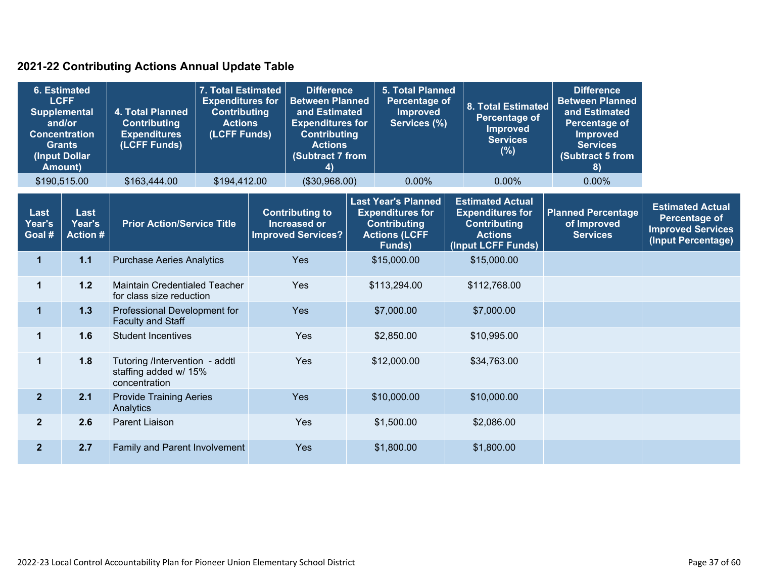## 2021-22 Contributing Actions Annual Update Table

| 6. Estimated LCFF Supplemental and/or Concentration Grants (Input Dollar Amount) | 4. Total Planned Contributing Expenditures (LCFF Funds) | 7. Total Estimated Expenditures for Contributing Actions (LCFF Funds) | Difference Between Planned and Estimated Expenditures for Contributing Actions (Subtract 7 from 4) | 5. Total Planned Percentage of Improved Services (%) | 8. Total Estimated Percentage of Improved Services (%) | Difference Between Planned and Estimated Percentage of Improved Services (Subtract 5 from 8) |
|---|---|---|---|---|---|---|
| $190,515.00 | $163,444.00 | $194,412.00 | ($30,968.00) | 0.00% | 0.00% | 0.00% |

| Last Year's Goal # | Last Year's Action # | Prior Action/Service Title | Contributing to Increased or Improved Services? | Last Year's Planned Expenditures for Contributing Actions (LCFF Funds) | Estimated Actual Expenditures for Contributing Actions (Input LCFF Funds) | Planned Percentage of Improved Services | Estimated Actual Percentage of Improved Services (Input Percentage) |
|---|---|---|---|---|---|---|---|
| 1 | 1.1 | Purchase Aeries Analytics | Yes | $15,000.00 | $15,000.00 | | |
| 1 | 1.2 | Maintain Credentialed Teacher for class size reduction | Yes | $113,294.00 | $112,768.00 | | |
| 1 | 1.3 | Professional Development for Faculty and Staff | Yes | $7,000.00 | $7,000.00 | | |
| 1 | 1.6 | Student Incentives | Yes | $2,850.00 | $10,995.00 | | |
| 1 | 1.8 | Tutoring /Intervention - addtl staffing added w/ 15% concentration | Yes | $12,000.00 | $34,763.00 | | |
| 2 | 2.1 | Provide Training Aeries Analytics | Yes | $10,000.00 | $10,000.00 | | |
| 2 | 2.6 | Parent Liaison | Yes | $1,500.00 | $2,086.00 | | |
| 2 | 2.7 | Family and Parent Involvement | Yes | $1,800.00 | $1,800.00 | | |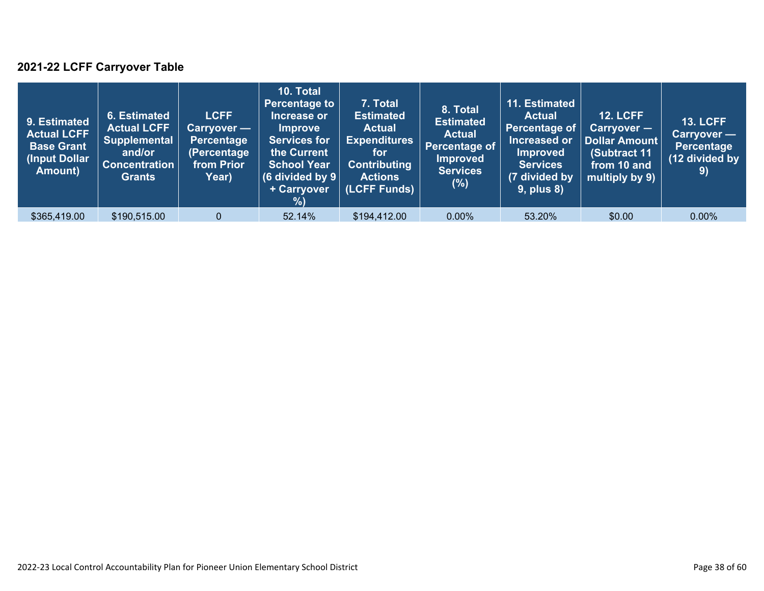### 2021-22 LCFF Carryover Table

| 9. Estimated Actual LCFF Base Grant (Input Dollar Amount) | 6. Estimated Actual LCFF Supplemental and/or Concentration Grants | LCFF Carryover — Percentage (Percentage from Prior Year) | 10. Total Percentage to Increase or Improve Services for the Current School Year (6 divided by 9 + Carryover %) | 7. Total Estimated Actual Expenditures for Contributing Actions (LCFF Funds) | 8. Total Estimated Actual Percentage of Improved Services (%) | 11. Estimated Actual Percentage of Increased or Improved Services (7 divided by 9, plus 8) | 12. LCFF Carryover — Dollar Amount (Subtract 11 from 10 and multiply by 9) | 13. LCFF Carryover — Percentage (12 divided by 9) |
|---|---|---|---|---|---|---|---|---|
| $365,419.00 | $190,515.00 | 0 | 52.14% | $194,412.00 | 0.00% | 53.20% | $0.00 | 0.00% |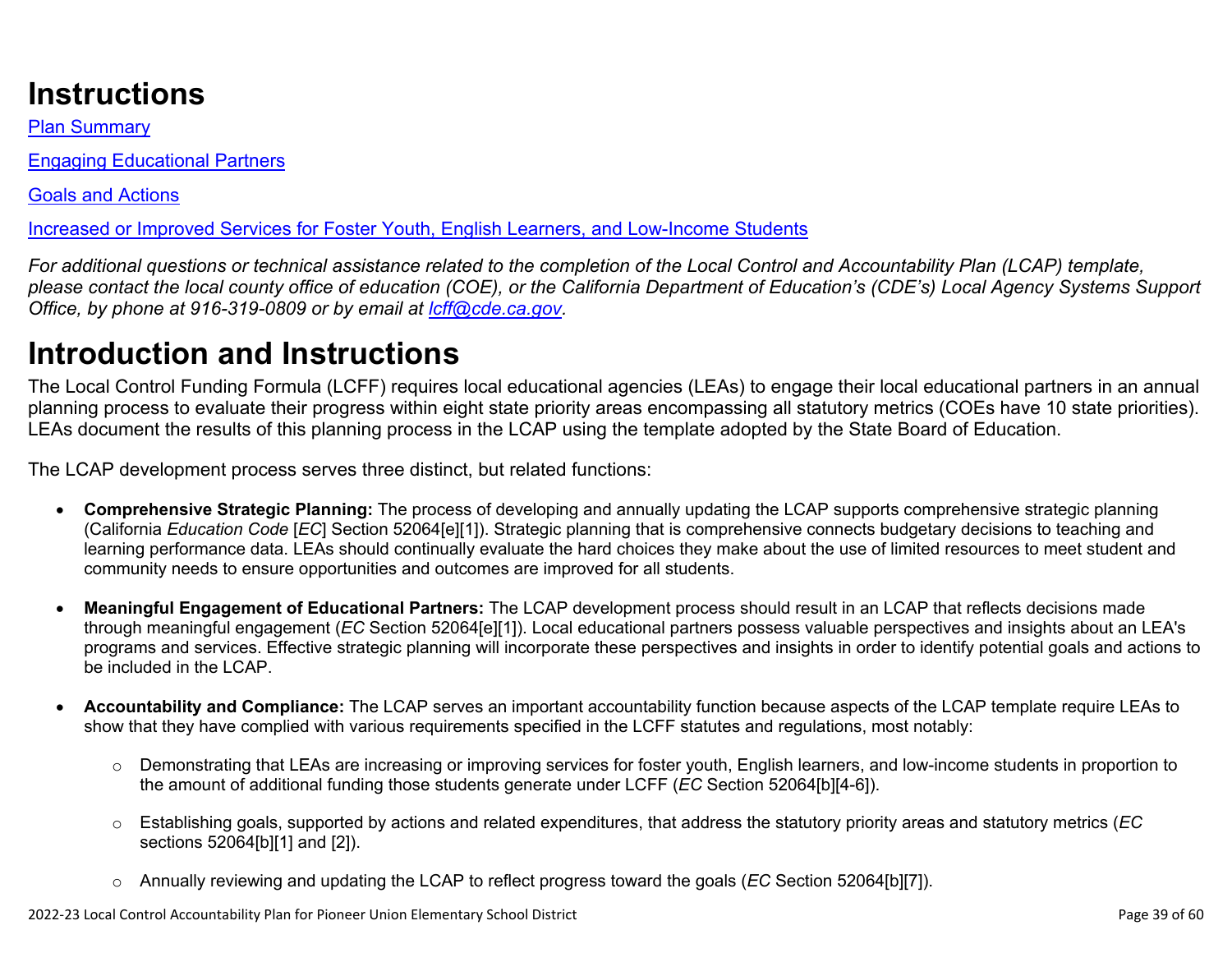# Instructions

[Plan Summary]

[Engaging Educational Partners]

[Goals and Actions]

[Increased or Improved Services for Foster Youth, English Learners, and Low-Income Students]

*For additional questions or technical assistance related to the completion of the Local Control and Accountability Plan (LCAP) template, please contact the local county office of education (COE), or the California Department of Education's (CDE's) Local Agency Systems Support Office, by phone at 916-319-0809 or by email at lcff@cde.ca.gov.*

# Introduction and Instructions

The Local Control Funding Formula (LCFF) requires local educational agencies (LEAs) to engage their local educational partners in an annual planning process to evaluate their progress within eight state priority areas encompassing all statutory metrics (COEs have 10 state priorities). LEAs document the results of this planning process in the LCAP using the template adopted by the State Board of Education.

The LCAP development process serves three distinct, but related functions:

- **Comprehensive Strategic Planning:** The process of developing and annually updating the LCAP supports comprehensive strategic planning (California *Education Code* [*EC*] Section 52064[e][1]). Strategic planning that is comprehensive connects budgetary decisions to teaching and learning performance data. LEAs should continually evaluate the hard choices they make about the use of limited resources to meet student and community needs to ensure opportunities and outcomes are improved for all students.

- **Meaningful Engagement of Educational Partners:** The LCAP development process should result in an LCAP that reflects decisions made through meaningful engagement (*EC* Section 52064[e][1]). Local educational partners possess valuable perspectives and insights about an LEA's programs and services. Effective strategic planning will incorporate these perspectives and insights in order to identify potential goals and actions to be included in the LCAP.

- **Accountability and Compliance:** The LCAP serves an important accountability function because aspects of the LCAP template require LEAs to show that they have complied with various requirements specified in the LCFF statutes and regulations, most notably:

  - Demonstrating that LEAs are increasing or improving services for foster youth, English learners, and low-income students in proportion to the amount of additional funding those students generate under LCFF (*EC* Section 52064[b][4-6]).

  - Establishing goals, supported by actions and related expenditures, that address the statutory priority areas and statutory metrics (*EC* sections 52064[b][1] and [2]).

  - Annually reviewing and updating the LCAP to reflect progress toward the goals (*EC* Section 52064[b][7]).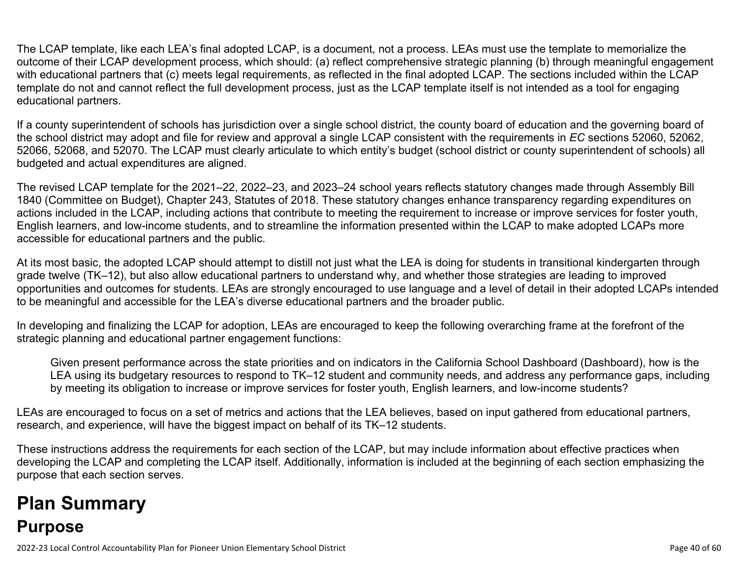The LCAP template, like each LEA's final adopted LCAP, is a document, not a process. LEAs must use the template to memorialize the outcome of their LCAP development process, which should: (a) reflect comprehensive strategic planning (b) through meaningful engagement with educational partners that (c) meets legal requirements, as reflected in the final adopted LCAP. The sections included within the LCAP template do not and cannot reflect the full development process, just as the LCAP template itself is not intended as a tool for engaging educational partners.

If a county superintendent of schools has jurisdiction over a single school district, the county board of education and the governing board of the school district may adopt and file for review and approval a single LCAP consistent with the requirements in *EC* sections 52060, 52062, 52066, 52068, and 52070. The LCAP must clearly articulate to which entity's budget (school district or county superintendent of schools) all budgeted and actual expenditures are aligned.

The revised LCAP template for the 2021–22, 2022–23, and 2023–24 school years reflects statutory changes made through Assembly Bill 1840 (Committee on Budget), Chapter 243, Statutes of 2018. These statutory changes enhance transparency regarding expenditures on actions included in the LCAP, including actions that contribute to meeting the requirement to increase or improve services for foster youth, English learners, and low-income students, and to streamline the information presented within the LCAP to make adopted LCAPs more accessible for educational partners and the public.

At its most basic, the adopted LCAP should attempt to distill not just what the LEA is doing for students in transitional kindergarten through grade twelve (TK–12), but also allow educational partners to understand why, and whether those strategies are leading to improved opportunities and outcomes for students. LEAs are strongly encouraged to use language and a level of detail in their adopted LCAPs intended to be meaningful and accessible for the LEA's diverse educational partners and the broader public.

In developing and finalizing the LCAP for adoption, LEAs are encouraged to keep the following overarching frame at the forefront of the strategic planning and educational partner engagement functions:

> Given present performance across the state priorities and on indicators in the California School Dashboard (Dashboard), how is the LEA using its budgetary resources to respond to TK–12 student and community needs, and address any performance gaps, including by meeting its obligation to increase or improve services for foster youth, English learners, and low-income students?

LEAs are encouraged to focus on a set of metrics and actions that the LEA believes, based on input gathered from educational partners, research, and experience, will have the biggest impact on behalf of its TK–12 students.

These instructions address the requirements for each section of the LCAP, but may include information about effective practices when developing the LCAP and completing the LCAP itself. Additionally, information is included at the beginning of each section emphasizing the purpose that each section serves.

# Plan Summary

## Purpose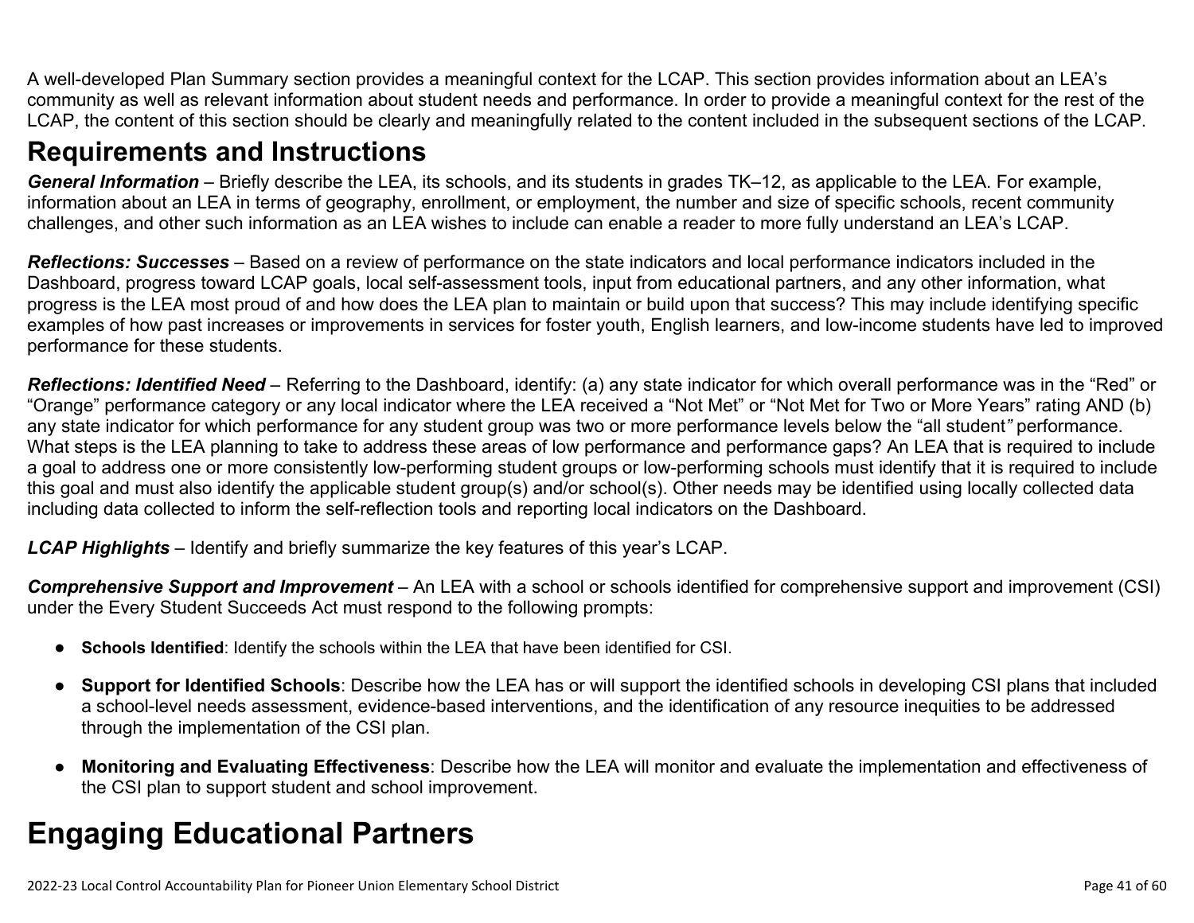A well-developed Plan Summary section provides a meaningful context for the LCAP. This section provides information about an LEA's community as well as relevant information about student needs and performance. In order to provide a meaningful context for the rest of the LCAP, the content of this section should be clearly and meaningfully related to the content included in the subsequent sections of the LCAP.

## Requirements and Instructions

***General Information*** – Briefly describe the LEA, its schools, and its students in grades TK–12, as applicable to the LEA. For example, information about an LEA in terms of geography, enrollment, or employment, the number and size of specific schools, recent community challenges, and other such information as an LEA wishes to include can enable a reader to more fully understand an LEA's LCAP.

***Reflections: Successes*** – Based on a review of performance on the state indicators and local performance indicators included in the Dashboard, progress toward LCAP goals, local self-assessment tools, input from educational partners, and any other information, what progress is the LEA most proud of and how does the LEA plan to maintain or build upon that success? This may include identifying specific examples of how past increases or improvements in services for foster youth, English learners, and low-income students have led to improved performance for these students.

***Reflections: Identified Need*** – Referring to the Dashboard, identify: (a) any state indicator for which overall performance was in the "Red" or "Orange" performance category or any local indicator where the LEA received a "Not Met" or "Not Met for Two or More Years" rating AND (b) any state indicator for which performance for any student group was two or more performance levels below the "all student*"* performance. What steps is the LEA planning to take to address these areas of low performance and performance gaps? An LEA that is required to include a goal to address one or more consistently low-performing student groups or low-performing schools must identify that it is required to include this goal and must also identify the applicable student group(s) and/or school(s). Other needs may be identified using locally collected data including data collected to inform the self-reflection tools and reporting local indicators on the Dashboard.

***LCAP Highlights*** – Identify and briefly summarize the key features of this year's LCAP.

***Comprehensive Support and Improvement*** – An LEA with a school or schools identified for comprehensive support and improvement (CSI) under the Every Student Succeeds Act must respond to the following prompts:

- **Schools Identified**: Identify the schools within the LEA that have been identified for CSI.
- **Support for Identified Schools**: Describe how the LEA has or will support the identified schools in developing CSI plans that included a school-level needs assessment, evidence-based interventions, and the identification of any resource inequities to be addressed through the implementation of the CSI plan.
- **Monitoring and Evaluating Effectiveness**: Describe how the LEA will monitor and evaluate the implementation and effectiveness of the CSI plan to support student and school improvement.

# Engaging Educational Partners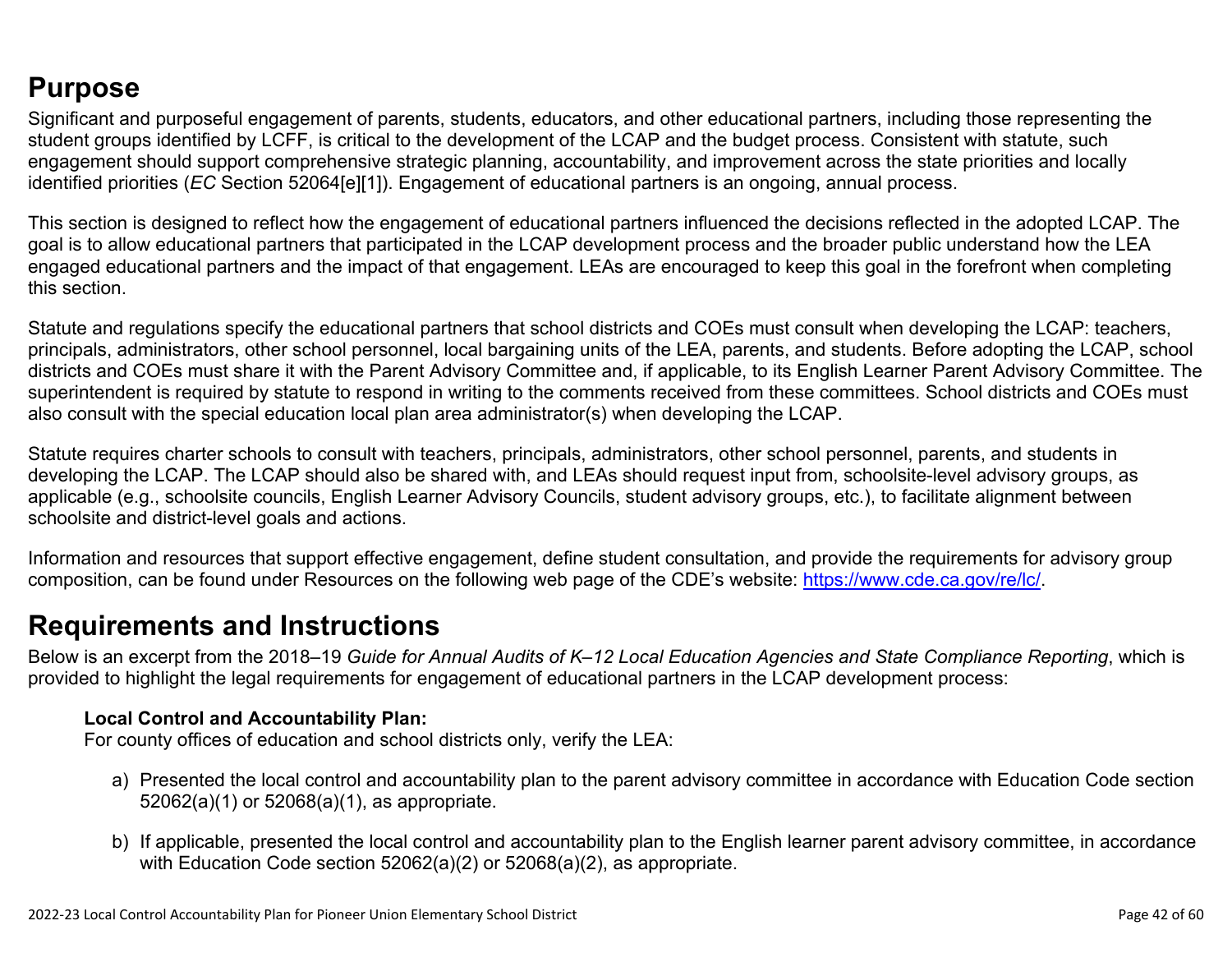## Purpose

Significant and purposeful engagement of parents, students, educators, and other educational partners, including those representing the student groups identified by LCFF, is critical to the development of the LCAP and the budget process. Consistent with statute, such engagement should support comprehensive strategic planning, accountability, and improvement across the state priorities and locally identified priorities (*EC* Section 52064[e][1]). Engagement of educational partners is an ongoing, annual process.

This section is designed to reflect how the engagement of educational partners influenced the decisions reflected in the adopted LCAP. The goal is to allow educational partners that participated in the LCAP development process and the broader public understand how the LEA engaged educational partners and the impact of that engagement. LEAs are encouraged to keep this goal in the forefront when completing this section.

Statute and regulations specify the educational partners that school districts and COEs must consult when developing the LCAP: teachers, principals, administrators, other school personnel, local bargaining units of the LEA, parents, and students. Before adopting the LCAP, school districts and COEs must share it with the Parent Advisory Committee and, if applicable, to its English Learner Parent Advisory Committee. The superintendent is required by statute to respond in writing to the comments received from these committees. School districts and COEs must also consult with the special education local plan area administrator(s) when developing the LCAP.

Statute requires charter schools to consult with teachers, principals, administrators, other school personnel, parents, and students in developing the LCAP. The LCAP should also be shared with, and LEAs should request input from, schoolsite-level advisory groups, as applicable (e.g., schoolsite councils, English Learner Advisory Councils, student advisory groups, etc.), to facilitate alignment between schoolsite and district-level goals and actions.

Information and resources that support effective engagement, define student consultation, and provide the requirements for advisory group composition, can be found under Resources on the following web page of the CDE's website: https://www.cde.ca.gov/re/lc/.

## Requirements and Instructions

Below is an excerpt from the 2018–19 *Guide for Annual Audits of K–12 Local Education Agencies and State Compliance Reporting*, which is provided to highlight the legal requirements for engagement of educational partners in the LCAP development process:

**Local Control and Accountability Plan:**
For county offices of education and school districts only, verify the LEA:

a) Presented the local control and accountability plan to the parent advisory committee in accordance with Education Code section 52062(a)(1) or 52068(a)(1), as appropriate.

b) If applicable, presented the local control and accountability plan to the English learner parent advisory committee, in accordance with Education Code section 52062(a)(2) or 52068(a)(2), as appropriate.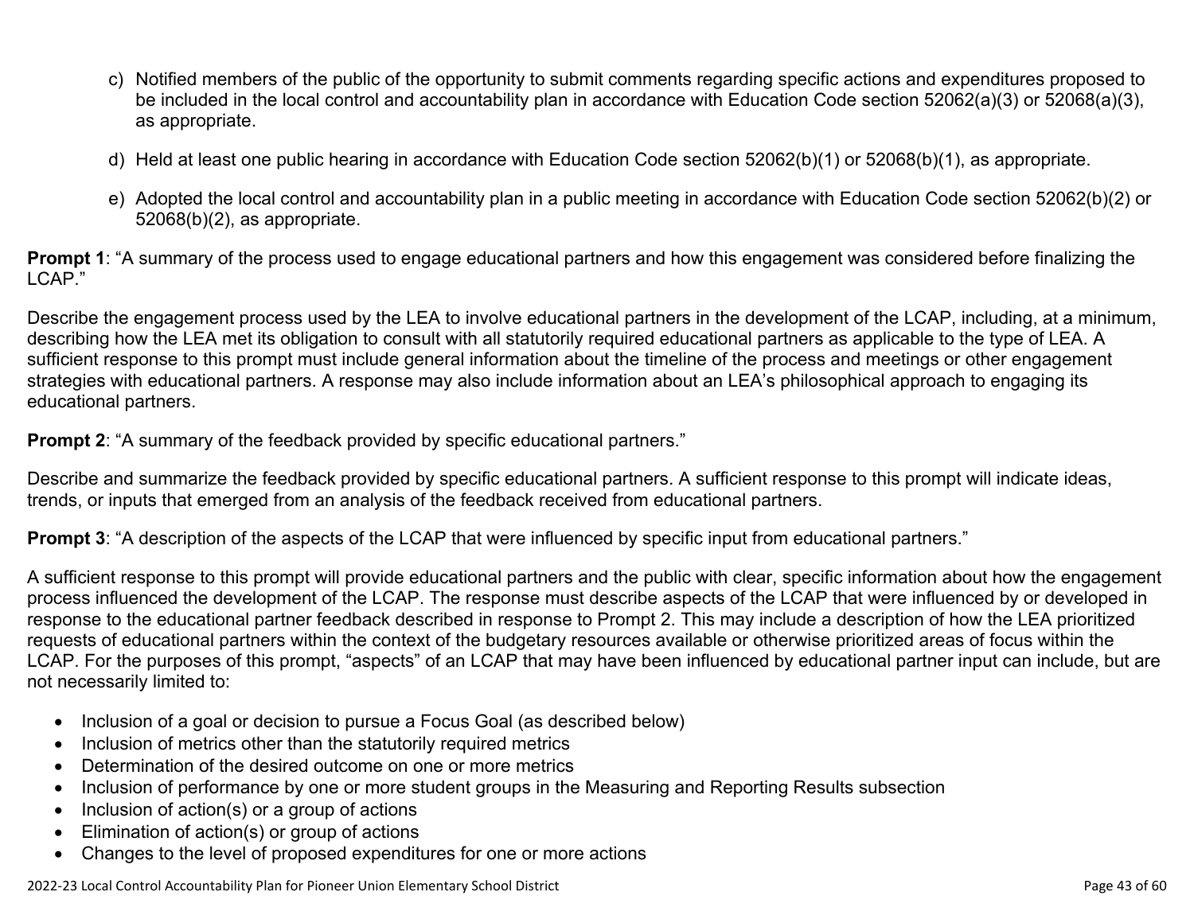c) Notified members of the public of the opportunity to submit comments regarding specific actions and expenditures proposed to be included in the local control and accountability plan in accordance with Education Code section 52062(a)(3) or 52068(a)(3), as appropriate.

d) Held at least one public hearing in accordance with Education Code section 52062(b)(1) or 52068(b)(1), as appropriate.

e) Adopted the local control and accountability plan in a public meeting in accordance with Education Code section 52062(b)(2) or 52068(b)(2), as appropriate.

**Prompt 1**: “A summary of the process used to engage educational partners and how this engagement was considered before finalizing the LCAP.”

Describe the engagement process used by the LEA to involve educational partners in the development of the LCAP, including, at a minimum, describing how the LEA met its obligation to consult with all statutorily required educational partners as applicable to the type of LEA. A sufficient response to this prompt must include general information about the timeline of the process and meetings or other engagement strategies with educational partners. A response may also include information about an LEA’s philosophical approach to engaging its educational partners.

**Prompt 2**: “A summary of the feedback provided by specific educational partners.”

Describe and summarize the feedback provided by specific educational partners. A sufficient response to this prompt will indicate ideas, trends, or inputs that emerged from an analysis of the feedback received from educational partners.

**Prompt 3**: “A description of the aspects of the LCAP that were influenced by specific input from educational partners.”

A sufficient response to this prompt will provide educational partners and the public with clear, specific information about how the engagement process influenced the development of the LCAP. The response must describe aspects of the LCAP that were influenced by or developed in response to the educational partner feedback described in response to Prompt 2. This may include a description of how the LEA prioritized requests of educational partners within the context of the budgetary resources available or otherwise prioritized areas of focus within the LCAP. For the purposes of this prompt, “aspects” of an LCAP that may have been influenced by educational partner input can include, but are not necessarily limited to:

- Inclusion of a goal or decision to pursue a Focus Goal (as described below)
- Inclusion of metrics other than the statutorily required metrics
- Determination of the desired outcome on one or more metrics
- Inclusion of performance by one or more student groups in the Measuring and Reporting Results subsection
- Inclusion of action(s) or a group of actions
- Elimination of action(s) or group of actions
- Changes to the level of proposed expenditures for one or more actions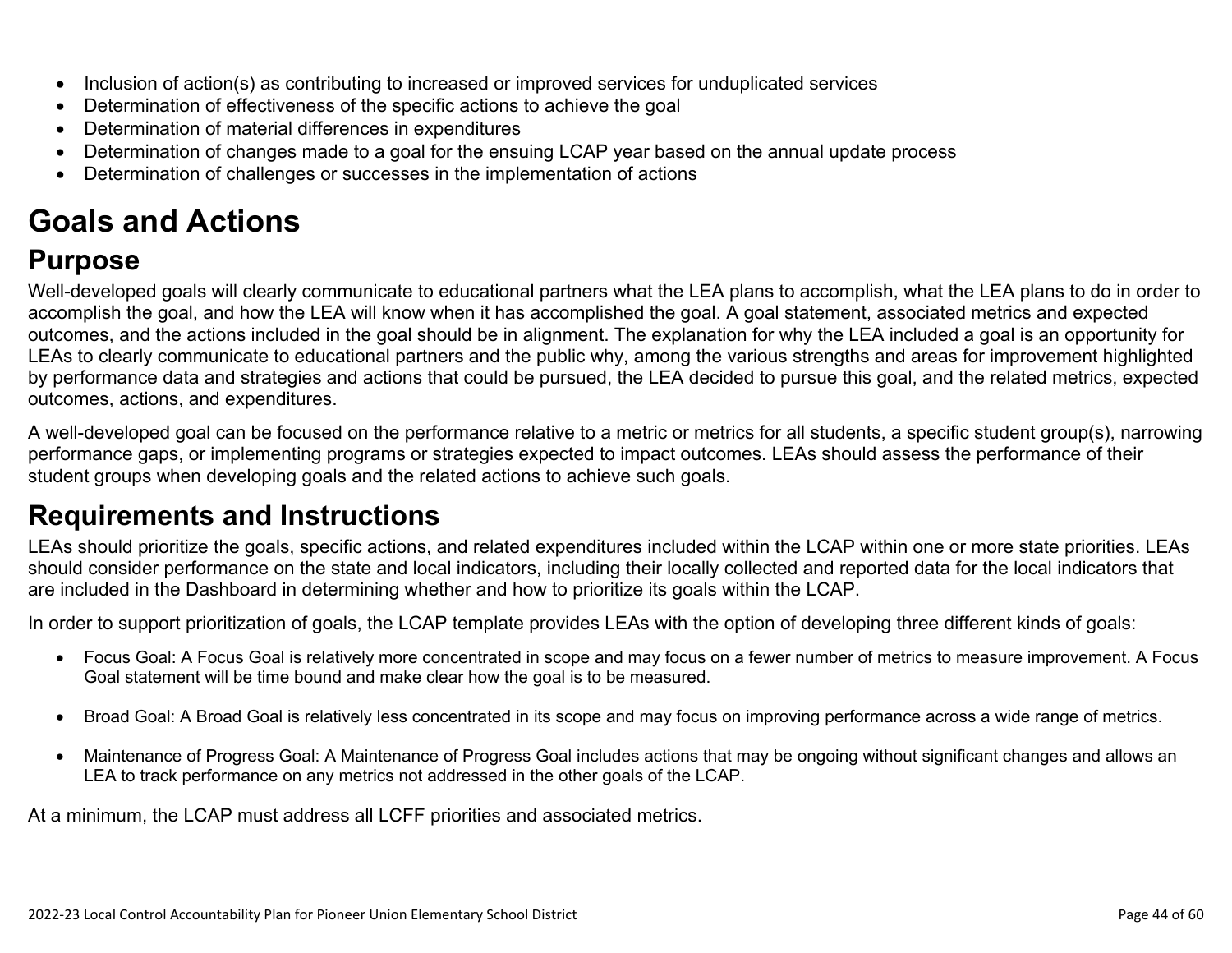- Inclusion of action(s) as contributing to increased or improved services for unduplicated services
- Determination of effectiveness of the specific actions to achieve the goal
- Determination of material differences in expenditures
- Determination of changes made to a goal for the ensuing LCAP year based on the annual update process
- Determination of challenges or successes in the implementation of actions

# Goals and Actions

## Purpose

Well-developed goals will clearly communicate to educational partners what the LEA plans to accomplish, what the LEA plans to do in order to accomplish the goal, and how the LEA will know when it has accomplished the goal. A goal statement, associated metrics and expected outcomes, and the actions included in the goal should be in alignment. The explanation for why the LEA included a goal is an opportunity for LEAs to clearly communicate to educational partners and the public why, among the various strengths and areas for improvement highlighted by performance data and strategies and actions that could be pursued, the LEA decided to pursue this goal, and the related metrics, expected outcomes, actions, and expenditures.

A well-developed goal can be focused on the performance relative to a metric or metrics for all students, a specific student group(s), narrowing performance gaps, or implementing programs or strategies expected to impact outcomes. LEAs should assess the performance of their student groups when developing goals and the related actions to achieve such goals.

## Requirements and Instructions

LEAs should prioritize the goals, specific actions, and related expenditures included within the LCAP within one or more state priorities. LEAs should consider performance on the state and local indicators, including their locally collected and reported data for the local indicators that are included in the Dashboard in determining whether and how to prioritize its goals within the LCAP.

In order to support prioritization of goals, the LCAP template provides LEAs with the option of developing three different kinds of goals:

- Focus Goal: A Focus Goal is relatively more concentrated in scope and may focus on a fewer number of metrics to measure improvement. A Focus Goal statement will be time bound and make clear how the goal is to be measured.

- Broad Goal: A Broad Goal is relatively less concentrated in its scope and may focus on improving performance across a wide range of metrics.

- Maintenance of Progress Goal: A Maintenance of Progress Goal includes actions that may be ongoing without significant changes and allows an LEA to track performance on any metrics not addressed in the other goals of the LCAP.

At a minimum, the LCAP must address all LCFF priorities and associated metrics.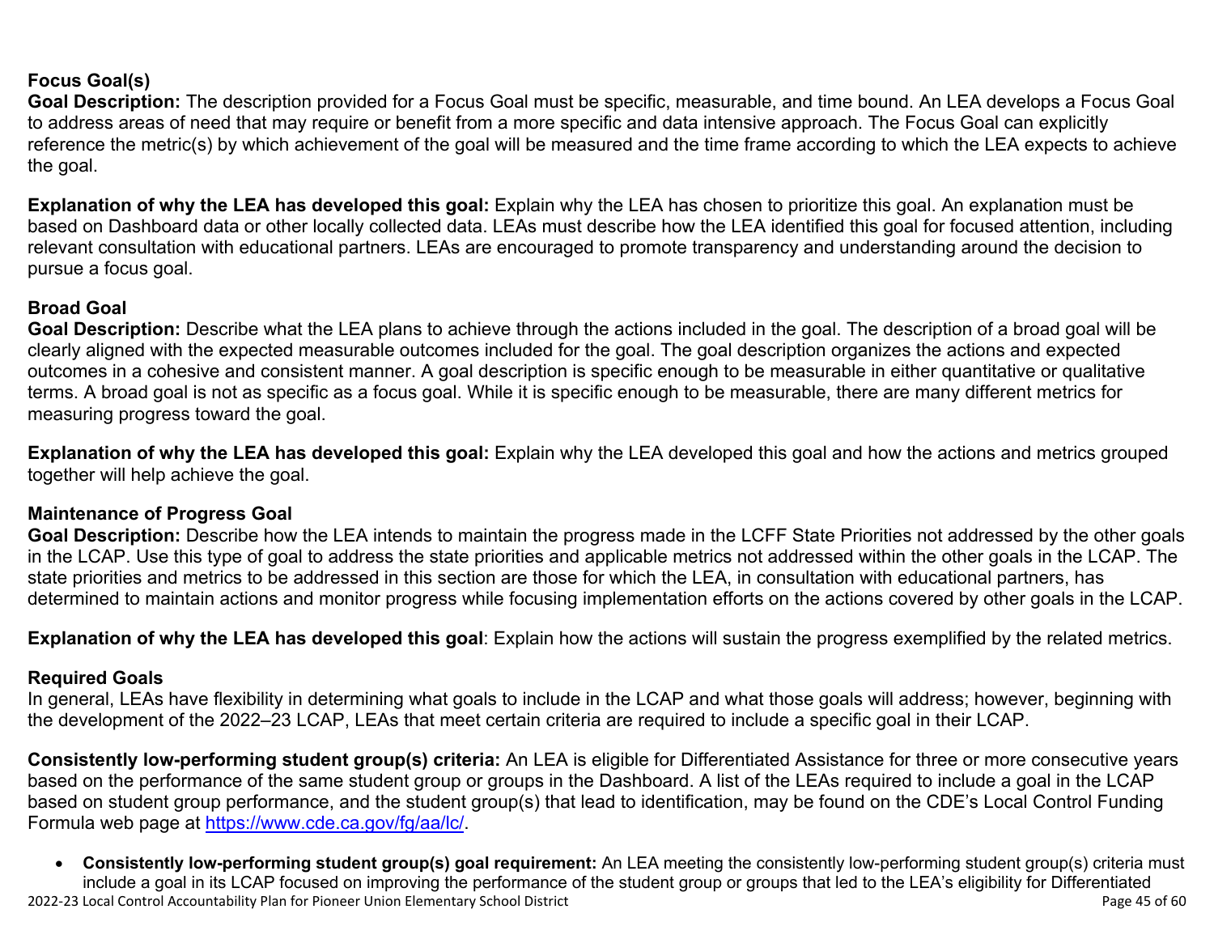**Focus Goal(s)**

**Goal Description:** The description provided for a Focus Goal must be specific, measurable, and time bound. An LEA develops a Focus Goal to address areas of need that may require or benefit from a more specific and data intensive approach. The Focus Goal can explicitly reference the metric(s) by which achievement of the goal will be measured and the time frame according to which the LEA expects to achieve the goal.

**Explanation of why the LEA has developed this goal:** Explain why the LEA has chosen to prioritize this goal. An explanation must be based on Dashboard data or other locally collected data. LEAs must describe how the LEA identified this goal for focused attention, including relevant consultation with educational partners. LEAs are encouraged to promote transparency and understanding around the decision to pursue a focus goal.

**Broad Goal**

**Goal Description:** Describe what the LEA plans to achieve through the actions included in the goal. The description of a broad goal will be clearly aligned with the expected measurable outcomes included for the goal. The goal description organizes the actions and expected outcomes in a cohesive and consistent manner. A goal description is specific enough to be measurable in either quantitative or qualitative terms. A broad goal is not as specific as a focus goal. While it is specific enough to be measurable, there are many different metrics for measuring progress toward the goal.

**Explanation of why the LEA has developed this goal:** Explain why the LEA developed this goal and how the actions and metrics grouped together will help achieve the goal.

**Maintenance of Progress Goal**

**Goal Description:** Describe how the LEA intends to maintain the progress made in the LCFF State Priorities not addressed by the other goals in the LCAP. Use this type of goal to address the state priorities and applicable metrics not addressed within the other goals in the LCAP. The state priorities and metrics to be addressed in this section are those for which the LEA, in consultation with educational partners, has determined to maintain actions and monitor progress while focusing implementation efforts on the actions covered by other goals in the LCAP.

**Explanation of why the LEA has developed this goal**: Explain how the actions will sustain the progress exemplified by the related metrics.

**Required Goals**

In general, LEAs have flexibility in determining what goals to include in the LCAP and what those goals will address; however, beginning with the development of the 2022–23 LCAP, LEAs that meet certain criteria are required to include a specific goal in their LCAP.

**Consistently low-performing student group(s) criteria:** An LEA is eligible for Differentiated Assistance for three or more consecutive years based on the performance of the same student group or groups in the Dashboard. A list of the LEAs required to include a goal in the LCAP based on student group performance, and the student group(s) that lead to identification, may be found on the CDE's Local Control Funding Formula web page at [https://www.cde.ca.gov/fg/aa/lc/](https://www.cde.ca.gov/fg/aa/lc/).

- **Consistently low-performing student group(s) goal requirement:** An LEA meeting the consistently low-performing student group(s) criteria must include a goal in its LCAP focused on improving the performance of the student group or groups that led to the LEA's eligibility for Differentiated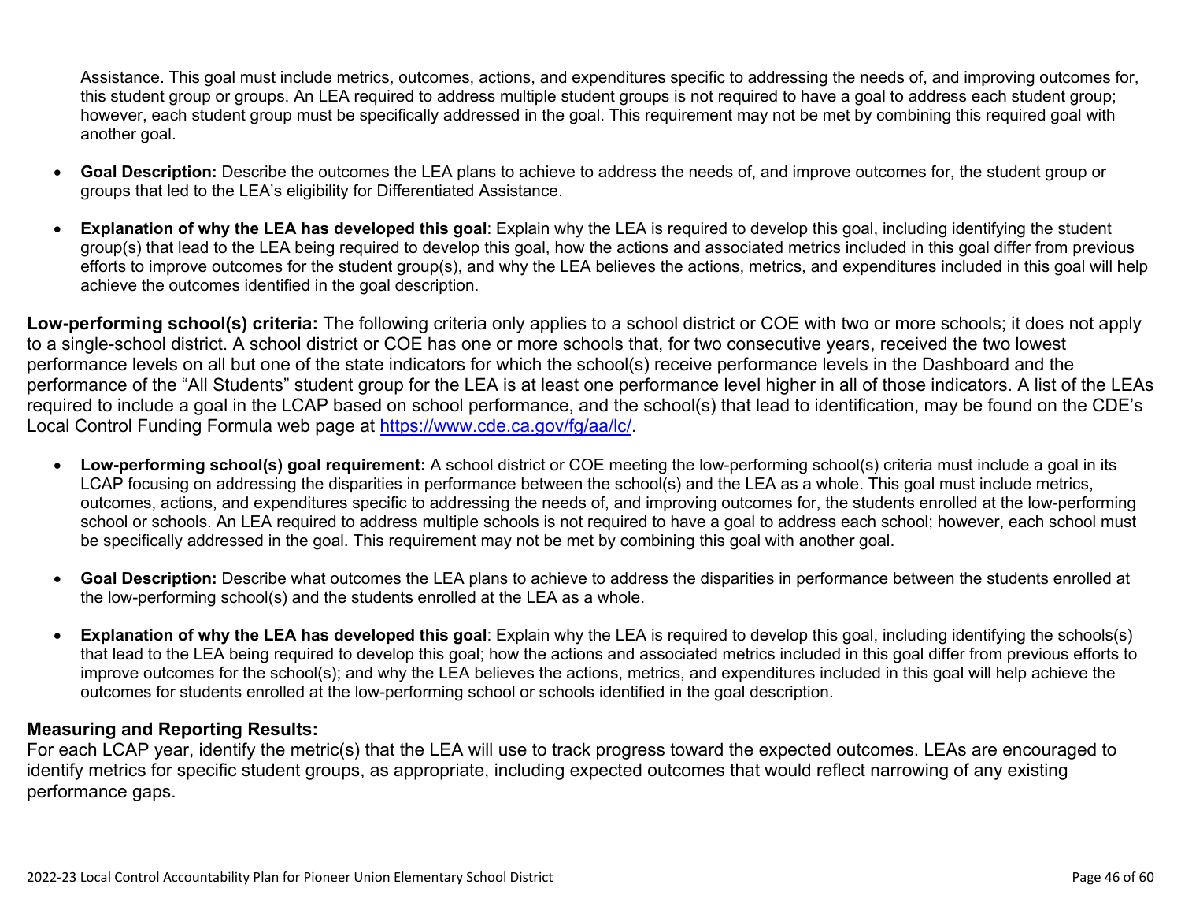Assistance. This goal must include metrics, outcomes, actions, and expenditures specific to addressing the needs of, and improving outcomes for, this student group or groups. An LEA required to address multiple student groups is not required to have a goal to address each student group; however, each student group must be specifically addressed in the goal. This requirement may not be met by combining this required goal with another goal.

- **Goal Description:** Describe the outcomes the LEA plans to achieve to address the needs of, and improve outcomes for, the student group or groups that led to the LEA's eligibility for Differentiated Assistance.
- **Explanation of why the LEA has developed this goal**: Explain why the LEA is required to develop this goal, including identifying the student group(s) that lead to the LEA being required to develop this goal, how the actions and associated metrics included in this goal differ from previous efforts to improve outcomes for the student group(s), and why the LEA believes the actions, metrics, and expenditures included in this goal will help achieve the outcomes identified in the goal description.

**Low-performing school(s) criteria:** The following criteria only applies to a school district or COE with two or more schools; it does not apply to a single-school district. A school district or COE has one or more schools that, for two consecutive years, received the two lowest performance levels on all but one of the state indicators for which the school(s) receive performance levels in the Dashboard and the performance of the "All Students" student group for the LEA is at least one performance level higher in all of those indicators. A list of the LEAs required to include a goal in the LCAP based on school performance, and the school(s) that lead to identification, may be found on the CDE's Local Control Funding Formula web page at [https://www.cde.ca.gov/fg/aa/lc/](https://www.cde.ca.gov/fg/aa/lc/).

- **Low-performing school(s) goal requirement:** A school district or COE meeting the low-performing school(s) criteria must include a goal in its LCAP focusing on addressing the disparities in performance between the school(s) and the LEA as a whole. This goal must include metrics, outcomes, actions, and expenditures specific to addressing the needs of, and improving outcomes for, the students enrolled at the low-performing school or schools. An LEA required to address multiple schools is not required to have a goal to address each school; however, each school must be specifically addressed in the goal. This requirement may not be met by combining this goal with another goal.
- **Goal Description:** Describe what outcomes the LEA plans to achieve to address the disparities in performance between the students enrolled at the low-performing school(s) and the students enrolled at the LEA as a whole.
- **Explanation of why the LEA has developed this goal**: Explain why the LEA is required to develop this goal, including identifying the schools(s) that lead to the LEA being required to develop this goal; how the actions and associated metrics included in this goal differ from previous efforts to improve outcomes for the school(s); and why the LEA believes the actions, metrics, and expenditures included in this goal will help achieve the outcomes for students enrolled at the low-performing school or schools identified in the goal description.

### Measuring and Reporting Results:

For each LCAP year, identify the metric(s) that the LEA will use to track progress toward the expected outcomes. LEAs are encouraged to identify metrics for specific student groups, as appropriate, including expected outcomes that would reflect narrowing of any existing performance gaps.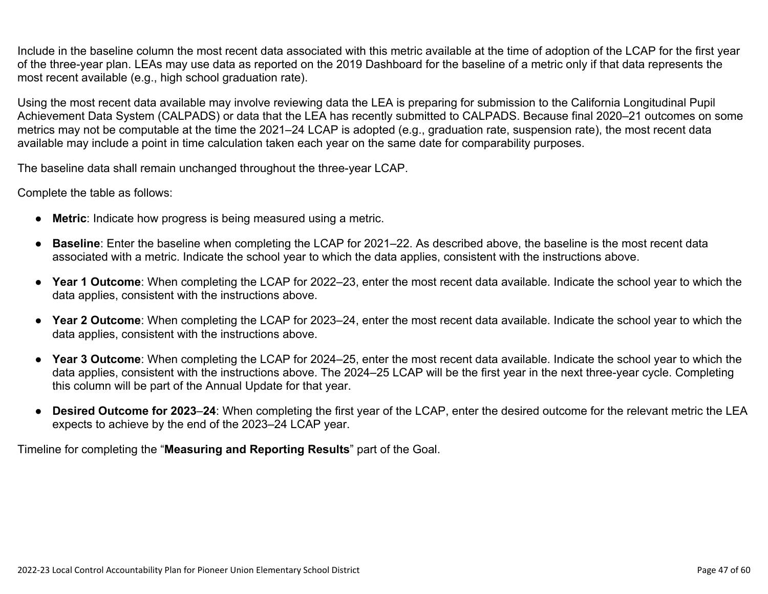Include in the baseline column the most recent data associated with this metric available at the time of adoption of the LCAP for the first year of the three-year plan. LEAs may use data as reported on the 2019 Dashboard for the baseline of a metric only if that data represents the most recent available (e.g., high school graduation rate).

Using the most recent data available may involve reviewing data the LEA is preparing for submission to the California Longitudinal Pupil Achievement Data System (CALPADS) or data that the LEA has recently submitted to CALPADS. Because final 2020–21 outcomes on some metrics may not be computable at the time the 2021–24 LCAP is adopted (e.g., graduation rate, suspension rate), the most recent data available may include a point in time calculation taken each year on the same date for comparability purposes.

The baseline data shall remain unchanged throughout the three-year LCAP.

Complete the table as follows:

- **Metric**: Indicate how progress is being measured using a metric.
- **Baseline**: Enter the baseline when completing the LCAP for 2021–22. As described above, the baseline is the most recent data associated with a metric. Indicate the school year to which the data applies, consistent with the instructions above.
- **Year 1 Outcome**: When completing the LCAP for 2022–23, enter the most recent data available. Indicate the school year to which the data applies, consistent with the instructions above.
- **Year 2 Outcome**: When completing the LCAP for 2023–24, enter the most recent data available. Indicate the school year to which the data applies, consistent with the instructions above.
- **Year 3 Outcome**: When completing the LCAP for 2024–25, enter the most recent data available. Indicate the school year to which the data applies, consistent with the instructions above. The 2024–25 LCAP will be the first year in the next three-year cycle. Completing this column will be part of the Annual Update for that year.
- **Desired Outcome for 2023–24**: When completing the first year of the LCAP, enter the desired outcome for the relevant metric the LEA expects to achieve by the end of the 2023–24 LCAP year.

Timeline for completing the "**Measuring and Reporting Results**" part of the Goal.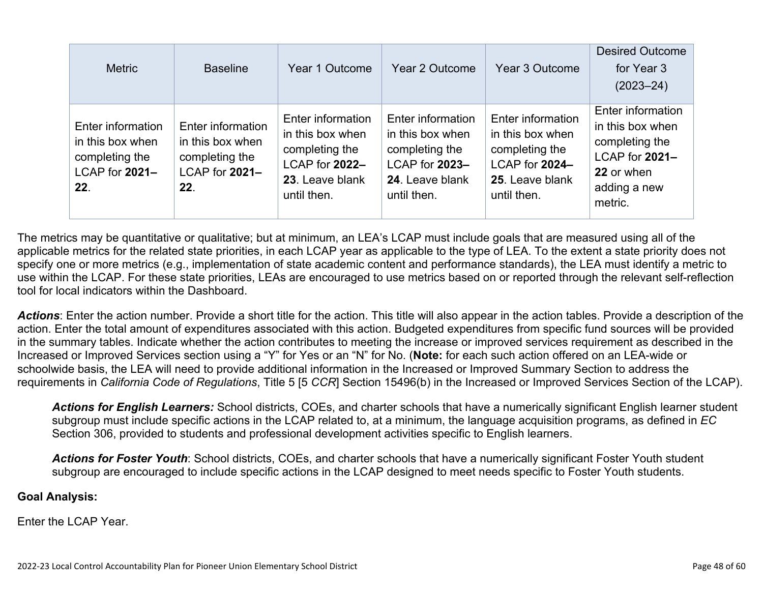| Metric | Baseline | Year 1 Outcome | Year 2 Outcome | Year 3 Outcome | Desired Outcome for Year 3 (2023–24) |
|---|---|---|---|---|---|
| Enter information in this box when completing the LCAP for **2021–22**. | Enter information in this box when completing the LCAP for **2021–22**. | Enter information in this box when completing the LCAP for **2022–23**. Leave blank until then. | Enter information in this box when completing the LCAP for **2023–24**. Leave blank until then. | Enter information in this box when completing the LCAP for **2024–25**. Leave blank until then. | Enter information in this box when completing the LCAP for **2021–22** or when adding a new metric. |

The metrics may be quantitative or qualitative; but at minimum, an LEA's LCAP must include goals that are measured using all of the applicable metrics for the related state priorities, in each LCAP year as applicable to the type of LEA. To the extent a state priority does not specify one or more metrics (e.g., implementation of state academic content and performance standards), the LEA must identify a metric to use within the LCAP. For these state priorities, LEAs are encouraged to use metrics based on or reported through the relevant self-reflection tool for local indicators within the Dashboard.

***Actions***: Enter the action number. Provide a short title for the action. This title will also appear in the action tables. Provide a description of the action. Enter the total amount of expenditures associated with this action. Budgeted expenditures from specific fund sources will be provided in the summary tables. Indicate whether the action contributes to meeting the increase or improved services requirement as described in the Increased or Improved Services section using a "Y" for Yes or an "N" for No. (**Note:** for each such action offered on an LEA-wide or schoolwide basis, the LEA will need to provide additional information in the Increased or Improved Summary Section to address the requirements in *California Code of Regulations*, Title 5 [5 *CCR*] Section 15496(b) in the Increased or Improved Services Section of the LCAP).

> ***Actions for English Learners:*** School districts, COEs, and charter schools that have a numerically significant English learner student subgroup must include specific actions in the LCAP related to, at a minimum, the language acquisition programs, as defined in *EC* Section 306, provided to students and professional development activities specific to English learners.
>
> ***Actions for Foster Youth***: School districts, COEs, and charter schools that have a numerically significant Foster Youth student subgroup are encouraged to include specific actions in the LCAP designed to meet needs specific to Foster Youth students.

**Goal Analysis:**

Enter the LCAP Year.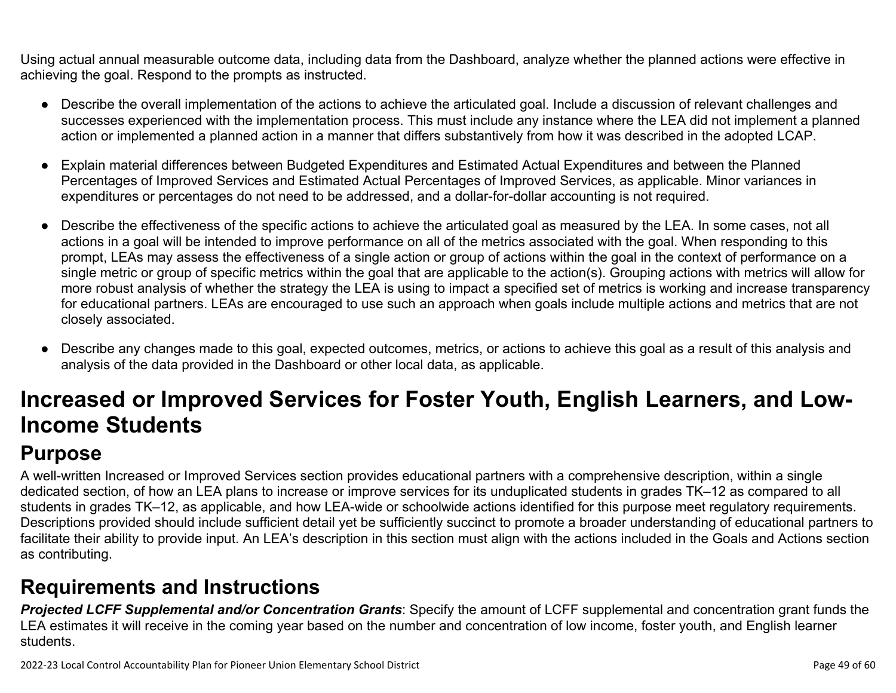Using actual annual measurable outcome data, including data from the Dashboard, analyze whether the planned actions were effective in achieving the goal. Respond to the prompts as instructed.

- Describe the overall implementation of the actions to achieve the articulated goal. Include a discussion of relevant challenges and successes experienced with the implementation process. This must include any instance where the LEA did not implement a planned action or implemented a planned action in a manner that differs substantively from how it was described in the adopted LCAP.
- Explain material differences between Budgeted Expenditures and Estimated Actual Expenditures and between the Planned Percentages of Improved Services and Estimated Actual Percentages of Improved Services, as applicable. Minor variances in expenditures or percentages do not need to be addressed, and a dollar-for-dollar accounting is not required.
- Describe the effectiveness of the specific actions to achieve the articulated goal as measured by the LEA. In some cases, not all actions in a goal will be intended to improve performance on all of the metrics associated with the goal. When responding to this prompt, LEAs may assess the effectiveness of a single action or group of actions within the goal in the context of performance on a single metric or group of specific metrics within the goal that are applicable to the action(s). Grouping actions with metrics will allow for more robust analysis of whether the strategy the LEA is using to impact a specified set of metrics is working and increase transparency for educational partners. LEAs are encouraged to use such an approach when goals include multiple actions and metrics that are not closely associated.
- Describe any changes made to this goal, expected outcomes, metrics, or actions to achieve this goal as a result of this analysis and analysis of the data provided in the Dashboard or other local data, as applicable.

# Increased or Improved Services for Foster Youth, English Learners, and Low-Income Students

## Purpose

A well-written Increased or Improved Services section provides educational partners with a comprehensive description, within a single dedicated section, of how an LEA plans to increase or improve services for its unduplicated students in grades TK–12 as compared to all students in grades TK–12, as applicable, and how LEA-wide or schoolwide actions identified for this purpose meet regulatory requirements. Descriptions provided should include sufficient detail yet be sufficiently succinct to promote a broader understanding of educational partners to facilitate their ability to provide input. An LEA's description in this section must align with the actions included in the Goals and Actions section as contributing.

## Requirements and Instructions

***Projected LCFF Supplemental and/or Concentration Grants***: Specify the amount of LCFF supplemental and concentration grant funds the LEA estimates it will receive in the coming year based on the number and concentration of low income, foster youth, and English learner students.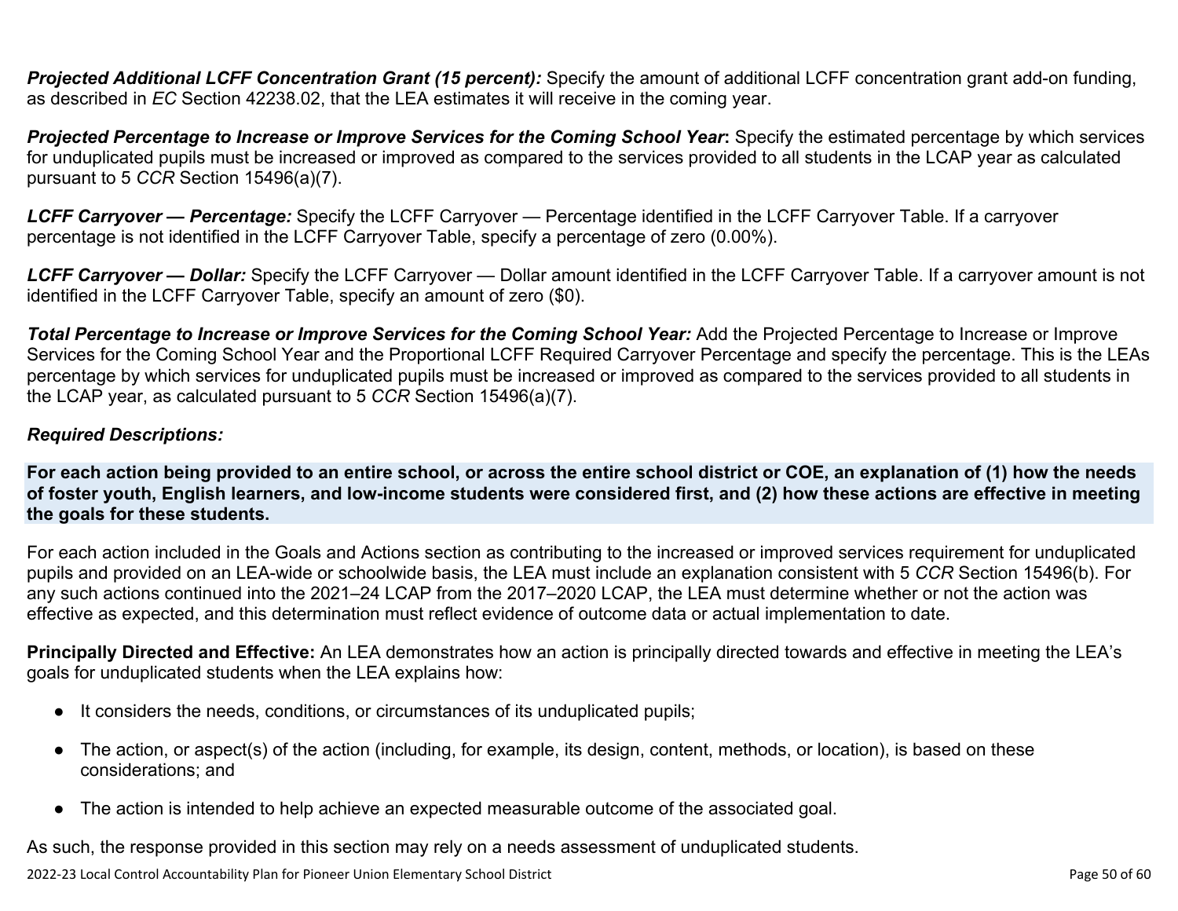***Projected Additional LCFF Concentration Grant (15 percent):*** Specify the amount of additional LCFF concentration grant add-on funding, as described in *EC* Section 42238.02, that the LEA estimates it will receive in the coming year.

***Projected Percentage to Increase or Improve Services for the Coming School Year*:** Specify the estimated percentage by which services for unduplicated pupils must be increased or improved as compared to the services provided to all students in the LCAP year as calculated pursuant to 5 *CCR* Section 15496(a)(7).

***LCFF Carryover — Percentage:*** Specify the LCFF Carryover — Percentage identified in the LCFF Carryover Table. If a carryover percentage is not identified in the LCFF Carryover Table, specify a percentage of zero (0.00%).

***LCFF Carryover — Dollar:*** Specify the LCFF Carryover — Dollar amount identified in the LCFF Carryover Table. If a carryover amount is not identified in the LCFF Carryover Table, specify an amount of zero ($0).

***Total Percentage to Increase or Improve Services for the Coming School Year:*** Add the Projected Percentage to Increase or Improve Services for the Coming School Year and the Proportional LCFF Required Carryover Percentage and specify the percentage. This is the LEAs percentage by which services for unduplicated pupils must be increased or improved as compared to the services provided to all students in the LCAP year, as calculated pursuant to 5 *CCR* Section 15496(a)(7).

***Required Descriptions:***

**For each action being provided to an entire school, or across the entire school district or COE, an explanation of (1) how the needs of foster youth, English learners, and low-income students were considered first, and (2) how these actions are effective in meeting the goals for these students.**

For each action included in the Goals and Actions section as contributing to the increased or improved services requirement for unduplicated pupils and provided on an LEA-wide or schoolwide basis, the LEA must include an explanation consistent with 5 *CCR* Section 15496(b). For any such actions continued into the 2021–24 LCAP from the 2017–2020 LCAP, the LEA must determine whether or not the action was effective as expected, and this determination must reflect evidence of outcome data or actual implementation to date.

**Principally Directed and Effective:** An LEA demonstrates how an action is principally directed towards and effective in meeting the LEA's goals for unduplicated students when the LEA explains how:

- It considers the needs, conditions, or circumstances of its unduplicated pupils;
- The action, or aspect(s) of the action (including, for example, its design, content, methods, or location), is based on these considerations; and
- The action is intended to help achieve an expected measurable outcome of the associated goal.

As such, the response provided in this section may rely on a needs assessment of unduplicated students.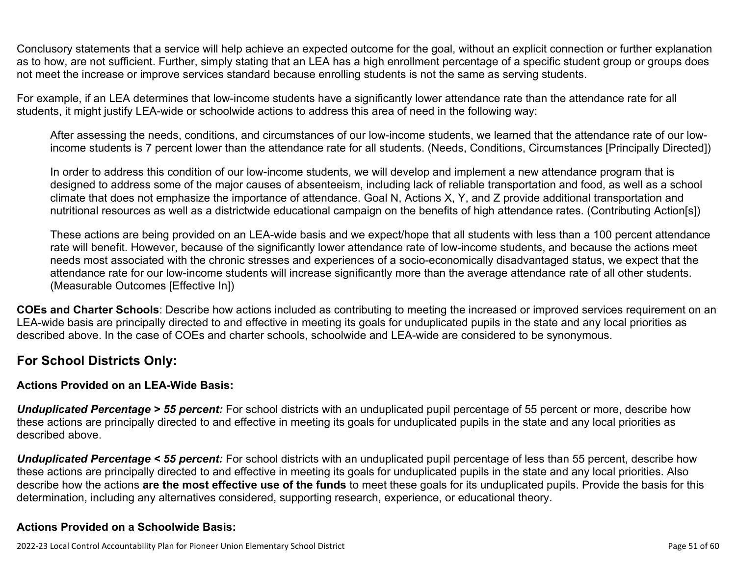Conclusory statements that a service will help achieve an expected outcome for the goal, without an explicit connection or further explanation as to how, are not sufficient. Further, simply stating that an LEA has a high enrollment percentage of a specific student group or groups does not meet the increase or improve services standard because enrolling students is not the same as serving students.

For example, if an LEA determines that low-income students have a significantly lower attendance rate than the attendance rate for all students, it might justify LEA-wide or schoolwide actions to address this area of need in the following way:

> After assessing the needs, conditions, and circumstances of our low-income students, we learned that the attendance rate of our low-income students is 7 percent lower than the attendance rate for all students. (Needs, Conditions, Circumstances [Principally Directed])
>
> In order to address this condition of our low-income students, we will develop and implement a new attendance program that is designed to address some of the major causes of absenteeism, including lack of reliable transportation and food, as well as a school climate that does not emphasize the importance of attendance. Goal N, Actions X, Y, and Z provide additional transportation and nutritional resources as well as a districtwide educational campaign on the benefits of high attendance rates. (Contributing Action[s])
>
> These actions are being provided on an LEA-wide basis and we expect/hope that all students with less than a 100 percent attendance rate will benefit. However, because of the significantly lower attendance rate of low-income students, and because the actions meet needs most associated with the chronic stresses and experiences of a socio-economically disadvantaged status, we expect that the attendance rate for our low-income students will increase significantly more than the average attendance rate of all other students. (Measurable Outcomes [Effective In])

**COEs and Charter Schools**: Describe how actions included as contributing to meeting the increased or improved services requirement on an LEA-wide basis are principally directed to and effective in meeting its goals for unduplicated pupils in the state and any local priorities as described above. In the case of COEs and charter schools, schoolwide and LEA-wide are considered to be synonymous.

## For School Districts Only:

### Actions Provided on an LEA-Wide Basis:

***Unduplicated Percentage > 55 percent:*** For school districts with an unduplicated pupil percentage of 55 percent or more, describe how these actions are principally directed to and effective in meeting its goals for unduplicated pupils in the state and any local priorities as described above.

***Unduplicated Percentage < 55 percent:*** For school districts with an unduplicated pupil percentage of less than 55 percent, describe how these actions are principally directed to and effective in meeting its goals for unduplicated pupils in the state and any local priorities. Also describe how the actions **are the most effective use of the funds** to meet these goals for its unduplicated pupils. Provide the basis for this determination, including any alternatives considered, supporting research, experience, or educational theory.

### Actions Provided on a Schoolwide Basis: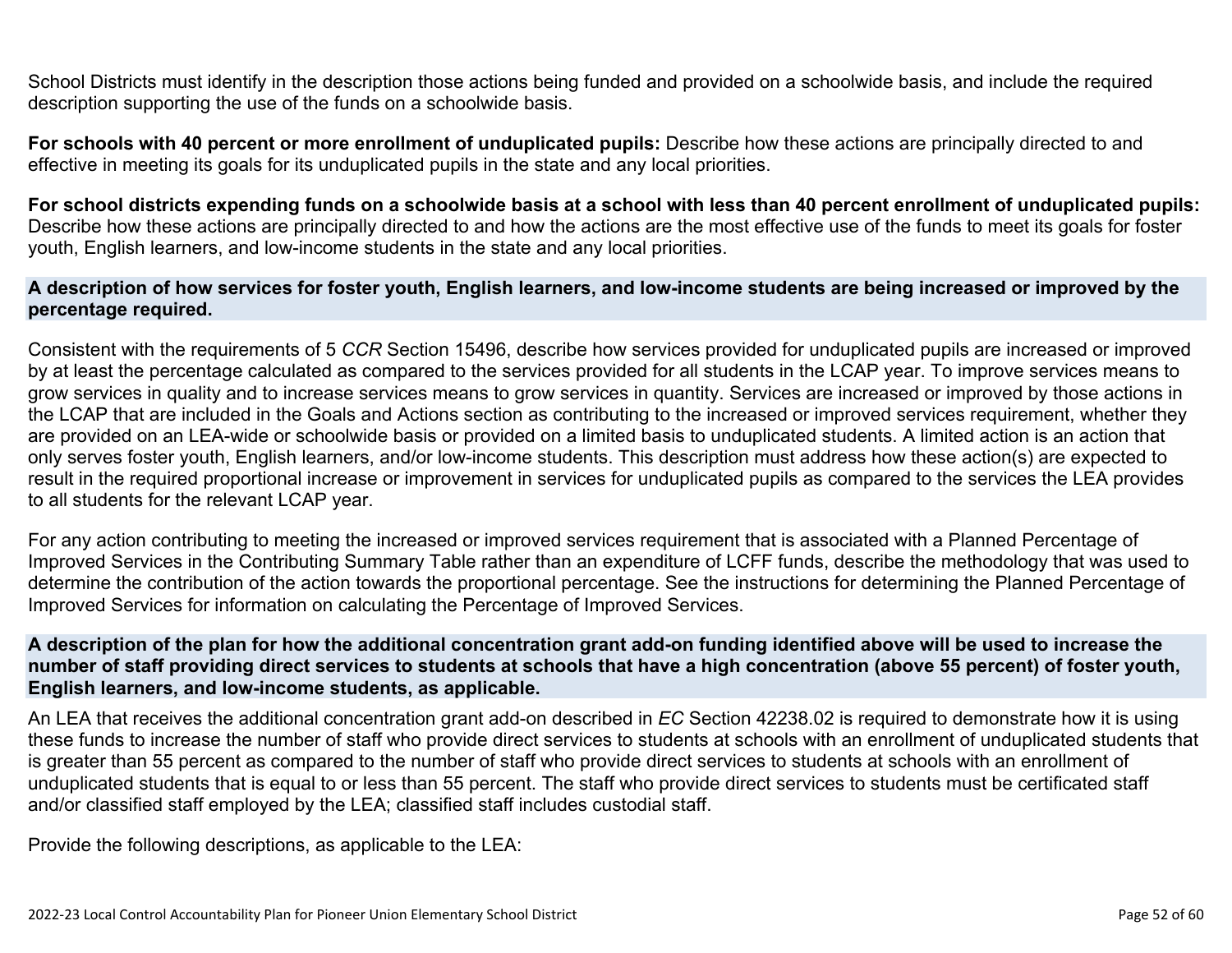School Districts must identify in the description those actions being funded and provided on a schoolwide basis, and include the required description supporting the use of the funds on a schoolwide basis.

**For schools with 40 percent or more enrollment of unduplicated pupils:** Describe how these actions are principally directed to and effective in meeting its goals for its unduplicated pupils in the state and any local priorities.

**For school districts expending funds on a schoolwide basis at a school with less than 40 percent enrollment of unduplicated pupils:** Describe how these actions are principally directed to and how the actions are the most effective use of the funds to meet its goals for foster youth, English learners, and low-income students in the state and any local priorities.

### A description of how services for foster youth, English learners, and low-income students are being increased or improved by the percentage required.

Consistent with the requirements of 5 *CCR* Section 15496, describe how services provided for unduplicated pupils are increased or improved by at least the percentage calculated as compared to the services provided for all students in the LCAP year. To improve services means to grow services in quality and to increase services means to grow services in quantity. Services are increased or improved by those actions in the LCAP that are included in the Goals and Actions section as contributing to the increased or improved services requirement, whether they are provided on an LEA-wide or schoolwide basis or provided on a limited basis to unduplicated students. A limited action is an action that only serves foster youth, English learners, and/or low-income students. This description must address how these action(s) are expected to result in the required proportional increase or improvement in services for unduplicated pupils as compared to the services the LEA provides to all students for the relevant LCAP year.

For any action contributing to meeting the increased or improved services requirement that is associated with a Planned Percentage of Improved Services in the Contributing Summary Table rather than an expenditure of LCFF funds, describe the methodology that was used to determine the contribution of the action towards the proportional percentage. See the instructions for determining the Planned Percentage of Improved Services for information on calculating the Percentage of Improved Services.

### A description of the plan for how the additional concentration grant add-on funding identified above will be used to increase the number of staff providing direct services to students at schools that have a high concentration (above 55 percent) of foster youth, English learners, and low-income students, as applicable.

An LEA that receives the additional concentration grant add-on described in *EC* Section 42238.02 is required to demonstrate how it is using these funds to increase the number of staff who provide direct services to students at schools with an enrollment of unduplicated students that is greater than 55 percent as compared to the number of staff who provide direct services to students at schools with an enrollment of unduplicated students that is equal to or less than 55 percent. The staff who provide direct services to students must be certificated staff and/or classified staff employed by the LEA; classified staff includes custodial staff.

Provide the following descriptions, as applicable to the LEA: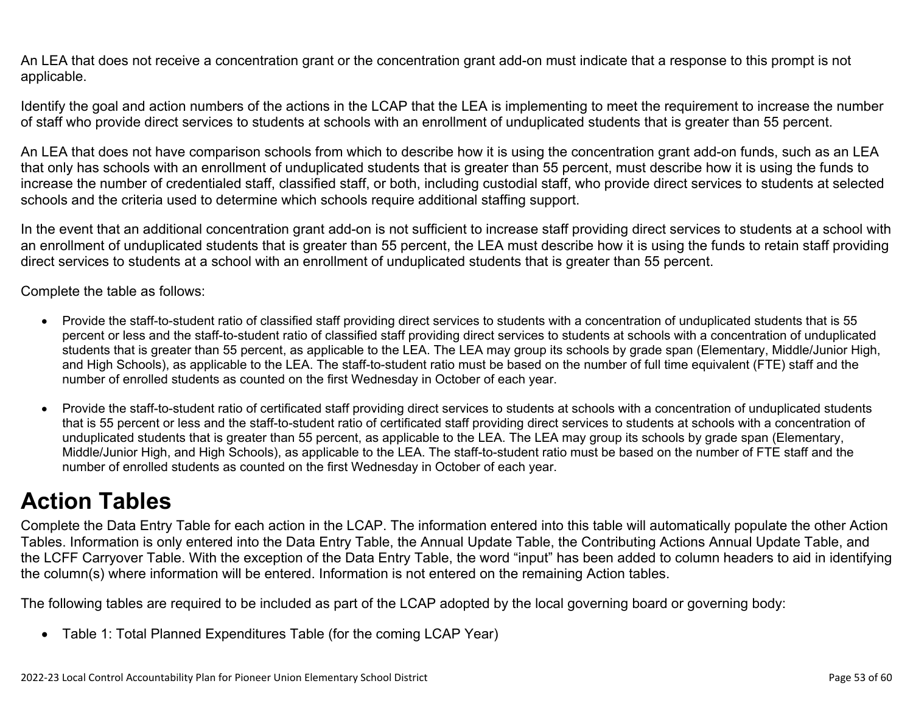An LEA that does not receive a concentration grant or the concentration grant add-on must indicate that a response to this prompt is not applicable.

Identify the goal and action numbers of the actions in the LCAP that the LEA is implementing to meet the requirement to increase the number of staff who provide direct services to students at schools with an enrollment of unduplicated students that is greater than 55 percent.

An LEA that does not have comparison schools from which to describe how it is using the concentration grant add-on funds, such as an LEA that only has schools with an enrollment of unduplicated students that is greater than 55 percent, must describe how it is using the funds to increase the number of credentialed staff, classified staff, or both, including custodial staff, who provide direct services to students at selected schools and the criteria used to determine which schools require additional staffing support.

In the event that an additional concentration grant add-on is not sufficient to increase staff providing direct services to students at a school with an enrollment of unduplicated students that is greater than 55 percent, the LEA must describe how it is using the funds to retain staff providing direct services to students at a school with an enrollment of unduplicated students that is greater than 55 percent.

Complete the table as follows:

- Provide the staff-to-student ratio of classified staff providing direct services to students with a concentration of unduplicated students that is 55 percent or less and the staff-to-student ratio of classified staff providing direct services to students at schools with a concentration of unduplicated students that is greater than 55 percent, as applicable to the LEA. The LEA may group its schools by grade span (Elementary, Middle/Junior High, and High Schools), as applicable to the LEA. The staff-to-student ratio must be based on the number of full time equivalent (FTE) staff and the number of enrolled students as counted on the first Wednesday in October of each year.
- Provide the staff-to-student ratio of certificated staff providing direct services to students at schools with a concentration of unduplicated students that is 55 percent or less and the staff-to-student ratio of certificated staff providing direct services to students at schools with a concentration of unduplicated students that is greater than 55 percent, as applicable to the LEA. The LEA may group its schools by grade span (Elementary, Middle/Junior High, and High Schools), as applicable to the LEA. The staff-to-student ratio must be based on the number of FTE staff and the number of enrolled students as counted on the first Wednesday in October of each year.

# Action Tables

Complete the Data Entry Table for each action in the LCAP. The information entered into this table will automatically populate the other Action Tables. Information is only entered into the Data Entry Table, the Annual Update Table, the Contributing Actions Annual Update Table, and the LCFF Carryover Table. With the exception of the Data Entry Table, the word "input" has been added to column headers to aid in identifying the column(s) where information will be entered. Information is not entered on the remaining Action tables.

The following tables are required to be included as part of the LCAP adopted by the local governing board or governing body:

- Table 1: Total Planned Expenditures Table (for the coming LCAP Year)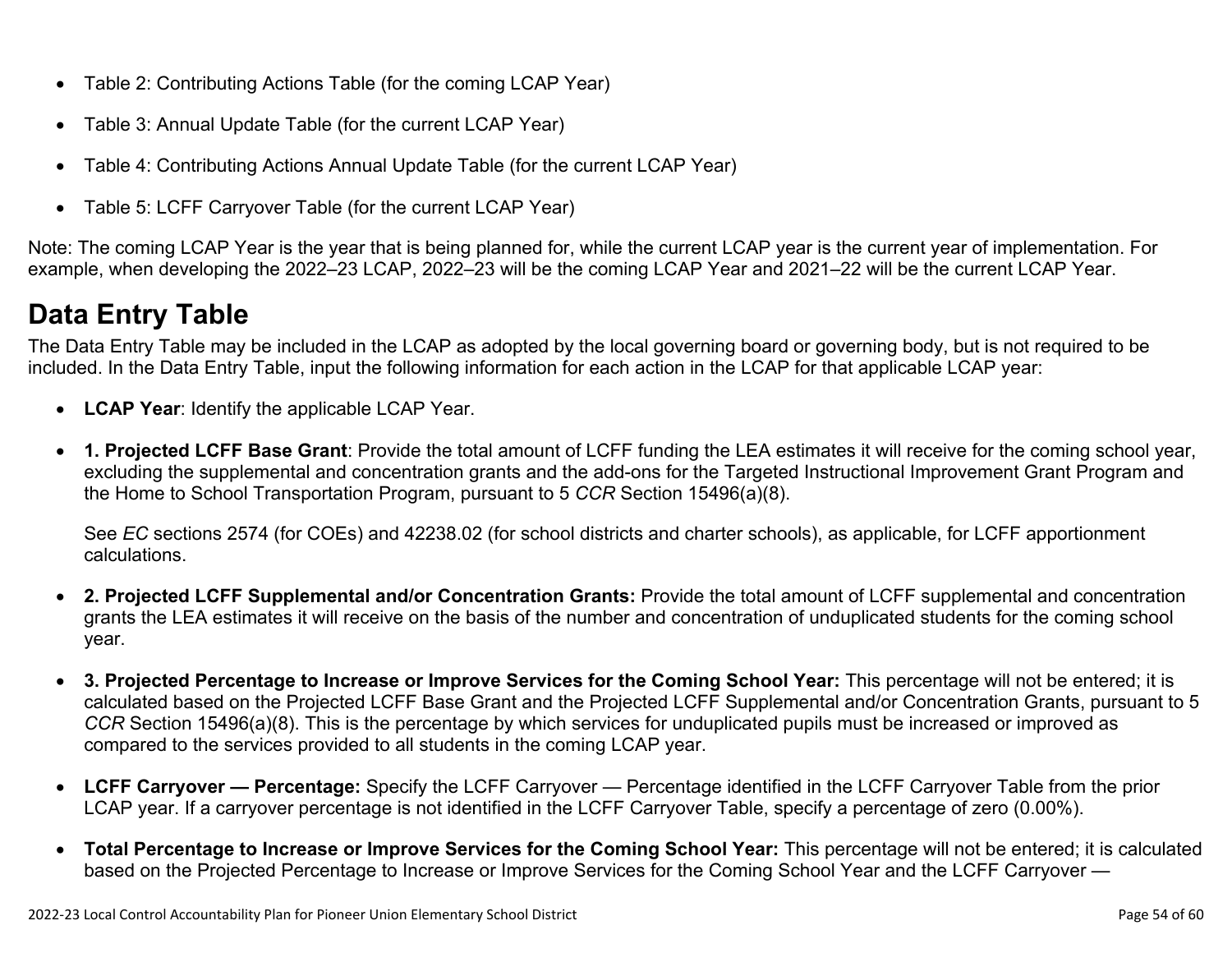- Table 2: Contributing Actions Table (for the coming LCAP Year)
- Table 3: Annual Update Table (for the current LCAP Year)
- Table 4: Contributing Actions Annual Update Table (for the current LCAP Year)
- Table 5: LCFF Carryover Table (for the current LCAP Year)

Note: The coming LCAP Year is the year that is being planned for, while the current LCAP year is the current year of implementation. For example, when developing the 2022–23 LCAP, 2022–23 will be the coming LCAP Year and 2021–22 will be the current LCAP Year.

## Data Entry Table

The Data Entry Table may be included in the LCAP as adopted by the local governing board or governing body, but is not required to be included. In the Data Entry Table, input the following information for each action in the LCAP for that applicable LCAP year:

- **LCAP Year**: Identify the applicable LCAP Year.
- **1. Projected LCFF Base Grant**: Provide the total amount of LCFF funding the LEA estimates it will receive for the coming school year, excluding the supplemental and concentration grants and the add-ons for the Targeted Instructional Improvement Grant Program and the Home to School Transportation Program, pursuant to 5 *CCR* Section 15496(a)(8).

  See *EC* sections 2574 (for COEs) and 42238.02 (for school districts and charter schools), as applicable, for LCFF apportionment calculations.

- **2. Projected LCFF Supplemental and/or Concentration Grants:** Provide the total amount of LCFF supplemental and concentration grants the LEA estimates it will receive on the basis of the number and concentration of unduplicated students for the coming school year.
- **3. Projected Percentage to Increase or Improve Services for the Coming School Year:** This percentage will not be entered; it is calculated based on the Projected LCFF Base Grant and the Projected LCFF Supplemental and/or Concentration Grants, pursuant to 5 *CCR* Section 15496(a)(8). This is the percentage by which services for unduplicated pupils must be increased or improved as compared to the services provided to all students in the coming LCAP year.
- **LCFF Carryover — Percentage:** Specify the LCFF Carryover — Percentage identified in the LCFF Carryover Table from the prior LCAP year. If a carryover percentage is not identified in the LCFF Carryover Table, specify a percentage of zero (0.00%).
- **Total Percentage to Increase or Improve Services for the Coming School Year:** This percentage will not be entered; it is calculated based on the Projected Percentage to Increase or Improve Services for the Coming School Year and the LCFF Carryover —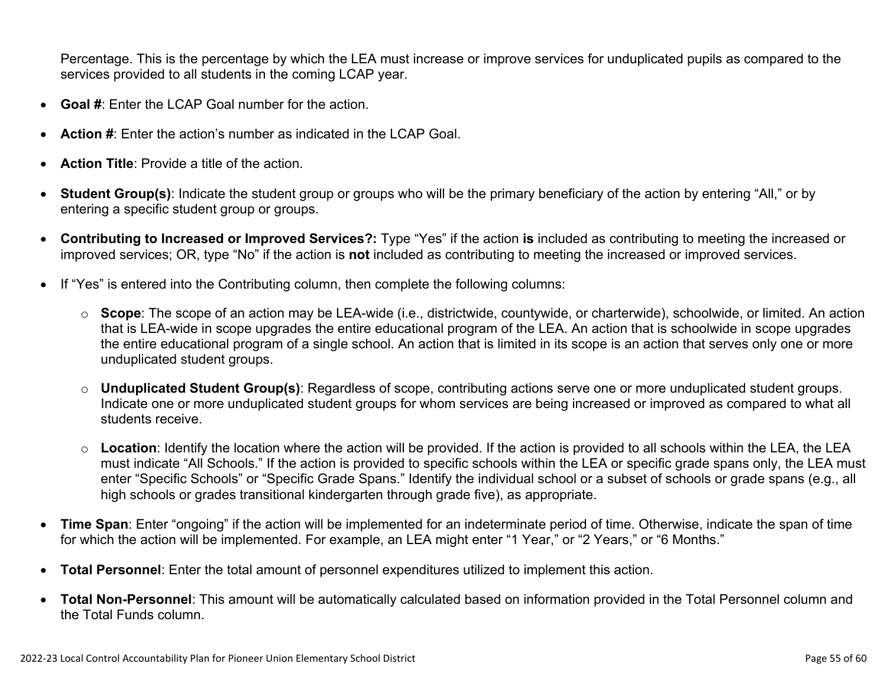Percentage. This is the percentage by which the LEA must increase or improve services for unduplicated pupils as compared to the services provided to all students in the coming LCAP year.

- **Goal #**: Enter the LCAP Goal number for the action.
- **Action #**: Enter the action's number as indicated in the LCAP Goal.
- **Action Title**: Provide a title of the action.
- **Student Group(s)**: Indicate the student group or groups who will be the primary beneficiary of the action by entering "All," or by entering a specific student group or groups.
- **Contributing to Increased or Improved Services?:** Type "Yes" if the action **is** included as contributing to meeting the increased or improved services; OR, type "No" if the action is **not** included as contributing to meeting the increased or improved services.
- If "Yes" is entered into the Contributing column, then complete the following columns:
  - **Scope**: The scope of an action may be LEA-wide (i.e., districtwide, countywide, or charterwide), schoolwide, or limited. An action that is LEA-wide in scope upgrades the entire educational program of the LEA. An action that is schoolwide in scope upgrades the entire educational program of a single school. An action that is limited in its scope is an action that serves only one or more unduplicated student groups.
  - **Unduplicated Student Group(s)**: Regardless of scope, contributing actions serve one or more unduplicated student groups. Indicate one or more unduplicated student groups for whom services are being increased or improved as compared to what all students receive.
  - **Location**: Identify the location where the action will be provided. If the action is provided to all schools within the LEA, the LEA must indicate "All Schools." If the action is provided to specific schools within the LEA or specific grade spans only, the LEA must enter "Specific Schools" or "Specific Grade Spans." Identify the individual school or a subset of schools or grade spans (e.g., all high schools or grades transitional kindergarten through grade five), as appropriate.
- **Time Span**: Enter "ongoing" if the action will be implemented for an indeterminate period of time. Otherwise, indicate the span of time for which the action will be implemented. For example, an LEA might enter "1 Year," or "2 Years," or "6 Months."
- **Total Personnel**: Enter the total amount of personnel expenditures utilized to implement this action.
- **Total Non-Personnel**: This amount will be automatically calculated based on information provided in the Total Personnel column and the Total Funds column.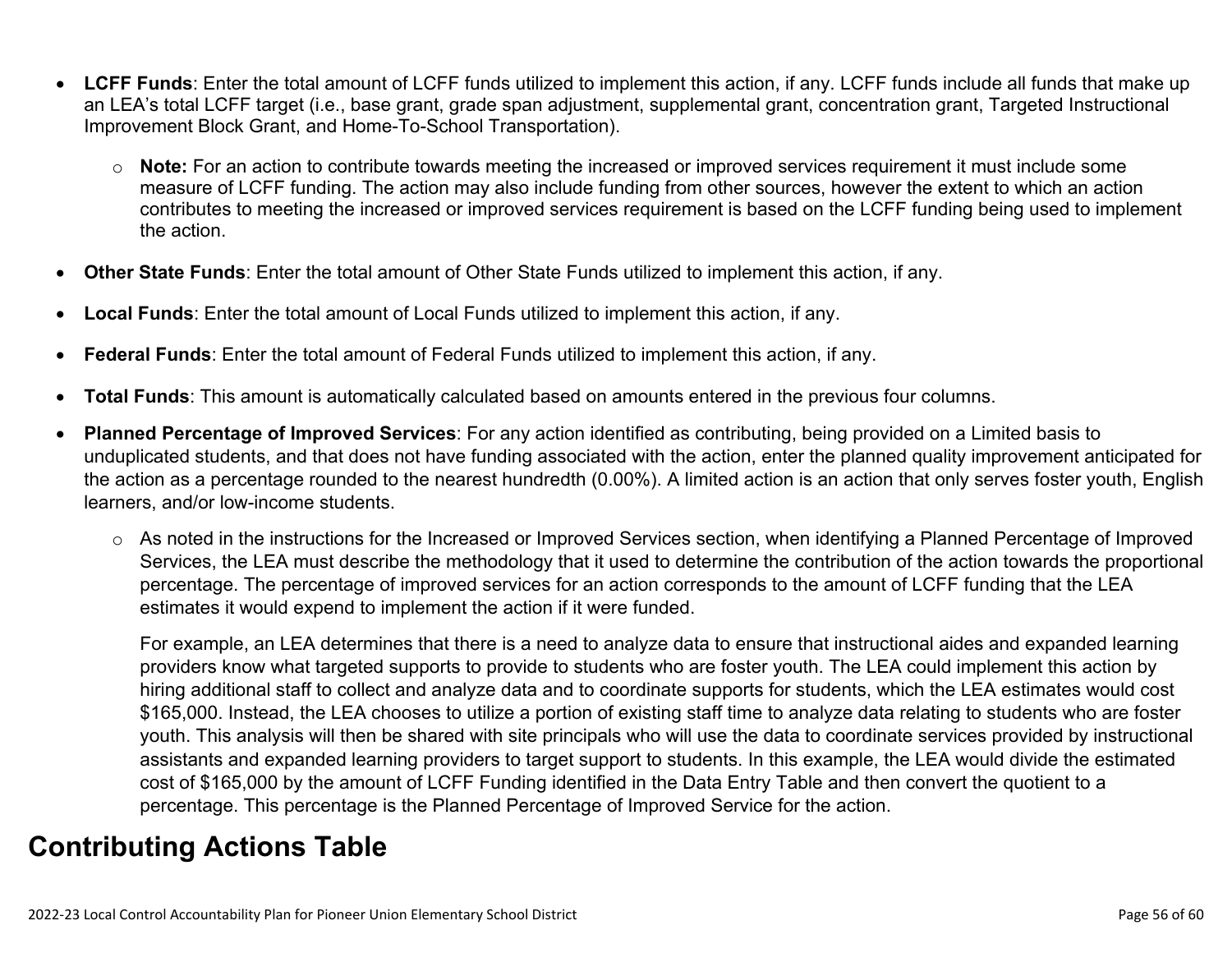- **LCFF Funds**: Enter the total amount of LCFF funds utilized to implement this action, if any. LCFF funds include all funds that make up an LEA's total LCFF target (i.e., base grant, grade span adjustment, supplemental grant, concentration grant, Targeted Instructional Improvement Block Grant, and Home-To-School Transportation).
  - **Note:** For an action to contribute towards meeting the increased or improved services requirement it must include some measure of LCFF funding. The action may also include funding from other sources, however the extent to which an action contributes to meeting the increased or improved services requirement is based on the LCFF funding being used to implement the action.
- **Other State Funds**: Enter the total amount of Other State Funds utilized to implement this action, if any.
- **Local Funds**: Enter the total amount of Local Funds utilized to implement this action, if any.
- **Federal Funds**: Enter the total amount of Federal Funds utilized to implement this action, if any.
- **Total Funds**: This amount is automatically calculated based on amounts entered in the previous four columns.
- **Planned Percentage of Improved Services**: For any action identified as contributing, being provided on a Limited basis to unduplicated students, and that does not have funding associated with the action, enter the planned quality improvement anticipated for the action as a percentage rounded to the nearest hundredth (0.00%). A limited action is an action that only serves foster youth, English learners, and/or low-income students.
  - As noted in the instructions for the Increased or Improved Services section, when identifying a Planned Percentage of Improved Services, the LEA must describe the methodology that it used to determine the contribution of the action towards the proportional percentage. The percentage of improved services for an action corresponds to the amount of LCFF funding that the LEA estimates it would expend to implement the action if it were funded.

    For example, an LEA determines that there is a need to analyze data to ensure that instructional aides and expanded learning providers know what targeted supports to provide to students who are foster youth. The LEA could implement this action by hiring additional staff to collect and analyze data and to coordinate supports for students, which the LEA estimates would cost $165,000. Instead, the LEA chooses to utilize a portion of existing staff time to analyze data relating to students who are foster youth. This analysis will then be shared with site principals who will use the data to coordinate services provided by instructional assistants and expanded learning providers to target support to students. In this example, the LEA would divide the estimated cost of $165,000 by the amount of LCFF Funding identified in the Data Entry Table and then convert the quotient to a percentage. This percentage is the Planned Percentage of Improved Service for the action.

## Contributing Actions Table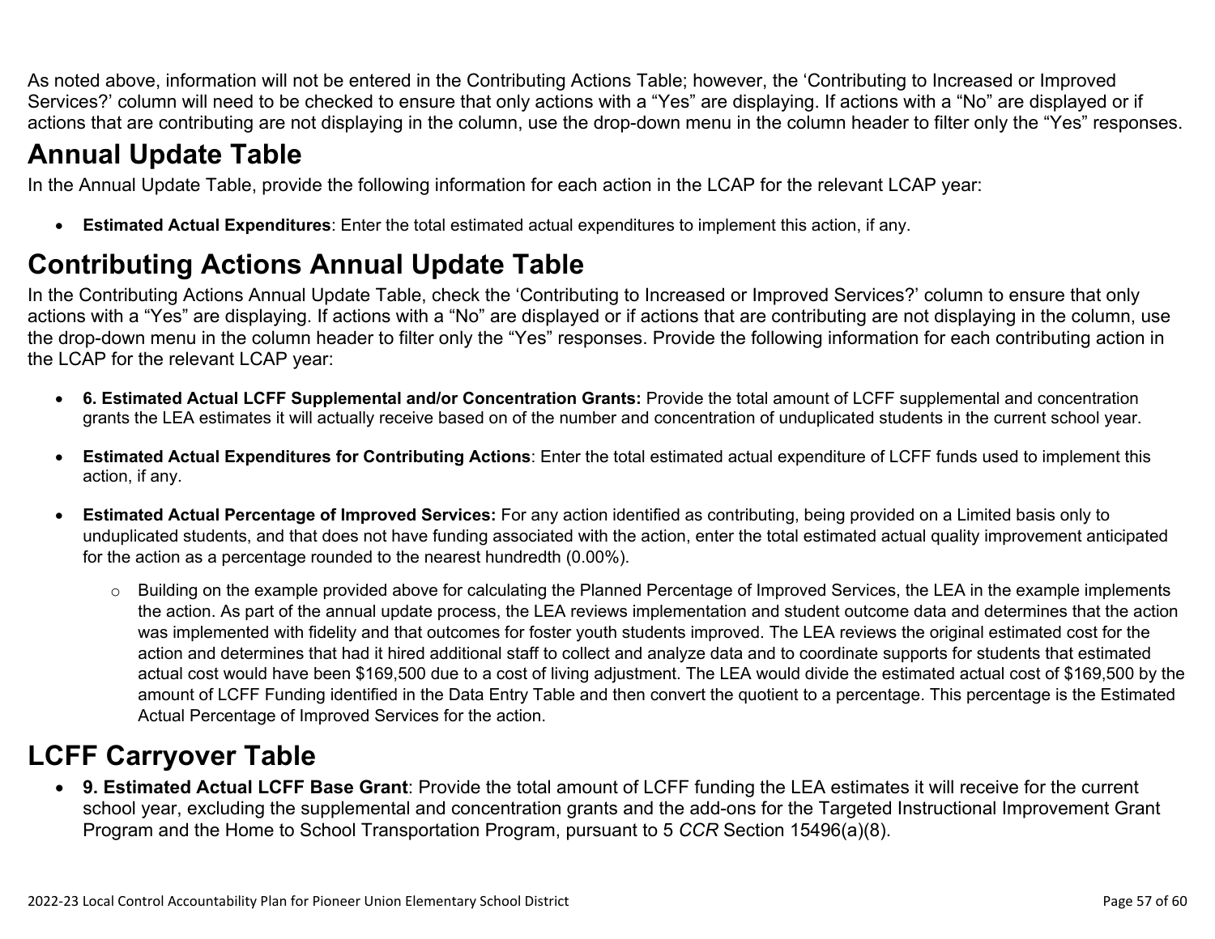As noted above, information will not be entered in the Contributing Actions Table; however, the 'Contributing to Increased or Improved Services?' column will need to be checked to ensure that only actions with a "Yes" are displaying. If actions with a "No" are displayed or if actions that are contributing are not displaying in the column, use the drop-down menu in the column header to filter only the "Yes" responses.

# Annual Update Table

In the Annual Update Table, provide the following information for each action in the LCAP for the relevant LCAP year:

- **Estimated Actual Expenditures**: Enter the total estimated actual expenditures to implement this action, if any.

# Contributing Actions Annual Update Table

In the Contributing Actions Annual Update Table, check the 'Contributing to Increased or Improved Services?' column to ensure that only actions with a "Yes" are displaying. If actions with a "No" are displayed or if actions that are contributing are not displaying in the column, use the drop-down menu in the column header to filter only the "Yes" responses. Provide the following information for each contributing action in the LCAP for the relevant LCAP year:

- **6. Estimated Actual LCFF Supplemental and/or Concentration Grants:** Provide the total amount of LCFF supplemental and concentration grants the LEA estimates it will actually receive based on of the number and concentration of unduplicated students in the current school year.

- **Estimated Actual Expenditures for Contributing Actions**: Enter the total estimated actual expenditure of LCFF funds used to implement this action, if any.

- **Estimated Actual Percentage of Improved Services:** For any action identified as contributing, being provided on a Limited basis only to unduplicated students, and that does not have funding associated with the action, enter the total estimated actual quality improvement anticipated for the action as a percentage rounded to the nearest hundredth (0.00%).

  - Building on the example provided above for calculating the Planned Percentage of Improved Services, the LEA in the example implements the action. As part of the annual update process, the LEA reviews implementation and student outcome data and determines that the action was implemented with fidelity and that outcomes for foster youth students improved. The LEA reviews the original estimated cost for the action and determines that had it hired additional staff to collect and analyze data and to coordinate supports for students that estimated actual cost would have been $169,500 due to a cost of living adjustment. The LEA would divide the estimated actual cost of $169,500 by the amount of LCFF Funding identified in the Data Entry Table and then convert the quotient to a percentage. This percentage is the Estimated Actual Percentage of Improved Services for the action.

# LCFF Carryover Table

- **9. Estimated Actual LCFF Base Grant**: Provide the total amount of LCFF funding the LEA estimates it will receive for the current school year, excluding the supplemental and concentration grants and the add-ons for the Targeted Instructional Improvement Grant Program and the Home to School Transportation Program, pursuant to 5 *CCR* Section 15496(a)(8).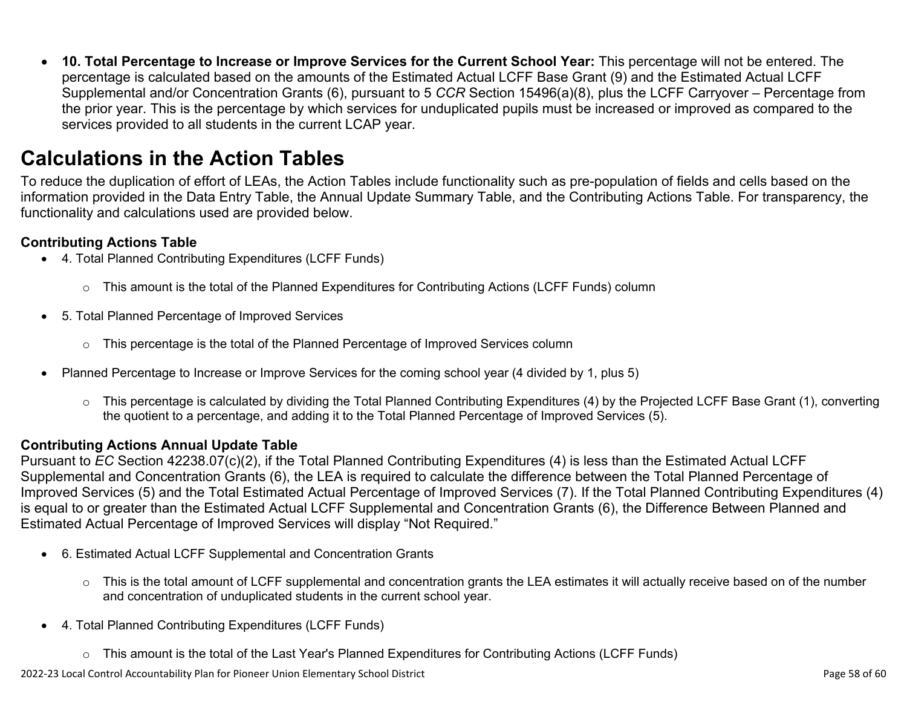- **10. Total Percentage to Increase or Improve Services for the Current School Year:** This percentage will not be entered. The percentage is calculated based on the amounts of the Estimated Actual LCFF Base Grant (9) and the Estimated Actual LCFF Supplemental and/or Concentration Grants (6), pursuant to 5 *CCR* Section 15496(a)(8), plus the LCFF Carryover – Percentage from the prior year. This is the percentage by which services for unduplicated pupils must be increased or improved as compared to the services provided to all students in the current LCAP year.

# Calculations in the Action Tables

To reduce the duplication of effort of LEAs, the Action Tables include functionality such as pre-population of fields and cells based on the information provided in the Data Entry Table, the Annual Update Summary Table, and the Contributing Actions Table. For transparency, the functionality and calculations used are provided below.

### Contributing Actions Table

- 4. Total Planned Contributing Expenditures (LCFF Funds)
  - This amount is the total of the Planned Expenditures for Contributing Actions (LCFF Funds) column
- 5. Total Planned Percentage of Improved Services
  - This percentage is the total of the Planned Percentage of Improved Services column
- Planned Percentage to Increase or Improve Services for the coming school year (4 divided by 1, plus 5)
  - This percentage is calculated by dividing the Total Planned Contributing Expenditures (4) by the Projected LCFF Base Grant (1), converting the quotient to a percentage, and adding it to the Total Planned Percentage of Improved Services (5).

### Contributing Actions Annual Update Table

Pursuant to *EC* Section 42238.07(c)(2), if the Total Planned Contributing Expenditures (4) is less than the Estimated Actual LCFF Supplemental and Concentration Grants (6), the LEA is required to calculate the difference between the Total Planned Percentage of Improved Services (5) and the Total Estimated Actual Percentage of Improved Services (7). If the Total Planned Contributing Expenditures (4) is equal to or greater than the Estimated Actual LCFF Supplemental and Concentration Grants (6), the Difference Between Planned and Estimated Actual Percentage of Improved Services will display "Not Required."

- 6. Estimated Actual LCFF Supplemental and Concentration Grants
  - This is the total amount of LCFF supplemental and concentration grants the LEA estimates it will actually receive based on of the number and concentration of unduplicated students in the current school year.
- 4. Total Planned Contributing Expenditures (LCFF Funds)
  - This amount is the total of the Last Year's Planned Expenditures for Contributing Actions (LCFF Funds)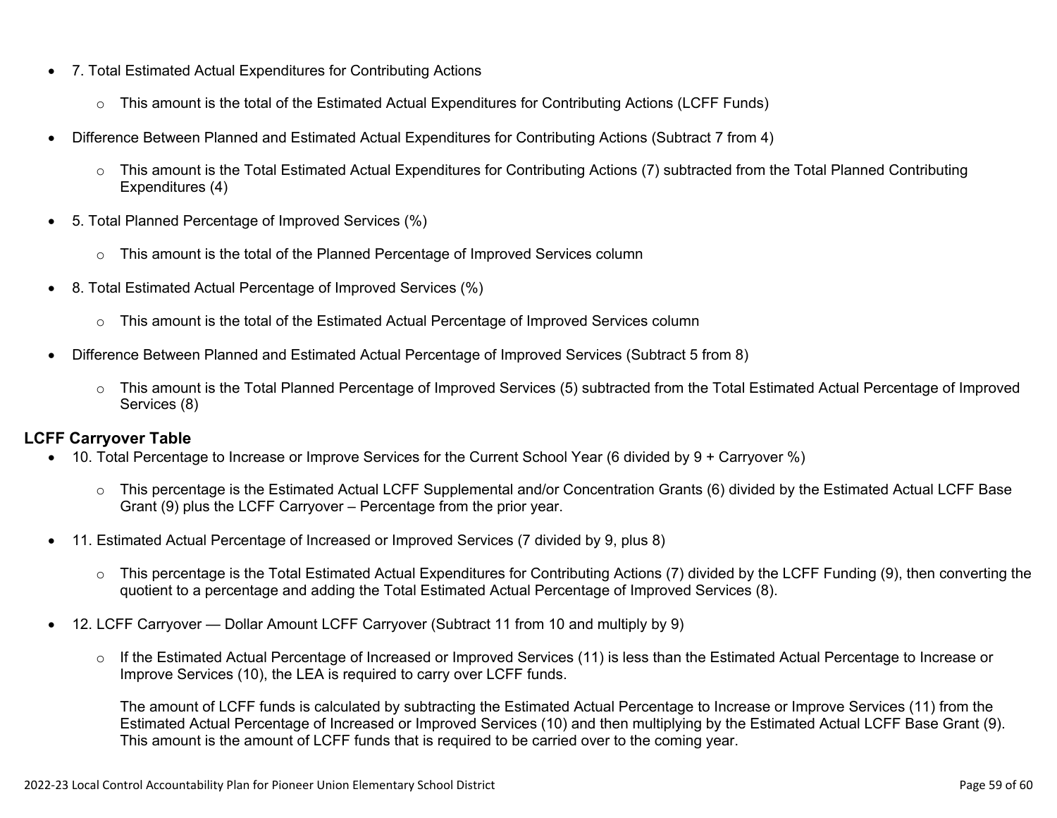- 7. Total Estimated Actual Expenditures for Contributing Actions
    - This amount is the total of the Estimated Actual Expenditures for Contributing Actions (LCFF Funds)
- Difference Between Planned and Estimated Actual Expenditures for Contributing Actions (Subtract 7 from 4)
    - This amount is the Total Estimated Actual Expenditures for Contributing Actions (7) subtracted from the Total Planned Contributing Expenditures (4)
- 5. Total Planned Percentage of Improved Services (%)
    - This amount is the total of the Planned Percentage of Improved Services column
- 8. Total Estimated Actual Percentage of Improved Services (%)
    - This amount is the total of the Estimated Actual Percentage of Improved Services column
- Difference Between Planned and Estimated Actual Percentage of Improved Services (Subtract 5 from 8)
    - This amount is the Total Planned Percentage of Improved Services (5) subtracted from the Total Estimated Actual Percentage of Improved Services (8)

**LCFF Carryover Table**

- 10. Total Percentage to Increase or Improve Services for the Current School Year (6 divided by 9 + Carryover %)
    - This percentage is the Estimated Actual LCFF Supplemental and/or Concentration Grants (6) divided by the Estimated Actual LCFF Base Grant (9) plus the LCFF Carryover – Percentage from the prior year.
- 11. Estimated Actual Percentage of Increased or Improved Services (7 divided by 9, plus 8)
    - This percentage is the Total Estimated Actual Expenditures for Contributing Actions (7) divided by the LCFF Funding (9), then converting the quotient to a percentage and adding the Total Estimated Actual Percentage of Improved Services (8).
- 12. LCFF Carryover — Dollar Amount LCFF Carryover (Subtract 11 from 10 and multiply by 9)
    - If the Estimated Actual Percentage of Increased or Improved Services (11) is less than the Estimated Actual Percentage to Increase or Improve Services (10), the LEA is required to carry over LCFF funds.

      The amount of LCFF funds is calculated by subtracting the Estimated Actual Percentage to Increase or Improve Services (11) from the Estimated Actual Percentage of Increased or Improved Services (10) and then multiplying by the Estimated Actual LCFF Base Grant (9). This amount is the amount of LCFF funds that is required to be carried over to the coming year.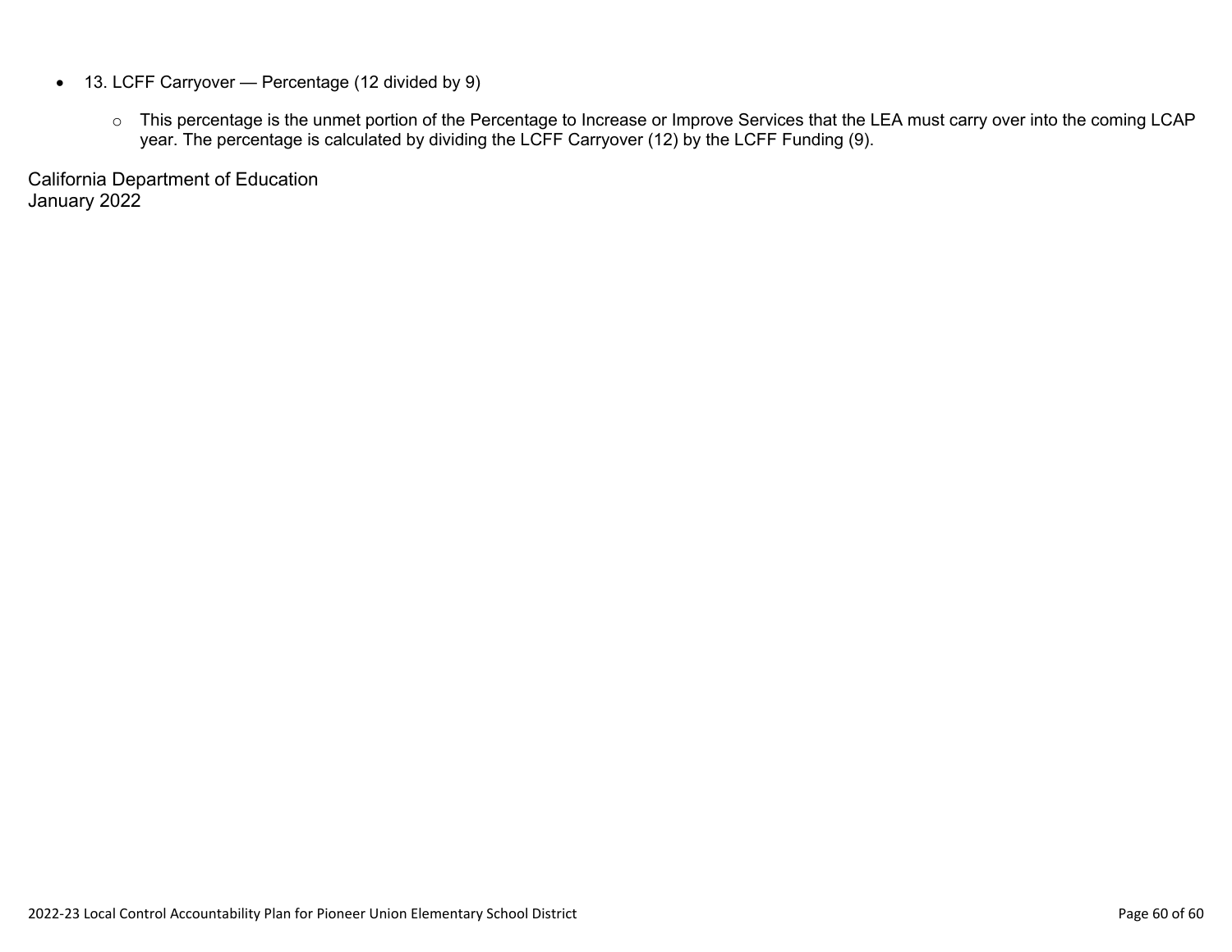- 13. LCFF Carryover — Percentage (12 divided by 9)
  - This percentage is the unmet portion of the Percentage to Increase or Improve Services that the LEA must carry over into the coming LCAP year. The percentage is calculated by dividing the LCFF Carryover (12) by the LCFF Funding (9).

California Department of Education
January 2022